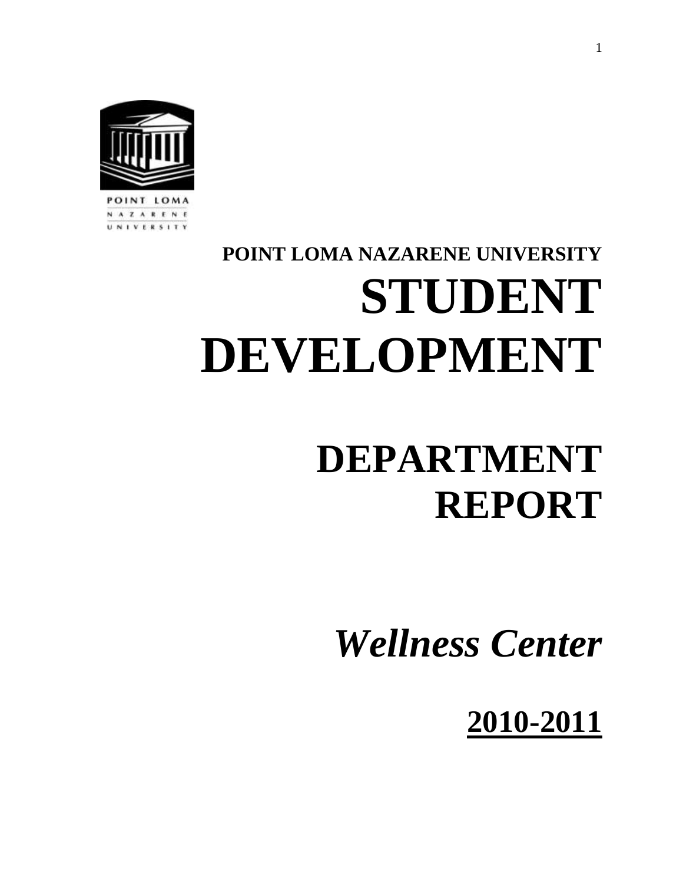POINT LOMA
NAZARENE
UNIVERSITY

**POINT LOMA NAZARENE UNIVERSITY**

# STUDENT DEVELOPMENT

# DEPARTMENT REPORT

## *Wellness Center*

## 2010-2011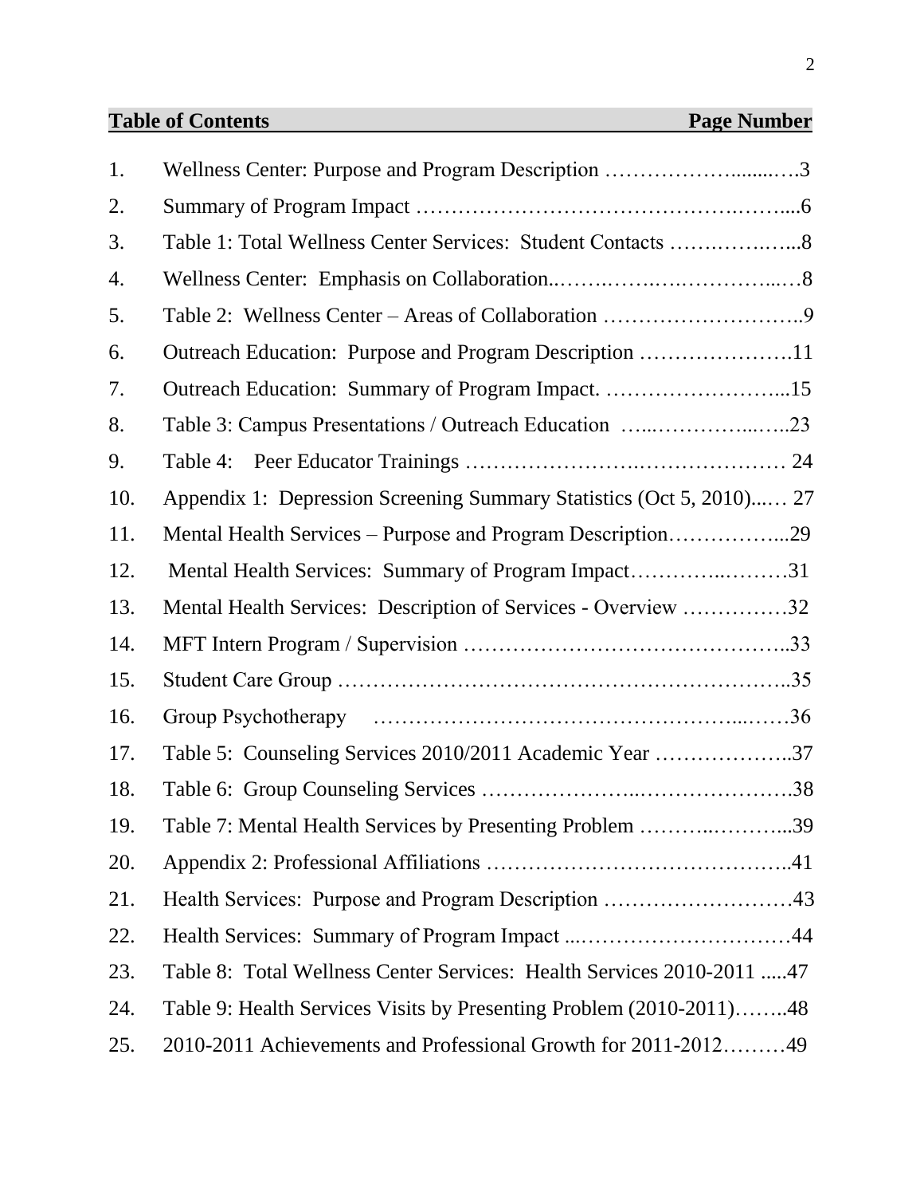## Table of Contents

| | Table of Contents | Page Number |
|---|---|---|
| 1. | Wellness Center: Purpose and Program Description | 3 |
| 2. | Summary of Program Impact | 6 |
| 3. | Table 1: Total Wellness Center Services: Student Contacts | 8 |
| 4. | Wellness Center: Emphasis on Collaboration | 8 |
| 5. | Table 2: Wellness Center – Areas of Collaboration | 9 |
| 6. | Outreach Education: Purpose and Program Description | 11 |
| 7. | Outreach Education: Summary of Program Impact. | 15 |
| 8. | Table 3: Campus Presentations / Outreach Education | 23 |
| 9. | Table 4: Peer Educator Trainings | 24 |
| 10. | Appendix 1: Depression Screening Summary Statistics (Oct 5, 2010) | 27 |
| 11. | Mental Health Services – Purpose and Program Description | 29 |
| 12. | Mental Health Services: Summary of Program Impact | 31 |
| 13. | Mental Health Services: Description of Services - Overview | 32 |
| 14. | MFT Intern Program / Supervision | 33 |
| 15. | Student Care Group | 35 |
| 16. | Group Psychotherapy | 36 |
| 17. | Table 5: Counseling Services 2010/2011 Academic Year | 37 |
| 18. | Table 6: Group Counseling Services | 38 |
| 19. | Table 7: Mental Health Services by Presenting Problem | 39 |
| 20. | Appendix 2: Professional Affiliations | 41 |
| 21. | Health Services: Purpose and Program Description | 43 |
| 22. | Health Services: Summary of Program Impact | 44 |
| 23. | Table 8: Total Wellness Center Services: Health Services 2010-2011 | 47 |
| 24. | Table 9: Health Services Visits by Presenting Problem (2010-2011) | 48 |
| 25. | 2010-2011 Achievements and Professional Growth for 2011-2012 | 49 |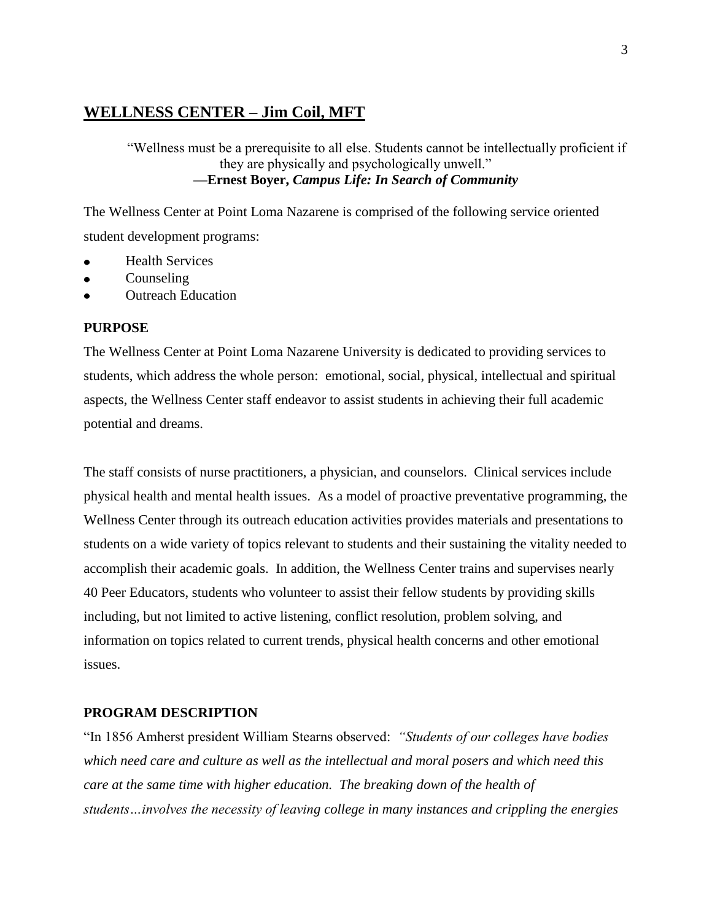## WELLNESS CENTER – Jim Coil, MFT

"Wellness must be a prerequisite to all else. Students cannot be intellectually proficient if they are physically and psychologically unwell."
—**Ernest Boyer, *Campus Life: In Search of Community***

The Wellness Center at Point Loma Nazarene is comprised of the following service oriented student development programs:

- Health Services
- Counseling
- Outreach Education

### PURPOSE

The Wellness Center at Point Loma Nazarene University is dedicated to providing services to students, which address the whole person: emotional, social, physical, intellectual and spiritual aspects, the Wellness Center staff endeavor to assist students in achieving their full academic potential and dreams.

The staff consists of nurse practitioners, a physician, and counselors. Clinical services include physical health and mental health issues. As a model of proactive preventative programming, the Wellness Center through its outreach education activities provides materials and presentations to students on a wide variety of topics relevant to students and their sustaining the vitality needed to accomplish their academic goals. In addition, the Wellness Center trains and supervises nearly 40 Peer Educators, students who volunteer to assist their fellow students by providing skills including, but not limited to active listening, conflict resolution, problem solving, and information on topics related to current trends, physical health concerns and other emotional issues.

### PROGRAM DESCRIPTION

"In 1856 Amherst president William Stearns observed: *"Students of our colleges have bodies which need care and culture as well as the intellectual and moral posers and which need this care at the same time with higher education. The breaking down of the health of students…involves the necessity of leaving college in many instances and crippling the energies*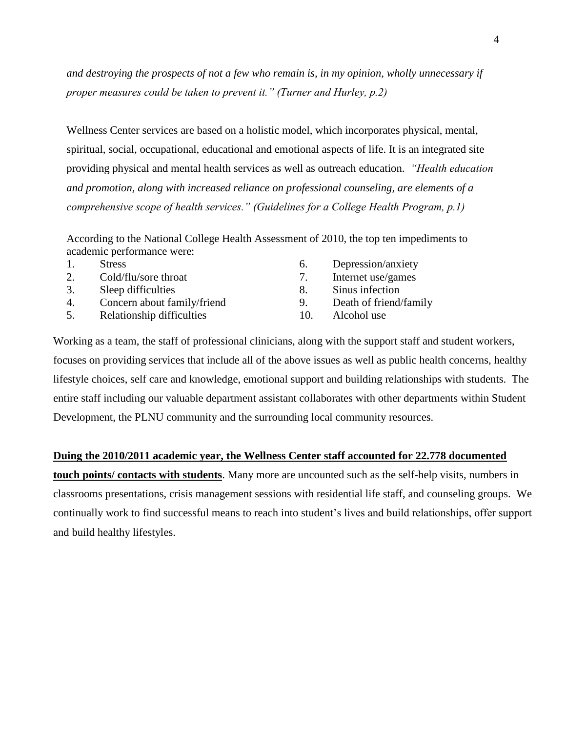*and destroying the prospects of not a few who remain is, in my opinion, wholly unnecessary if proper measures could be taken to prevent it." (Turner and Hurley, p.2)*

Wellness Center services are based on a holistic model, which incorporates physical, mental, spiritual, social, occupational, educational and emotional aspects of life. It is an integrated site providing physical and mental health services as well as outreach education. *"Health education and promotion, along with increased reliance on professional counseling, are elements of a comprehensive scope of health services." (Guidelines for a College Health Program, p.1)*

According to the National College Health Assessment of 2010, the top ten impediments to academic performance were:

1. Stress
2. Cold/flu/sore throat
3. Sleep difficulties
4. Concern about family/friend
5. Relationship difficulties
6. Depression/anxiety
7. Internet use/games
8. Sinus infection
9. Death of friend/family
10. Alcohol use

Working as a team, the staff of professional clinicians, along with the support staff and student workers, focuses on providing services that include all of the above issues as well as public health concerns, healthy lifestyle choices, self care and knowledge, emotional support and building relationships with students. The entire staff including our valuable department assistant collaborates with other departments within Student Development, the PLNU community and the surrounding local community resources.

**<u>Duing the 2010/2011 academic year, the Wellness Center staff accounted for 22.778 documented touch points/ contacts with students</u>**. Many more are uncounted such as the self-help visits, numbers in classrooms presentations, crisis management sessions with residential life staff, and counseling groups. We continually work to find successful means to reach into student's lives and build relationships, offer support and build healthy lifestyles.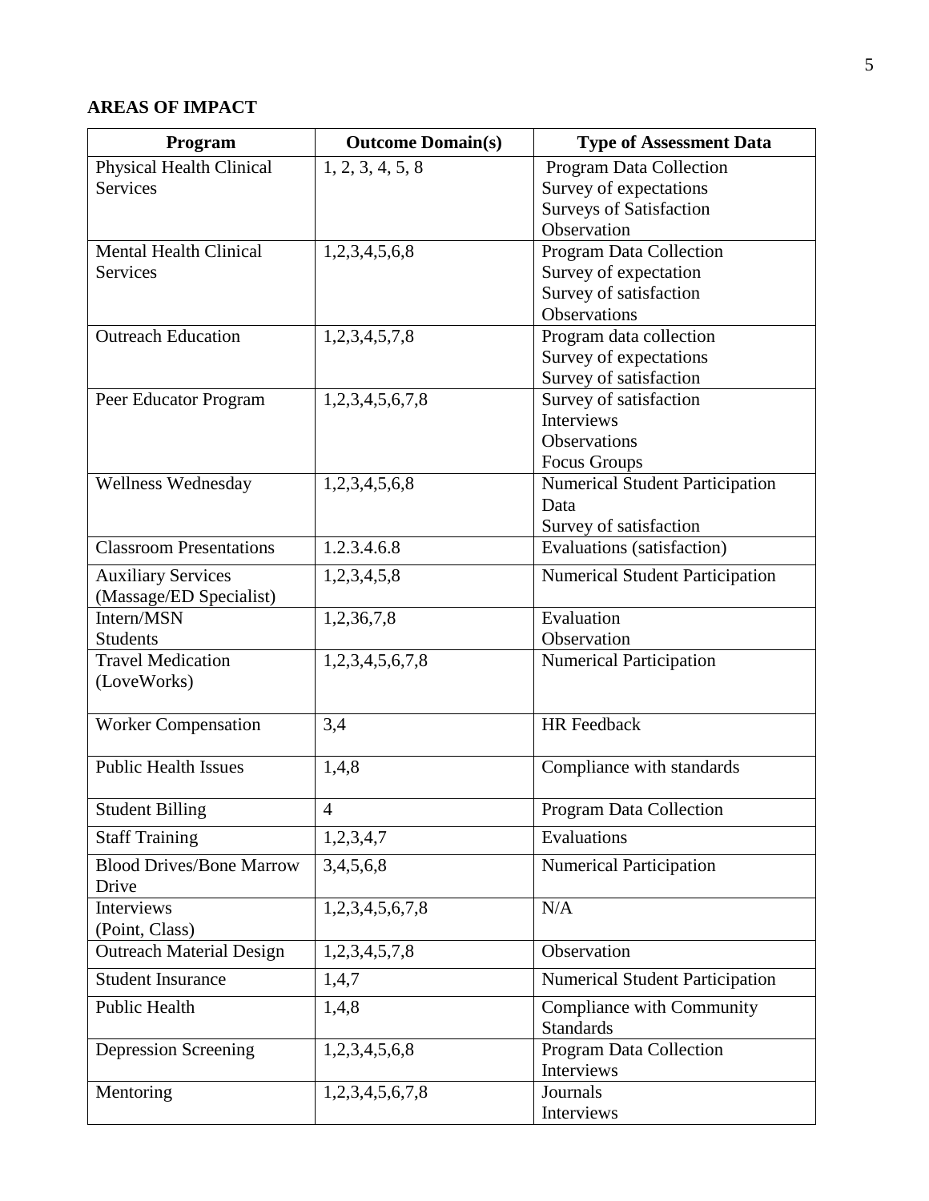**AREAS OF IMPACT**

| Program | Outcome Domain(s) | Type of Assessment Data |
|---|---|---|
| Physical Health Clinical Services | 1, 2, 3, 4, 5, 8 | Program Data Collection<br>Survey of expectations<br>Surveys of Satisfaction<br>Observation |
| Mental Health Clinical Services | 1,2,3,4,5,6,8 | Program Data Collection<br>Survey of expectation<br>Survey of satisfaction<br>Observations |
| Outreach Education | 1,2,3,4,5,7,8 | Program data collection<br>Survey of expectations<br>Survey of satisfaction |
| Peer Educator Program | 1,2,3,4,5,6,7,8 | Survey of satisfaction<br>Interviews<br>Observations<br>Focus Groups |
| Wellness Wednesday | 1,2,3,4,5,6,8 | Numerical Student Participation Data<br>Survey of satisfaction |
| Classroom Presentations | 1.2.3.4.6.8 | Evaluations (satisfaction) |
| Auxiliary Services (Massage/ED Specialist) | 1,2,3,4,5,8 | Numerical Student Participation |
| Intern/MSN Students | 1,2,36,7,8 | Evaluation<br>Observation |
| Travel Medication (LoveWorks) | 1,2,3,4,5,6,7,8 | Numerical Participation |
| Worker Compensation | 3,4 | HR Feedback |
| Public Health Issues | 1,4,8 | Compliance with standards |
| Student Billing | 4 | Program Data Collection |
| Staff Training | 1,2,3,4,7 | Evaluations |
| Blood Drives/Bone Marrow Drive | 3,4,5,6,8 | Numerical Participation |
| Interviews (Point, Class) | 1,2,3,4,5,6,7,8 | N/A |
| Outreach Material Design | 1,2,3,4,5,7,8 | Observation |
| Student Insurance | 1,4,7 | Numerical Student Participation |
| Public Health | 1,4,8 | Compliance with Community Standards |
| Depression Screening | 1,2,3,4,5,6,8 | Program Data Collection<br>Interviews |
| Mentoring | 1,2,3,4,5,6,7,8 | Journals<br>Interviews |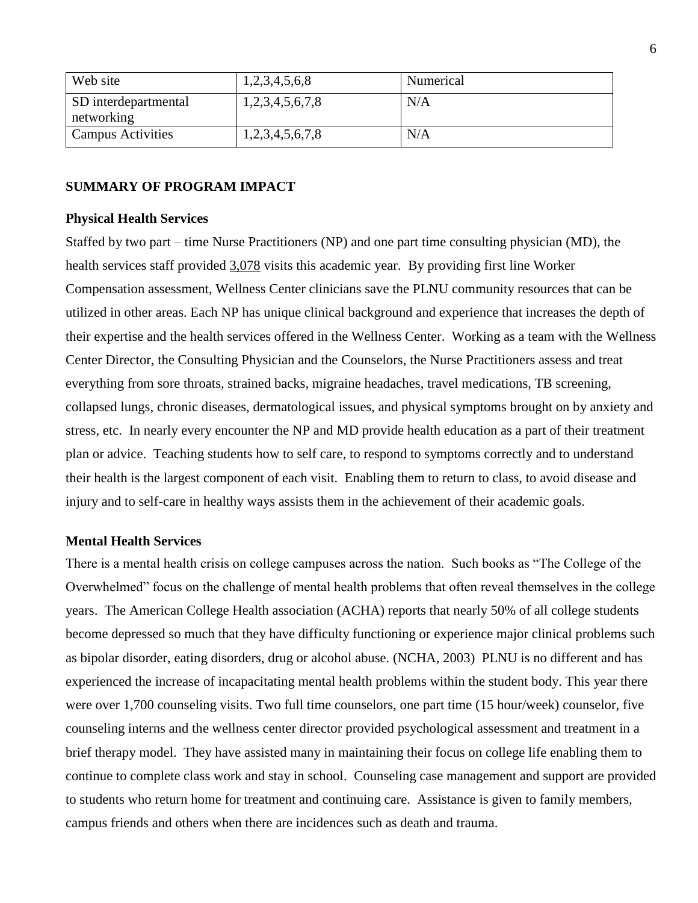| Web site | 1,2,3,4,5,6,8 | Numerical |
| --- | --- | --- |
| SD interdepartmental networking | 1,2,3,4,5,6,7,8 | N/A |
| Campus Activities | 1,2,3,4,5,6,7,8 | N/A |

## SUMMARY OF PROGRAM IMPACT

### Physical Health Services

Staffed by two part – time Nurse Practitioners (NP) and one part time consulting physician (MD), the health services staff provided 3,078 visits this academic year. By providing first line Worker Compensation assessment, Wellness Center clinicians save the PLNU community resources that can be utilized in other areas. Each NP has unique clinical background and experience that increases the depth of their expertise and the health services offered in the Wellness Center. Working as a team with the Wellness Center Director, the Consulting Physician and the Counselors, the Nurse Practitioners assess and treat everything from sore throats, strained backs, migraine headaches, travel medications, TB screening, collapsed lungs, chronic diseases, dermatological issues, and physical symptoms brought on by anxiety and stress, etc. In nearly every encounter the NP and MD provide health education as a part of their treatment plan or advice. Teaching students how to self care, to respond to symptoms correctly and to understand their health is the largest component of each visit. Enabling them to return to class, to avoid disease and injury and to self-care in healthy ways assists them in the achievement of their academic goals.

### Mental Health Services

There is a mental health crisis on college campuses across the nation. Such books as "The College of the Overwhelmed" focus on the challenge of mental health problems that often reveal themselves in the college years. The American College Health association (ACHA) reports that nearly 50% of all college students become depressed so much that they have difficulty functioning or experience major clinical problems such as bipolar disorder, eating disorders, drug or alcohol abuse. (NCHA, 2003) PLNU is no different and has experienced the increase of incapacitating mental health problems within the student body. This year there were over 1,700 counseling visits. Two full time counselors, one part time (15 hour/week) counselor, five counseling interns and the wellness center director provided psychological assessment and treatment in a brief therapy model. They have assisted many in maintaining their focus on college life enabling them to continue to complete class work and stay in school. Counseling case management and support are provided to students who return home for treatment and continuing care. Assistance is given to family members, campus friends and others when there are incidences such as death and trauma.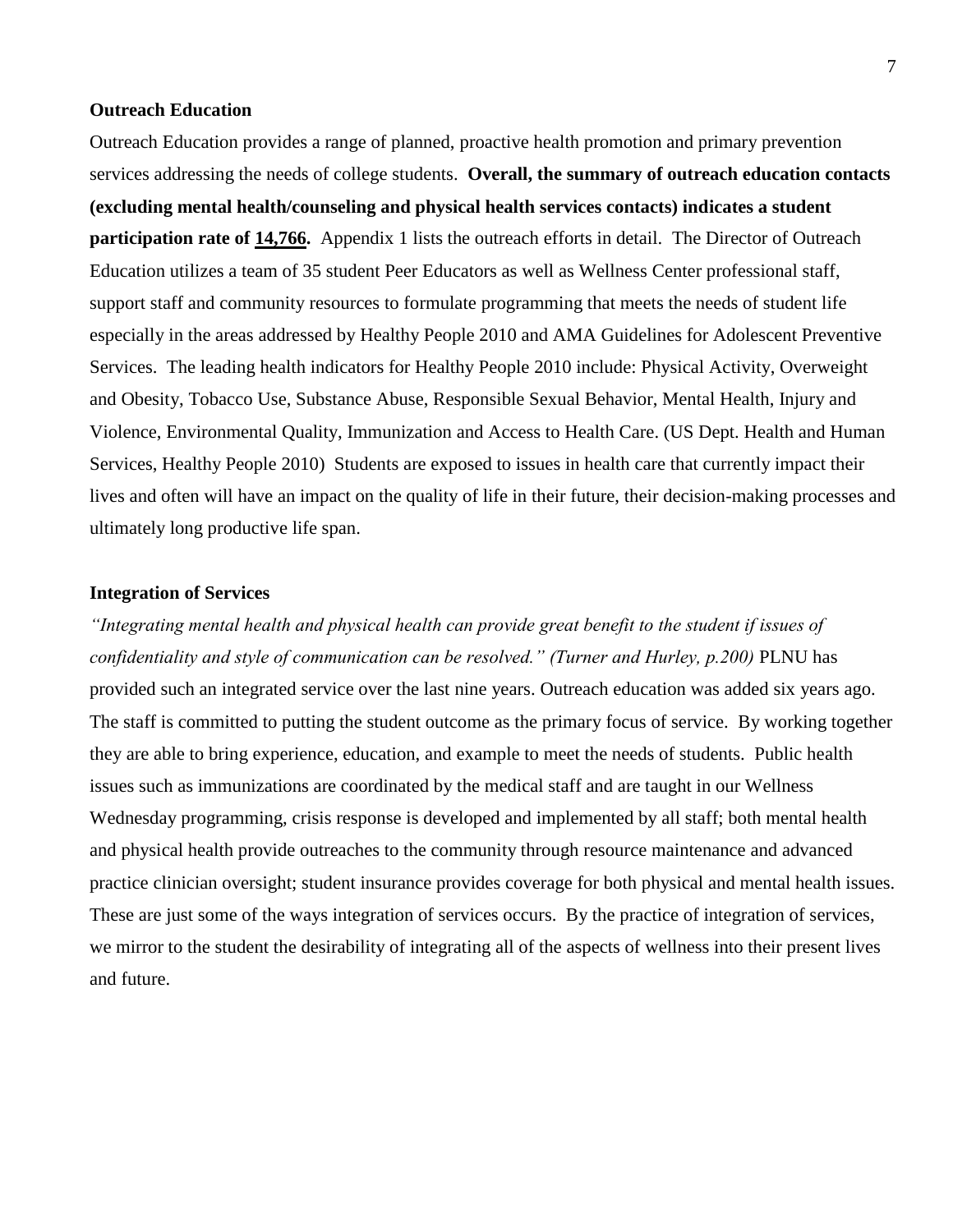### Outreach Education

Outreach Education provides a range of planned, proactive health promotion and primary prevention services addressing the needs of college students. **Overall, the summary of outreach education contacts (excluding mental health/counseling and physical health services contacts) indicates a student participation rate of <u>14,766</u>.** Appendix 1 lists the outreach efforts in detail. The Director of Outreach Education utilizes a team of 35 student Peer Educators as well as Wellness Center professional staff, support staff and community resources to formulate programming that meets the needs of student life especially in the areas addressed by Healthy People 2010 and AMA Guidelines for Adolescent Preventive Services. The leading health indicators for Healthy People 2010 include: Physical Activity, Overweight and Obesity, Tobacco Use, Substance Abuse, Responsible Sexual Behavior, Mental Health, Injury and Violence, Environmental Quality, Immunization and Access to Health Care. (US Dept. Health and Human Services, Healthy People 2010) Students are exposed to issues in health care that currently impact their lives and often will have an impact on the quality of life in their future, their decision-making processes and ultimately long productive life span.

### Integration of Services

*"Integrating mental health and physical health can provide great benefit to the student if issues of confidentiality and style of communication can be resolved." (Turner and Hurley, p.200)* PLNU has provided such an integrated service over the last nine years. Outreach education was added six years ago. The staff is committed to putting the student outcome as the primary focus of service. By working together they are able to bring experience, education, and example to meet the needs of students. Public health issues such as immunizations are coordinated by the medical staff and are taught in our Wellness Wednesday programming, crisis response is developed and implemented by all staff; both mental health and physical health provide outreaches to the community through resource maintenance and advanced practice clinician oversight; student insurance provides coverage for both physical and mental health issues. These are just some of the ways integration of services occurs. By the practice of integration of services, we mirror to the student the desirability of integrating all of the aspects of wellness into their present lives and future.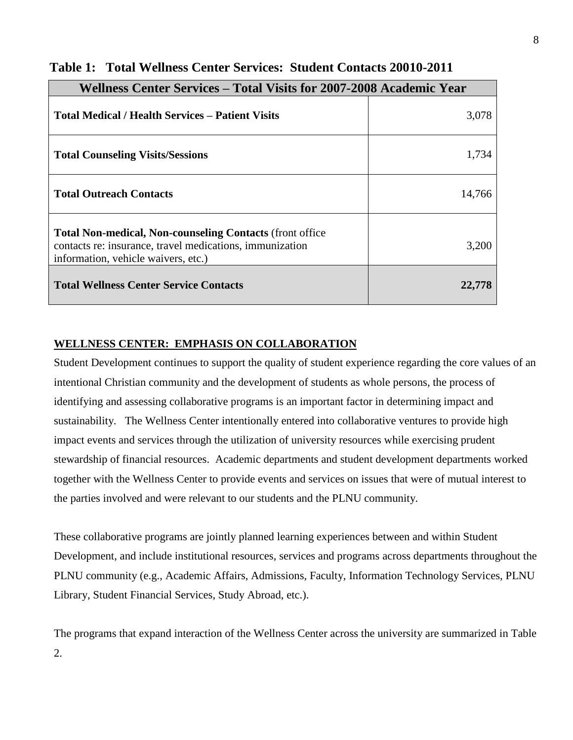**Table 1: Total Wellness Center Services: Student Contacts 20010-2011**

| Wellness Center Services – Total Visits for 2007-2008 Academic Year | |
|---|---|
| **Total Medical / Health Services – Patient Visits** | 3,078 |
| **Total Counseling Visits/Sessions** | 1,734 |
| **Total Outreach Contacts** | 14,766 |
| **Total Non-medical, Non-counseling Contacts** (front office contacts re: insurance, travel medications, immunization information, vehicle waivers, etc.) | 3,200 |
| **Total Wellness Center Service Contacts** | **22,778** |

## WELLNESS CENTER: EMPHASIS ON COLLABORATION

Student Development continues to support the quality of student experience regarding the core values of an intentional Christian community and the development of students as whole persons, the process of identifying and assessing collaborative programs is an important factor in determining impact and sustainability. The Wellness Center intentionally entered into collaborative ventures to provide high impact events and services through the utilization of university resources while exercising prudent stewardship of financial resources. Academic departments and student development departments worked together with the Wellness Center to provide events and services on issues that were of mutual interest to the parties involved and were relevant to our students and the PLNU community.

These collaborative programs are jointly planned learning experiences between and within Student Development, and include institutional resources, services and programs across departments throughout the PLNU community (e.g., Academic Affairs, Admissions, Faculty, Information Technology Services, PLNU Library, Student Financial Services, Study Abroad, etc.).

The programs that expand interaction of the Wellness Center across the university are summarized in Table 2.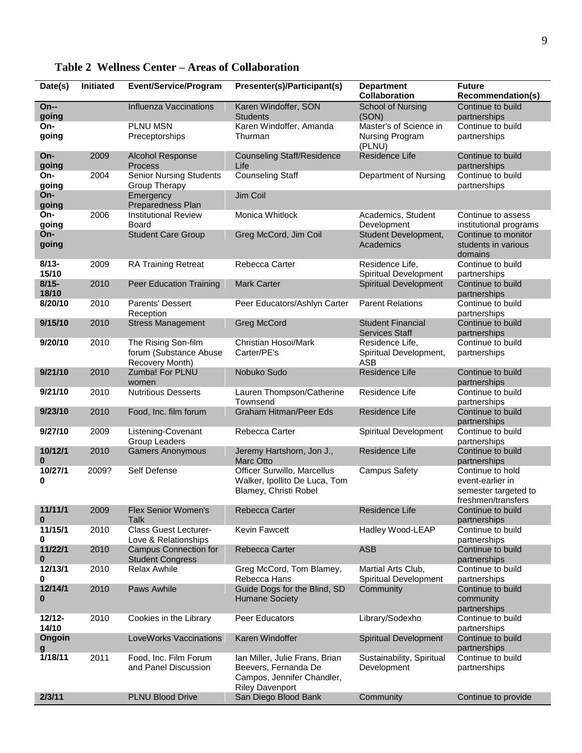**Table 2 Wellness Center – Areas of Collaboration**

| Date(s) | Initiated | Event/Service/Program | Presenter(s)/Participant(s) | Department Collaboration | Future Recommendation(s) |
|---|---|---|---|---|---|
| On--going | | Influenza Vaccinations | Karen Windoffer, SON Students | School of Nursing (SON) | Continue to build partnerships |
| On-going | | PLNU MSN Preceptorships | Karen Windoffer, Amanda Thurman | Master's of Science in Nursing Program (PLNU) | Continue to build partnerships |
| On-going | 2009 | Alcohol Response Process | Counseling Staff/Residence Life | Residence Life | Continue to build partnerships |
| On-going | 2004 | Senior Nursing Students Group Therapy | Counseling Staff | Department of Nursing | Continue to build partnerships |
| On-going | | Emergency Preparedness Plan | Jim Coil | | |
| On-going | 2006 | Institutional Review Board | Monica Whitlock | Academics, Student Development | Continue to assess institutional programs |
| On-going | | Student Care Group | Greg McCord, Jim Coil | Student Development, Academics | Continue to monitor students in various domains |
| 8/13-15/10 | 2009 | RA Training Retreat | Rebecca Carter | Residence Life, Spiritual Development | Continue to build partnerships |
| 8/15-18/10 | 2010 | Peer Education Training | Mark Carter | Spiritual Development | Continue to build partnerships |
| 8/20/10 | 2010 | Parents' Dessert Reception | Peer Educators/Ashlyn Carter | Parent Relations | Continue to build partnerships |
| 9/15/10 | 2010 | Stress Management | Greg McCord | Student Financial Services Staff | Continue to build partnerships |
| 9/20/10 | 2010 | The Rising Son-film forum (Substance Abuse Recovery Month) | Christian Hosoi/Mark Carter/PE's | Residence Life, Spiritual Development, ASB | Continue to build partnerships |
| 9/21/10 | 2010 | Zumba! For PLNU women | Nobuko Sudo | Residence Life | Continue to build partnerships |
| 9/21/10 | 2010 | Nutritious Desserts | Lauren Thompson/Catherine Townsend | Residence Life | Continue to build partnerships |
| 9/23/10 | 2010 | Food, Inc. film forum | Graham Hitman/Peer Eds | Residence Life | Continue to build partnerships |
| 9/27/10 | 2009 | Listening-Covenant Group Leaders | Rebecca Carter | Spiritual Development | Continue to build partnerships |
| 10/12/10 | 2010 | Gamers Anonymous | Jeremy Hartshorn, Jon J., Marc Otto | Residence Life | Continue to build partnerships |
| 10/27/10 | 2009? | Self Defense | Officer Surwillo, Marcellus Walker, Ipollito De Luca, Tom Blamey, Christi Robel | Campus Safety | Continue to hold event-earlier in semester targeted to freshmen/transfers |
| 11/11/10 | 2009 | Flex Senior Women's Talk | Rebecca Carter | Residence Life | Continue to build partnerships |
| 11/15/10 | 2010 | Class Guest Lecturer-Love & Relationships | Kevin Fawcett | Hadley Wood-LEAP | Continue to build partnerships |
| 11/22/10 | 2010 | Campus Connection for Student Congress | Rebecca Carter | ASB | Continue to build partnerships |
| 12/13/10 | 2010 | Relax Awhile | Greg McCord, Tom Blamey, Rebecca Hans | Martial Arts Club, Spiritual Development | Continue to build partnerships |
| 12/14/10 | 2010 | Paws Awhile | Guide Dogs for the Blind, SD Humane Society | Community | Continue to build community partnerships |
| 12/12-14/10 | 2010 | Cookies in the Library | Peer Educators | Library/Sodexho | Continue to build partnerships |
| Ongoing | | LoveWorks Vaccinations | Karen Windoffer | Spiritual Development | Continue to build partnerships |
| 1/18/11 | 2011 | Food, Inc. Film Forum and Panel Discussion | Ian Miller, Julie Frans, Brian Beevers, Fernanda De Campos, Jennifer Chandler, Riley Davenport | Sustainability, Spiritual Development | Continue to build partnerships |
| 2/3/11 | | PLNU Blood Drive | San Diego Blood Bank | Community | Continue to provide |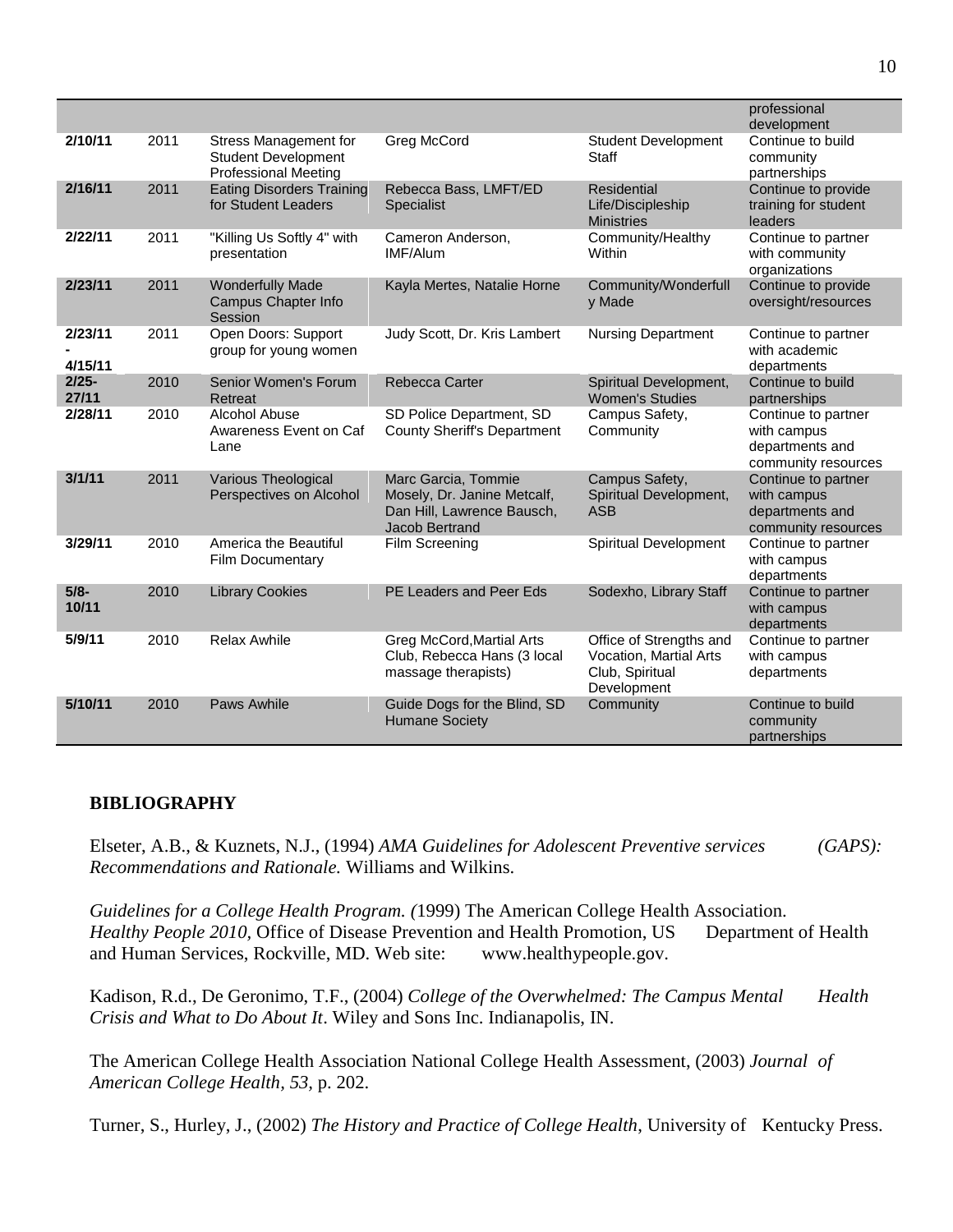|  |  |  |  |  | professional development |
|---|---|---|---|---|---|
| **2/10/11** | 2011 | Stress Management for Student Development Professional Meeting | Greg McCord | Student Development Staff | Continue to build community partnerships |
| **2/16/11** | 2011 | Eating Disorders Training for Student Leaders | Rebecca Bass, LMFT/ED Specialist | Residential Life/Discipleship Ministries | Continue to provide training for student leaders |
| **2/22/11** | 2011 | "Killing Us Softly 4" with presentation | Cameron Anderson, IMF/Alum | Community/Healthy Within | Continue to partner with community organizations |
| **2/23/11** | 2011 | Wonderfully Made Campus Chapter Info Session | Kayla Mertes, Natalie Horne | Community/Wonderfully Made | Continue to provide oversight/resources |
| **2/23/11 - 4/15/11** | 2011 | Open Doors: Support group for young women | Judy Scott, Dr. Kris Lambert | Nursing Department | Continue to partner with academic departments |
| **2/25-27/11** | 2010 | Senior Women's Forum Retreat | Rebecca Carter | Spiritual Development, Women's Studies | Continue to build partnerships |
| **2/28/11** | 2010 | Alcohol Abuse Awareness Event on Caf Lane | SD Police Department, SD County Sheriff's Department | Campus Safety, Community | Continue to partner with campus departments and community resources |
| **3/1/11** | 2011 | Various Theological Perspectives on Alcohol | Marc Garcia, Tommie Mosely, Dr. Janine Metcalf, Dan Hill, Lawrence Bausch, Jacob Bertrand | Campus Safety, Spiritual Development, ASB | Continue to partner with campus departments and community resources |
| **3/29/11** | 2010 | America the Beautiful Film Documentary | Film Screening | Spiritual Development | Continue to partner with campus departments |
| **5/8-10/11** | 2010 | Library Cookies | PE Leaders and Peer Eds | Sodexho, Library Staff | Continue to partner with campus departments |
| **5/9/11** | 2010 | Relax Awhile | Greg McCord, Martial Arts Club, Rebecca Hans (3 local massage therapists) | Office of Strengths and Vocation, Martial Arts Club, Spiritual Development | Continue to partner with campus departments |
| **5/10/11** | 2010 | Paws Awhile | Guide Dogs for the Blind, SD Humane Society | Community | Continue to build community partnerships |

## BIBLIOGRAPHY

Elseter, A.B., & Kuznets, N.J., (1994) *AMA Guidelines for Adolescent Preventive services (GAPS): Recommendations and Rationale.* Williams and Wilkins.

*Guidelines for a College Health Program. (*1999) The American College Health Association.
*Healthy People 2010*, Office of Disease Prevention and Health Promotion, US Department of Health and Human Services, Rockville, MD. Web site: www.healthypeople.gov.

Kadison, R.d., De Geronimo, T.F., (2004) *College of the Overwhelmed: The Campus Mental Health Crisis and What to Do About It*. Wiley and Sons Inc. Indianapolis, IN.

The American College Health Association National College Health Assessment, (2003) *Journal of American College Health, 53,* p. 202.

Turner, S., Hurley, J., (2002) *The History and Practice of College Health*, University of Kentucky Press.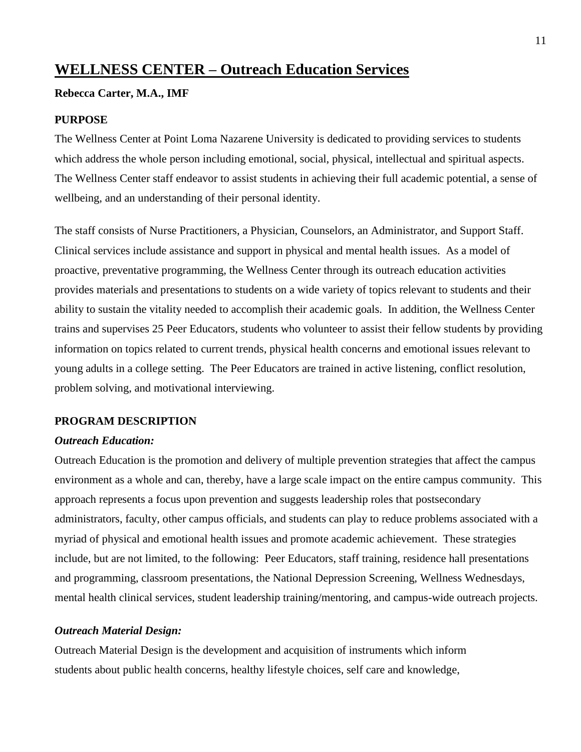## WELLNESS CENTER – Outreach Education Services

**Rebecca Carter, M.A., IMF**

**PURPOSE**

The Wellness Center at Point Loma Nazarene University is dedicated to providing services to students which address the whole person including emotional, social, physical, intellectual and spiritual aspects. The Wellness Center staff endeavor to assist students in achieving their full academic potential, a sense of wellbeing, and an understanding of their personal identity.

The staff consists of Nurse Practitioners, a Physician, Counselors, an Administrator, and Support Staff. Clinical services include assistance and support in physical and mental health issues. As a model of proactive, preventative programming, the Wellness Center through its outreach education activities provides materials and presentations to students on a wide variety of topics relevant to students and their ability to sustain the vitality needed to accomplish their academic goals. In addition, the Wellness Center trains and supervises 25 Peer Educators, students who volunteer to assist their fellow students by providing information on topics related to current trends, physical health concerns and emotional issues relevant to young adults in a college setting. The Peer Educators are trained in active listening, conflict resolution, problem solving, and motivational interviewing.

**PROGRAM DESCRIPTION**

***Outreach Education:***

Outreach Education is the promotion and delivery of multiple prevention strategies that affect the campus environment as a whole and can, thereby, have a large scale impact on the entire campus community. This approach represents a focus upon prevention and suggests leadership roles that postsecondary administrators, faculty, other campus officials, and students can play to reduce problems associated with a myriad of physical and emotional health issues and promote academic achievement. These strategies include, but are not limited, to the following: Peer Educators, staff training, residence hall presentations and programming, classroom presentations, the National Depression Screening, Wellness Wednesdays, mental health clinical services, student leadership training/mentoring, and campus-wide outreach projects.

***Outreach Material Design:***

Outreach Material Design is the development and acquisition of instruments which inform students about public health concerns, healthy lifestyle choices, self care and knowledge,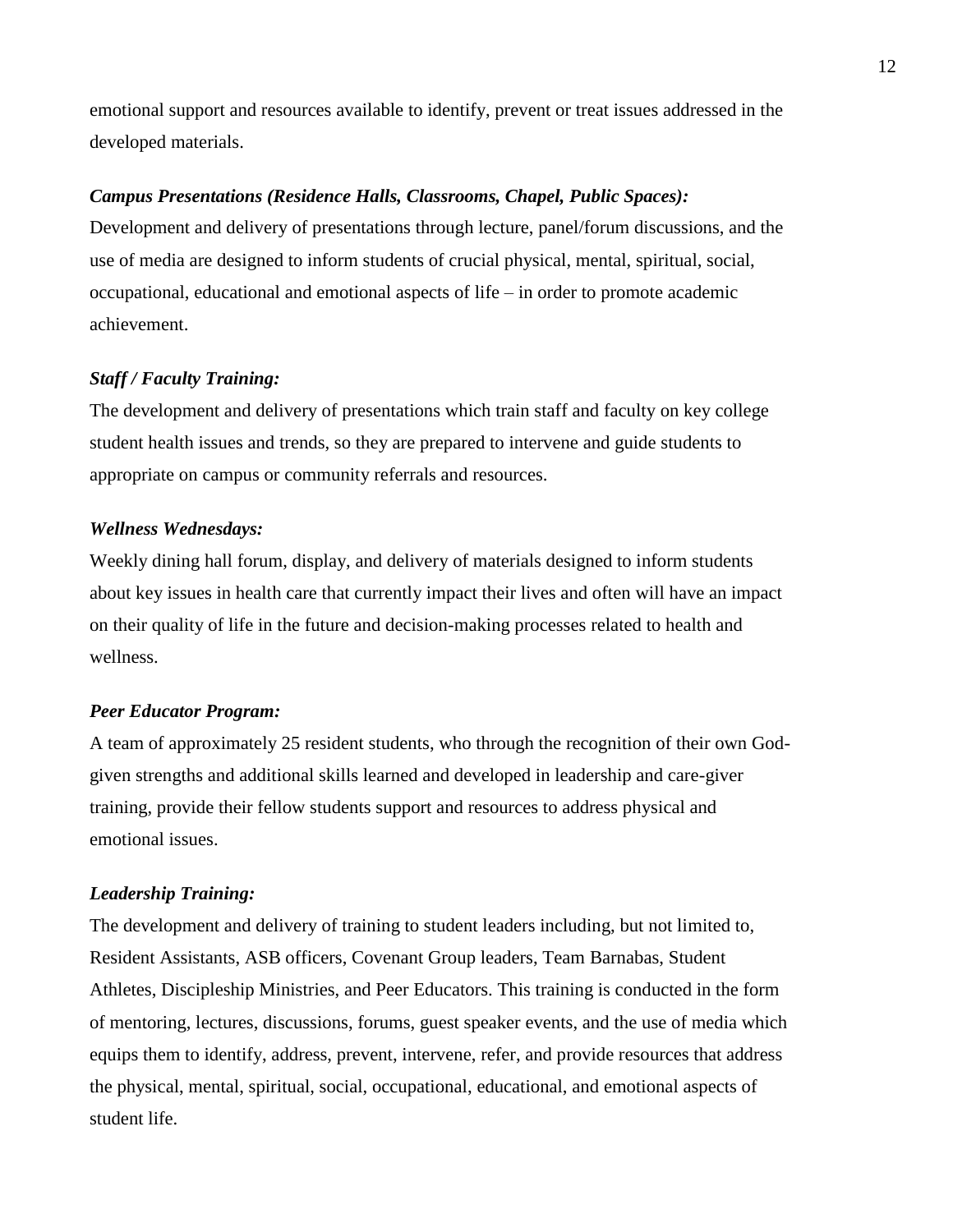emotional support and resources available to identify, prevent or treat issues addressed in the developed materials.

***Campus Presentations (Residence Halls, Classrooms, Chapel, Public Spaces):***

Development and delivery of presentations through lecture, panel/forum discussions, and the use of media are designed to inform students of crucial physical, mental, spiritual, social, occupational, educational and emotional aspects of life – in order to promote academic achievement.

***Staff / Faculty Training:***

The development and delivery of presentations which train staff and faculty on key college student health issues and trends, so they are prepared to intervene and guide students to appropriate on campus or community referrals and resources.

***Wellness Wednesdays:***

Weekly dining hall forum, display, and delivery of materials designed to inform students about key issues in health care that currently impact their lives and often will have an impact on their quality of life in the future and decision-making processes related to health and wellness.

***Peer Educator Program:***

A team of approximately 25 resident students, who through the recognition of their own God-given strengths and additional skills learned and developed in leadership and care-giver training, provide their fellow students support and resources to address physical and emotional issues.

***Leadership Training:***

The development and delivery of training to student leaders including, but not limited to, Resident Assistants, ASB officers, Covenant Group leaders, Team Barnabas, Student Athletes, Discipleship Ministries, and Peer Educators. This training is conducted in the form of mentoring, lectures, discussions, forums, guest speaker events, and the use of media which equips them to identify, address, prevent, intervene, refer, and provide resources that address the physical, mental, spiritual, social, occupational, educational, and emotional aspects of student life.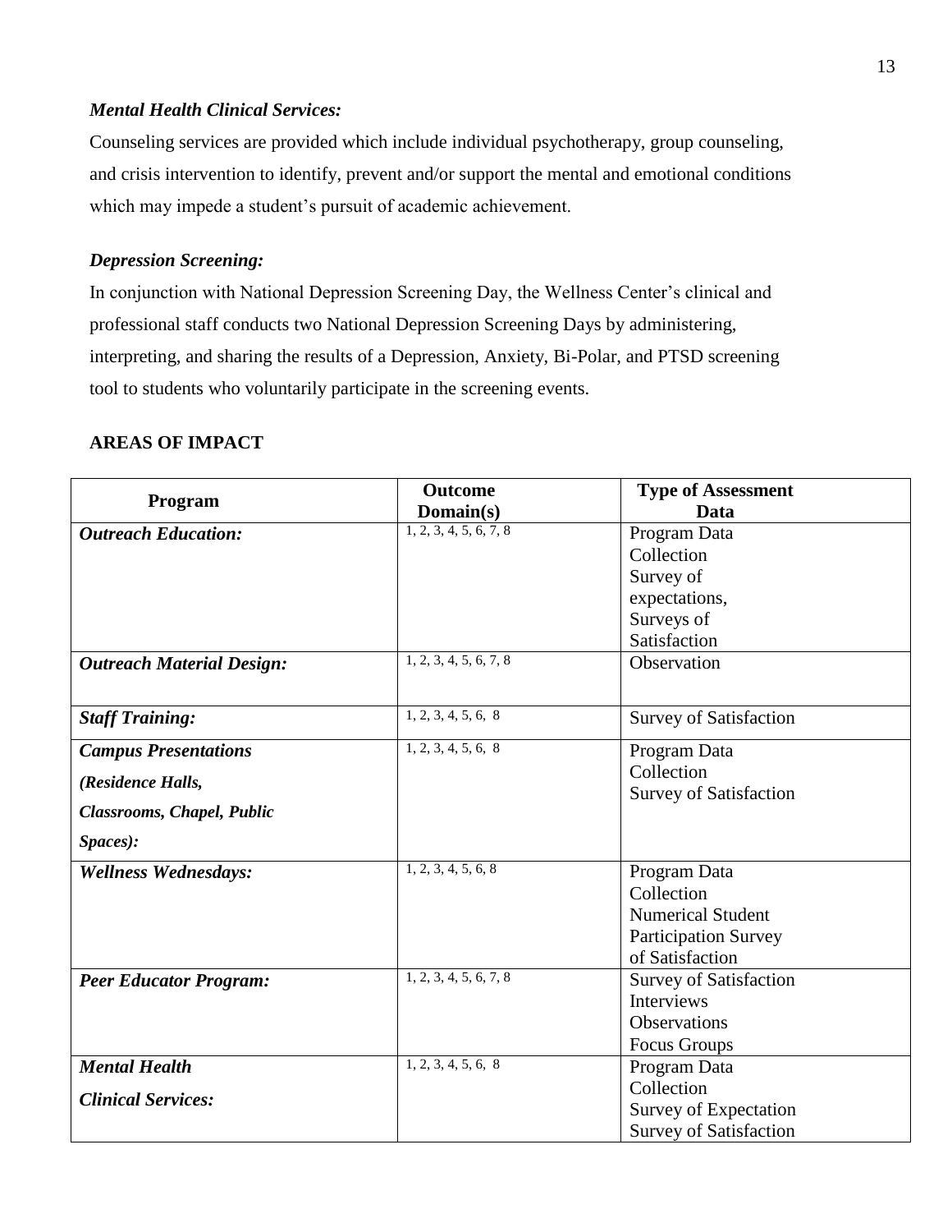*Mental Health Clinical Services:*

Counseling services are provided which include individual psychotherapy, group counseling, and crisis intervention to identify, prevent and/or support the mental and emotional conditions which may impede a student's pursuit of academic achievement.

*Depression Screening:*

In conjunction with National Depression Screening Day, the Wellness Center's clinical and professional staff conducts two National Depression Screening Days by administering, interpreting, and sharing the results of a Depression, Anxiety, Bi-Polar, and PTSD screening tool to students who voluntarily participate in the screening events.

**AREAS OF IMPACT**

| Program | Outcome Domain(s) | Type of Assessment Data |
|---|---|---|
| ***Outreach Education:*** | 1, 2, 3, 4, 5, 6, 7, 8 | Program Data Collection<br>Survey of expectations,<br>Surveys of Satisfaction |
| ***Outreach Material Design:*** | 1, 2, 3, 4, 5, 6, 7, 8 | Observation |
| ***Staff Training:*** | 1, 2, 3, 4, 5, 6, 8 | Survey of Satisfaction |
| ***Campus Presentations (Residence Halls, Classrooms, Chapel, Public Spaces):*** | 1, 2, 3, 4, 5, 6, 8 | Program Data Collection<br>Survey of Satisfaction |
| ***Wellness Wednesdays:*** | 1, 2, 3, 4, 5, 6, 8 | Program Data Collection<br>Numerical Student Participation Survey of Satisfaction |
| ***Peer Educator Program:*** | 1, 2, 3, 4, 5, 6, 7, 8 | Survey of Satisfaction<br>Interviews<br>Observations<br>Focus Groups |
| ***Mental Health Clinical Services:*** | 1, 2, 3, 4, 5, 6, 8 | Program Data Collection<br>Survey of Expectation<br>Survey of Satisfaction |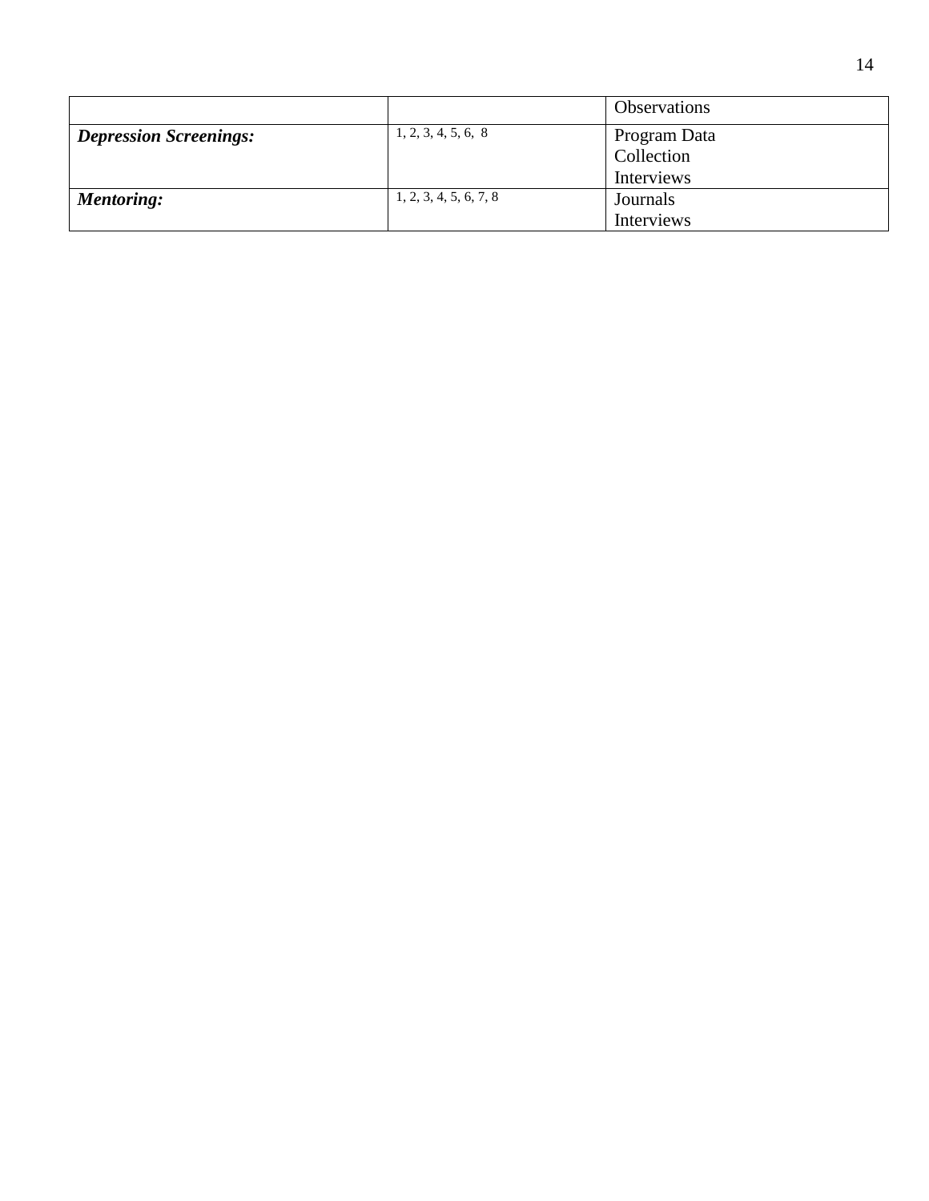| | | Observations |
|---|---|---|
| ***Depression Screenings:*** | 1, 2, 3, 4, 5, 6, 8 | Program Data Collection<br>Interviews |
| ***Mentoring:*** | 1, 2, 3, 4, 5, 6, 7, 8 | Journals<br>Interviews |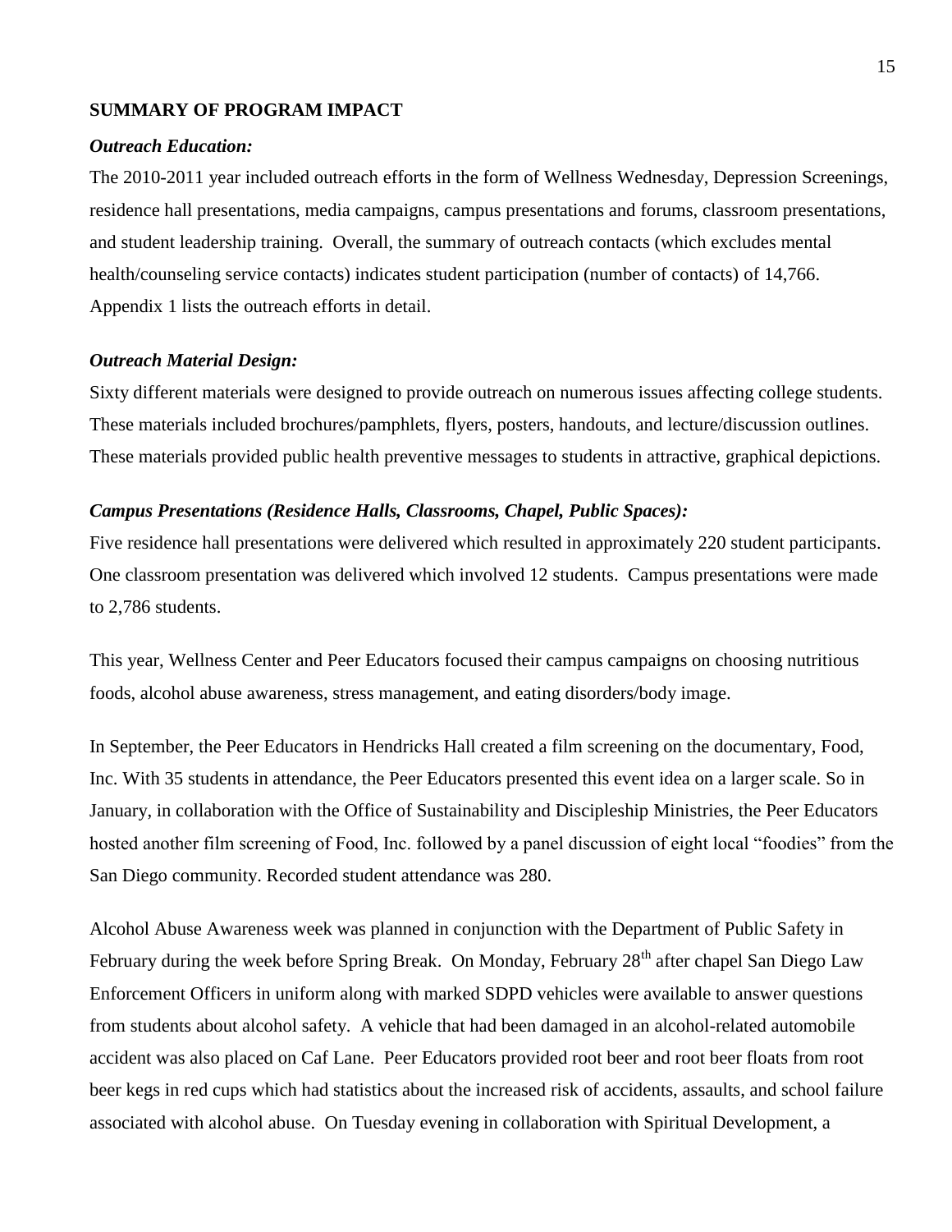## SUMMARY OF PROGRAM IMPACT

### *Outreach Education:*

The 2010-2011 year included outreach efforts in the form of Wellness Wednesday, Depression Screenings, residence hall presentations, media campaigns, campus presentations and forums, classroom presentations, and student leadership training. Overall, the summary of outreach contacts (which excludes mental health/counseling service contacts) indicates student participation (number of contacts) of 14,766. Appendix 1 lists the outreach efforts in detail.

### *Outreach Material Design:*

Sixty different materials were designed to provide outreach on numerous issues affecting college students. These materials included brochures/pamphlets, flyers, posters, handouts, and lecture/discussion outlines. These materials provided public health preventive messages to students in attractive, graphical depictions.

### *Campus Presentations (Residence Halls, Classrooms, Chapel, Public Spaces):*

Five residence hall presentations were delivered which resulted in approximately 220 student participants. One classroom presentation was delivered which involved 12 students. Campus presentations were made to 2,786 students.

This year, Wellness Center and Peer Educators focused their campus campaigns on choosing nutritious foods, alcohol abuse awareness, stress management, and eating disorders/body image.

In September, the Peer Educators in Hendricks Hall created a film screening on the documentary, Food, Inc. With 35 students in attendance, the Peer Educators presented this event idea on a larger scale. So in January, in collaboration with the Office of Sustainability and Discipleship Ministries, the Peer Educators hosted another film screening of Food, Inc. followed by a panel discussion of eight local "foodies" from the San Diego community. Recorded student attendance was 280.

Alcohol Abuse Awareness week was planned in conjunction with the Department of Public Safety in February during the week before Spring Break. On Monday, February 28th after chapel San Diego Law Enforcement Officers in uniform along with marked SDPD vehicles were available to answer questions from students about alcohol safety. A vehicle that had been damaged in an alcohol-related automobile accident was also placed on Caf Lane. Peer Educators provided root beer and root beer floats from root beer kegs in red cups which had statistics about the increased risk of accidents, assaults, and school failure associated with alcohol abuse. On Tuesday evening in collaboration with Spiritual Development, a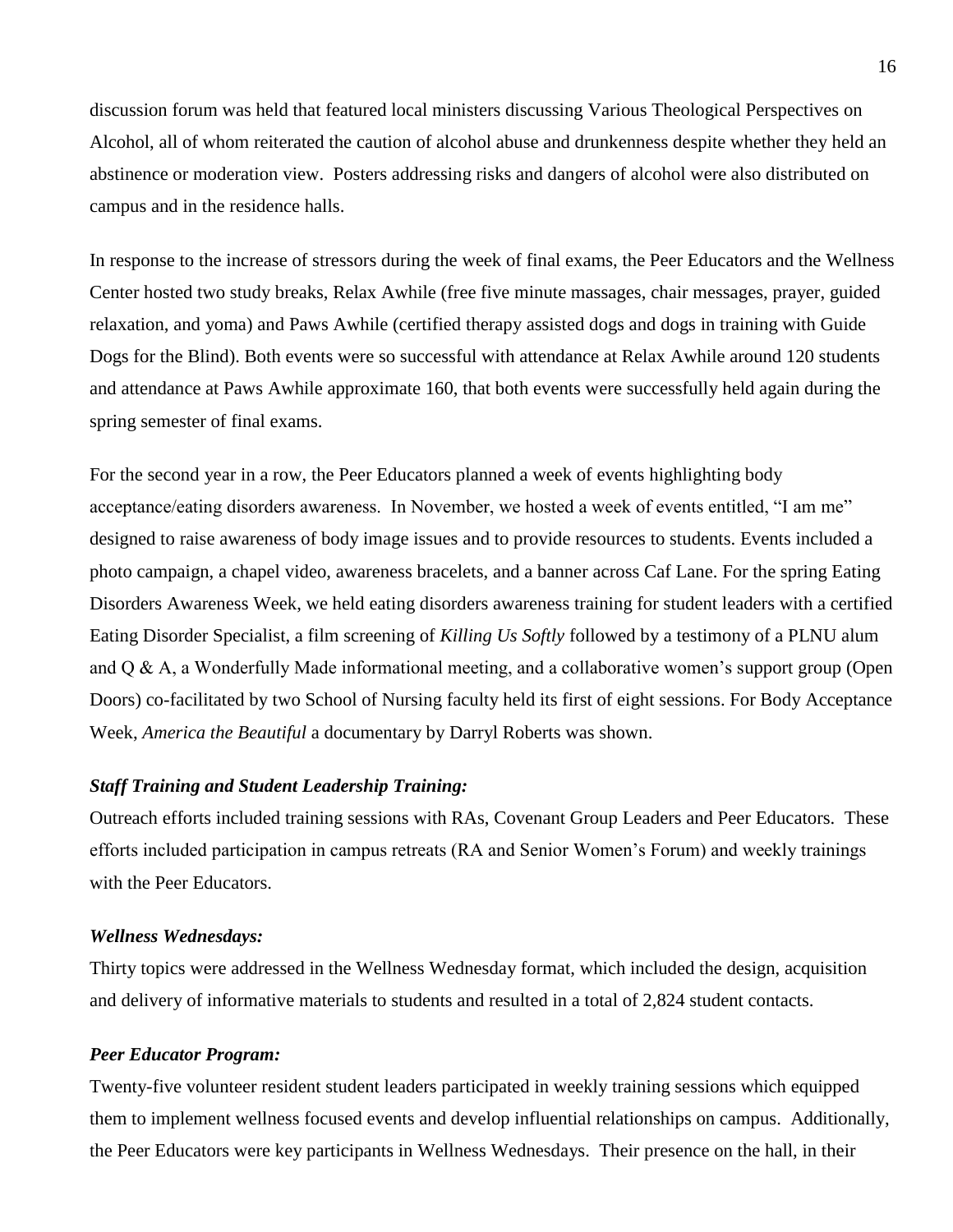discussion forum was held that featured local ministers discussing Various Theological Perspectives on Alcohol, all of whom reiterated the caution of alcohol abuse and drunkenness despite whether they held an abstinence or moderation view. Posters addressing risks and dangers of alcohol were also distributed on campus and in the residence halls.

In response to the increase of stressors during the week of final exams, the Peer Educators and the Wellness Center hosted two study breaks, Relax Awhile (free five minute massages, chair messages, prayer, guided relaxation, and yoma) and Paws Awhile (certified therapy assisted dogs and dogs in training with Guide Dogs for the Blind). Both events were so successful with attendance at Relax Awhile around 120 students and attendance at Paws Awhile approximate 160, that both events were successfully held again during the spring semester of final exams.

For the second year in a row, the Peer Educators planned a week of events highlighting body acceptance/eating disorders awareness. In November, we hosted a week of events entitled, "I am me" designed to raise awareness of body image issues and to provide resources to students. Events included a photo campaign, a chapel video, awareness bracelets, and a banner across Caf Lane. For the spring Eating Disorders Awareness Week, we held eating disorders awareness training for student leaders with a certified Eating Disorder Specialist, a film screening of *Killing Us Softly* followed by a testimony of a PLNU alum and Q & A, a Wonderfully Made informational meeting, and a collaborative women's support group (Open Doors) co-facilitated by two School of Nursing faculty held its first of eight sessions. For Body Acceptance Week, *America the Beautiful* a documentary by Darryl Roberts was shown.

***Staff Training and Student Leadership Training:***

Outreach efforts included training sessions with RAs, Covenant Group Leaders and Peer Educators. These efforts included participation in campus retreats (RA and Senior Women's Forum) and weekly trainings with the Peer Educators.

***Wellness Wednesdays:***

Thirty topics were addressed in the Wellness Wednesday format, which included the design, acquisition and delivery of informative materials to students and resulted in a total of 2,824 student contacts.

***Peer Educator Program:***

Twenty-five volunteer resident student leaders participated in weekly training sessions which equipped them to implement wellness focused events and develop influential relationships on campus. Additionally, the Peer Educators were key participants in Wellness Wednesdays. Their presence on the hall, in their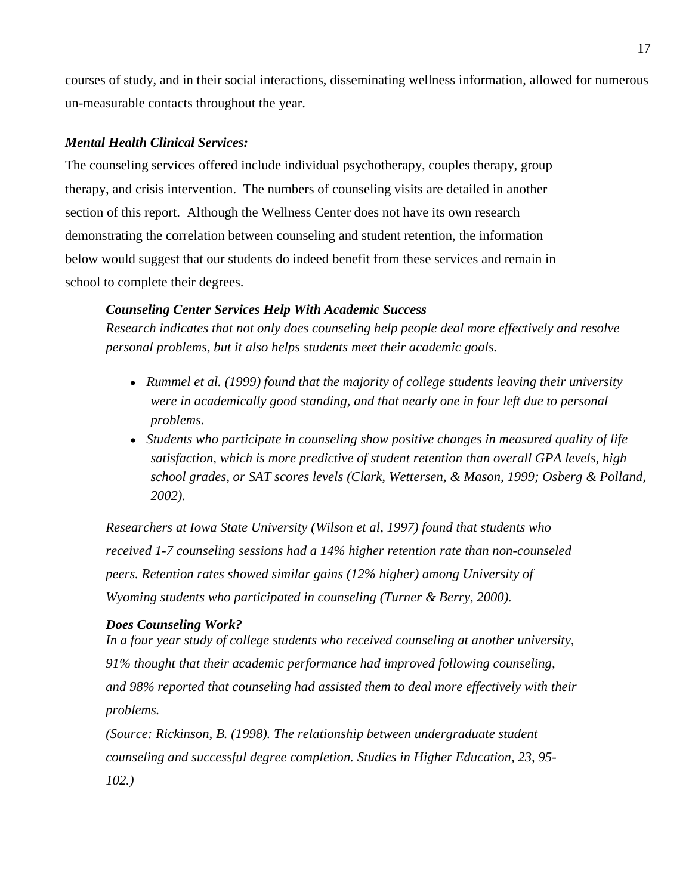courses of study, and in their social interactions, disseminating wellness information, allowed for numerous un-measurable contacts throughout the year.

***Mental Health Clinical Services:***

The counseling services offered include individual psychotherapy, couples therapy, group therapy, and crisis intervention. The numbers of counseling visits are detailed in another section of this report. Although the Wellness Center does not have its own research demonstrating the correlation between counseling and student retention, the information below would suggest that our students do indeed benefit from these services and remain in school to complete their degrees.

> ***Counseling Center Services Help With Academic Success***
>
> *Research indicates that not only does counseling help people deal more effectively and resolve personal problems, but it also helps students meet their academic goals.*
>
> - *Rummel et al. (1999) found that the majority of college students leaving their university were in academically good standing, and that nearly one in four left due to personal problems.*
> - *Students who participate in counseling show positive changes in measured quality of life satisfaction, which is more predictive of student retention than overall GPA levels, high school grades, or SAT scores levels (Clark, Wettersen, & Mason, 1999; Osberg & Polland, 2002).*
>
> *Researchers at Iowa State University (Wilson et al, 1997) found that students who received 1-7 counseling sessions had a 14% higher retention rate than non-counseled peers. Retention rates showed similar gains (12% higher) among University of Wyoming students who participated in counseling (Turner & Berry, 2000).*
>
> ***Does Counseling Work?***
>
> *In a four year study of college students who received counseling at another university, 91% thought that their academic performance had improved following counseling, and 98% reported that counseling had assisted them to deal more effectively with their problems.*
>
> *(Source: Rickinson, B. (1998). The relationship between undergraduate student counseling and successful degree completion. Studies in Higher Education, 23, 95-102.)*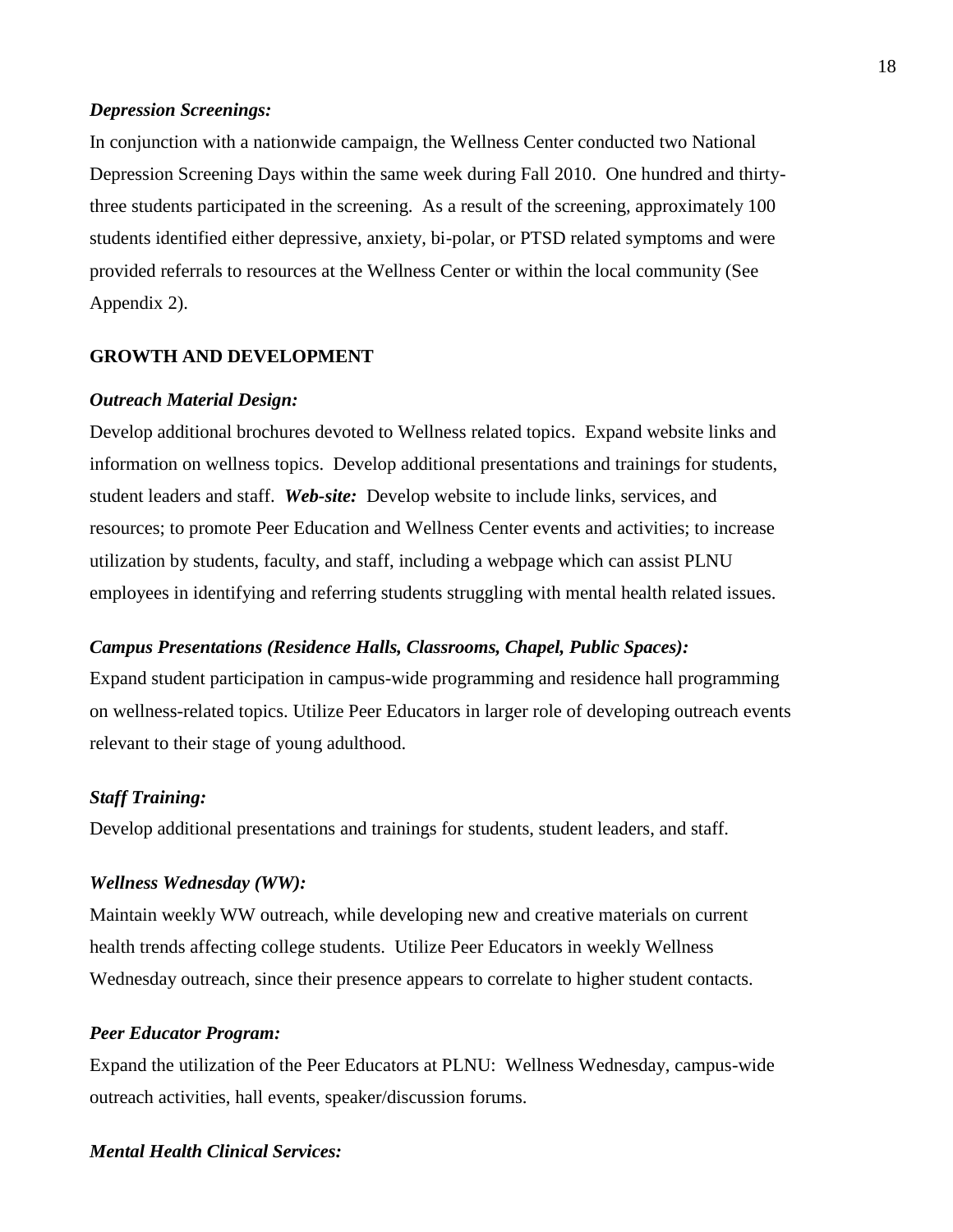***Depression Screenings:***

In conjunction with a nationwide campaign, the Wellness Center conducted two National Depression Screening Days within the same week during Fall 2010. One hundred and thirty-three students participated in the screening. As a result of the screening, approximately 100 students identified either depressive, anxiety, bi-polar, or PTSD related symptoms and were provided referrals to resources at the Wellness Center or within the local community (See Appendix 2).

## GROWTH AND DEVELOPMENT

***Outreach Material Design:***

Develop additional brochures devoted to Wellness related topics. Expand website links and information on wellness topics. Develop additional presentations and trainings for students, student leaders and staff. ***Web-site:*** Develop website to include links, services, and resources; to promote Peer Education and Wellness Center events and activities; to increase utilization by students, faculty, and staff, including a webpage which can assist PLNU employees in identifying and referring students struggling with mental health related issues.

***Campus Presentations (Residence Halls, Classrooms, Chapel, Public Spaces):***

Expand student participation in campus-wide programming and residence hall programming on wellness-related topics. Utilize Peer Educators in larger role of developing outreach events relevant to their stage of young adulthood.

***Staff Training:***

Develop additional presentations and trainings for students, student leaders, and staff.

***Wellness Wednesday (WW):***

Maintain weekly WW outreach, while developing new and creative materials on current health trends affecting college students. Utilize Peer Educators in weekly Wellness Wednesday outreach, since their presence appears to correlate to higher student contacts.

***Peer Educator Program:***

Expand the utilization of the Peer Educators at PLNU: Wellness Wednesday, campus-wide outreach activities, hall events, speaker/discussion forums.

***Mental Health Clinical Services:***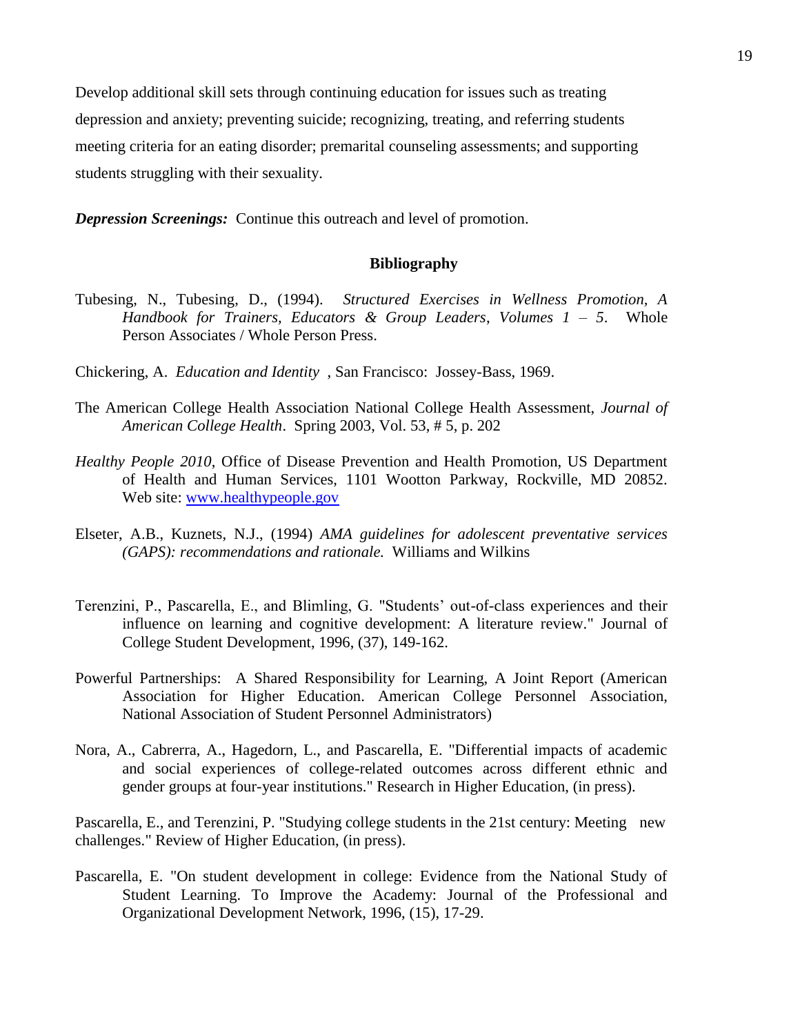Develop additional skill sets through continuing education for issues such as treating depression and anxiety; preventing suicide; recognizing, treating, and referring students meeting criteria for an eating disorder; premarital counseling assessments; and supporting students struggling with their sexuality.

***Depression Screenings:*** Continue this outreach and level of promotion.

## Bibliography

Tubesing, N., Tubesing, D., (1994). *Structured Exercises in Wellness Promotion, A Handbook for Trainers, Educators & Group Leaders, Volumes 1 – 5*. Whole Person Associates / Whole Person Press.

Chickering, A. *Education and Identity* , San Francisco: Jossey-Bass, 1969.

The American College Health Association National College Health Assessment, *Journal of American College Health*. Spring 2003, Vol. 53, # 5, p. 202

*Healthy People 2010*, Office of Disease Prevention and Health Promotion, US Department of Health and Human Services, 1101 Wootton Parkway, Rockville, MD 20852. Web site: [www.healthypeople.gov](www.healthypeople.gov)

Elseter, A.B., Kuznets, N.J., (1994) *AMA guidelines for adolescent preventative services (GAPS): recommendations and rationale.* Williams and Wilkins

Terenzini, P., Pascarella, E., and Blimling, G. "Students' out-of-class experiences and their influence on learning and cognitive development: A literature review." Journal of College Student Development, 1996, (37), 149-162.

Powerful Partnerships: A Shared Responsibility for Learning, A Joint Report (American Association for Higher Education. American College Personnel Association, National Association of Student Personnel Administrators)

Nora, A., Cabrerra, A., Hagedorn, L., and Pascarella, E. "Differential impacts of academic and social experiences of college-related outcomes across different ethnic and gender groups at four-year institutions." Research in Higher Education, (in press).

Pascarella, E., and Terenzini, P. "Studying college students in the 21st century: Meeting new challenges." Review of Higher Education, (in press).

Pascarella, E. "On student development in college: Evidence from the National Study of Student Learning. To Improve the Academy: Journal of the Professional and Organizational Development Network, 1996, (15), 17-29.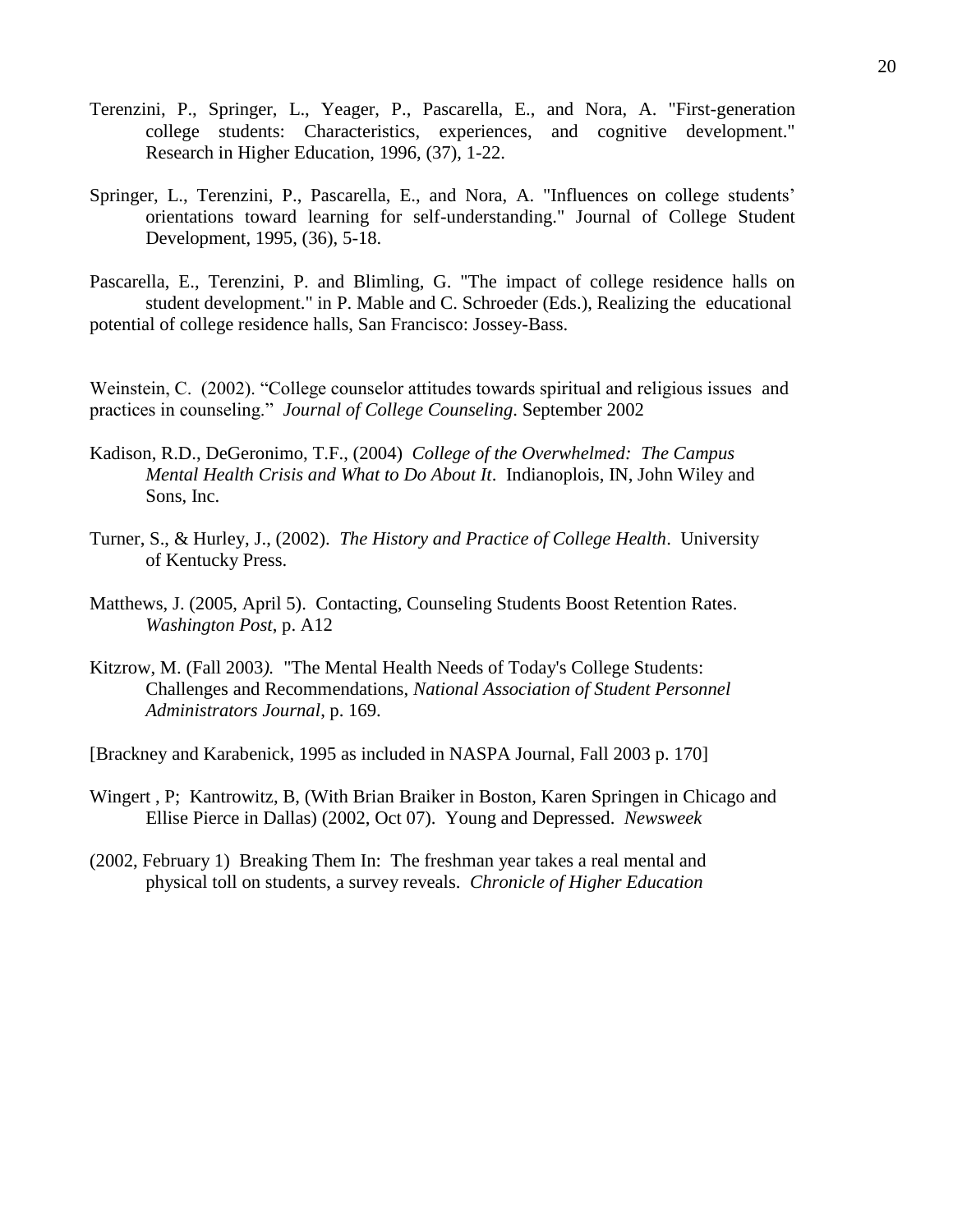Terenzini, P., Springer, L., Yeager, P., Pascarella, E., and Nora, A. "First-generation college students: Characteristics, experiences, and cognitive development." Research in Higher Education, 1996, (37), 1-22.

Springer, L., Terenzini, P., Pascarella, E., and Nora, A. "Influences on college students' orientations toward learning for self-understanding." Journal of College Student Development, 1995, (36), 5-18.

Pascarella, E., Terenzini, P. and Blimling, G. "The impact of college residence halls on student development." in P. Mable and C. Schroeder (Eds.), Realizing the educational potential of college residence halls, San Francisco: Jossey-Bass.

Weinstein, C. (2002). "College counselor attitudes towards spiritual and religious issues and practices in counseling." *Journal of College Counseling*. September 2002

Kadison, R.D., DeGeronimo, T.F., (2004) *College of the Overwhelmed: The Campus Mental Health Crisis and What to Do About It*. Indianoplois, IN, John Wiley and Sons, Inc.

Turner, S., & Hurley, J., (2002). *The History and Practice of College Health*. University of Kentucky Press.

Matthews, J. (2005, April 5). Contacting, Counseling Students Boost Retention Rates. *Washington Post*, p. A12

Kitzrow, M. (Fall 2003*).* "The Mental Health Needs of Today's College Students: Challenges and Recommendations, *National Association of Student Personnel Administrators Journal*, p. 169.

[Brackney and Karabenick, 1995 as included in NASPA Journal, Fall 2003 p. 170]

Wingert , P; Kantrowitz, B, (With Brian Braiker in Boston, Karen Springen in Chicago and Ellise Pierce in Dallas) (2002, Oct 07). Young and Depressed. *Newsweek*

(2002, February 1) Breaking Them In: The freshman year takes a real mental and physical toll on students, a survey reveals. *Chronicle of Higher Education*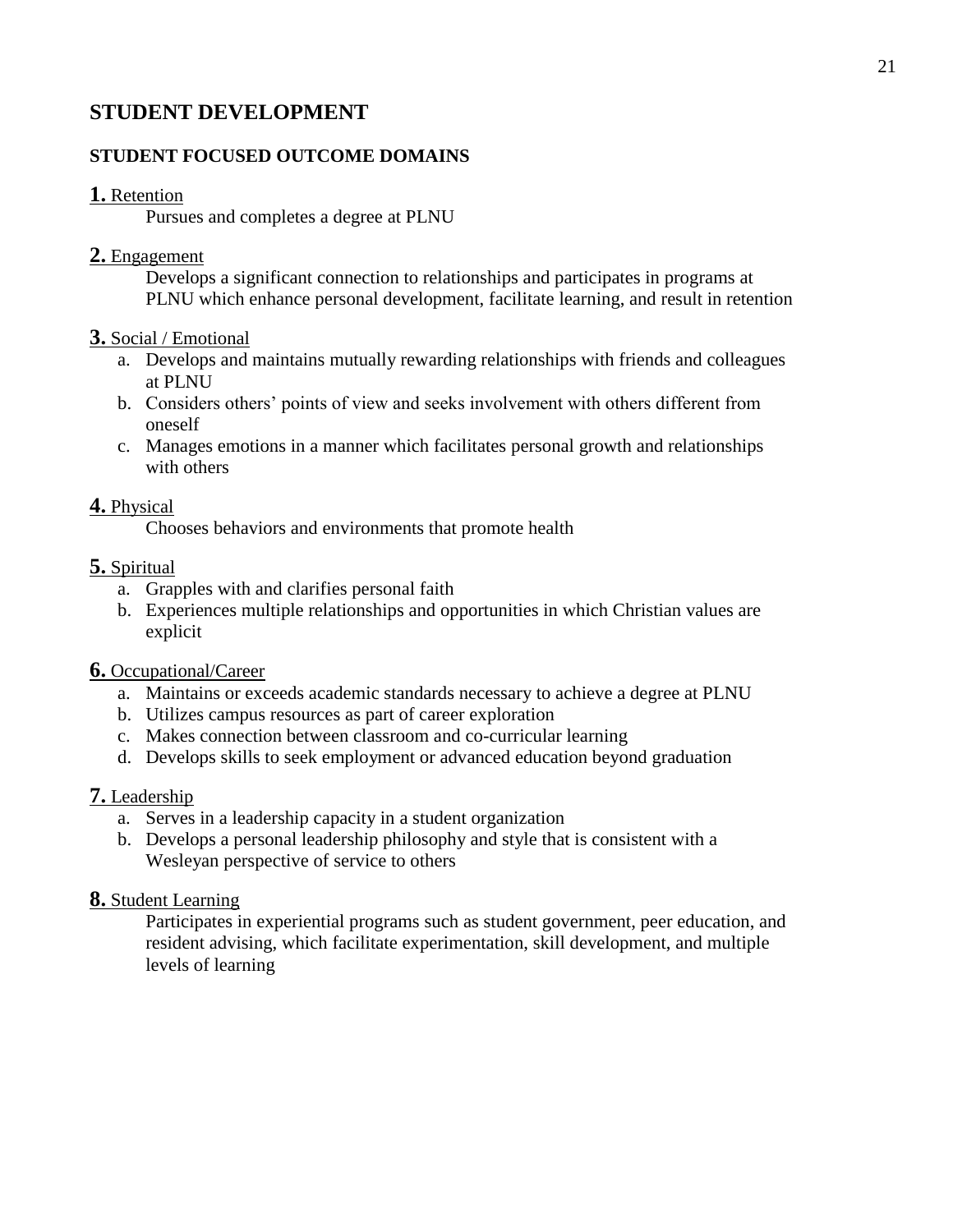## STUDENT DEVELOPMENT

### STUDENT FOCUSED OUTCOME DOMAINS

**1.** Retention

Pursues and completes a degree at PLNU

**2.** Engagement

Develops a significant connection to relationships and participates in programs at PLNU which enhance personal development, facilitate learning, and result in retention

**3.** Social / Emotional

a. Develops and maintains mutually rewarding relationships with friends and colleagues at PLNU
b. Considers others' points of view and seeks involvement with others different from oneself
c. Manages emotions in a manner which facilitates personal growth and relationships with others

**4.** Physical

Chooses behaviors and environments that promote health

**5.** Spiritual

a. Grapples with and clarifies personal faith
b. Experiences multiple relationships and opportunities in which Christian values are explicit

**6.** Occupational/Career

a. Maintains or exceeds academic standards necessary to achieve a degree at PLNU
b. Utilizes campus resources as part of career exploration
c. Makes connection between classroom and co-curricular learning
d. Develops skills to seek employment or advanced education beyond graduation

**7.** Leadership

a. Serves in a leadership capacity in a student organization
b. Develops a personal leadership philosophy and style that is consistent with a Wesleyan perspective of service to others

**8.** Student Learning

Participates in experiential programs such as student government, peer education, and resident advising, which facilitate experimentation, skill development, and multiple levels of learning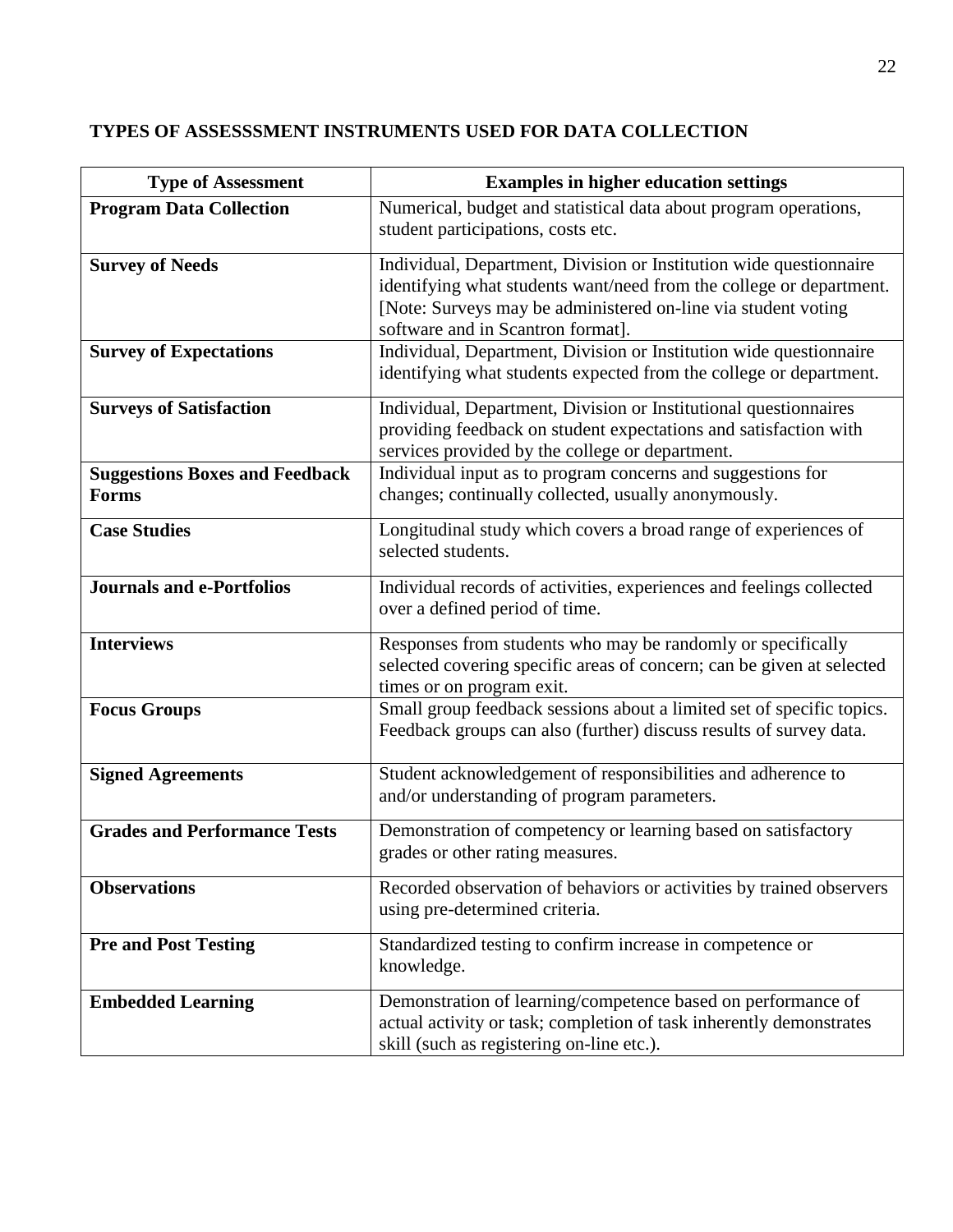## TYPES OF ASSESSSMENT INSTRUMENTS USED FOR DATA COLLECTION

| Type of Assessment | Examples in higher education settings |
|---|---|
| **Program Data Collection** | Numerical, budget and statistical data about program operations, student participations, costs etc. |
| **Survey of Needs** | Individual, Department, Division or Institution wide questionnaire identifying what students want/need from the college or department. [Note: Surveys may be administered on-line via student voting software and in Scantron format]. |
| **Survey of Expectations** | Individual, Department, Division or Institution wide questionnaire identifying what students expected from the college or department. |
| **Surveys of Satisfaction** | Individual, Department, Division or Institutional questionnaires providing feedback on student expectations and satisfaction with services provided by the college or department. |
| **Suggestions Boxes and Feedback Forms** | Individual input as to program concerns and suggestions for changes; continually collected, usually anonymously. |
| **Case Studies** | Longitudinal study which covers a broad range of experiences of selected students. |
| **Journals and e-Portfolios** | Individual records of activities, experiences and feelings collected over a defined period of time. |
| **Interviews** | Responses from students who may be randomly or specifically selected covering specific areas of concern; can be given at selected times or on program exit. |
| **Focus Groups** | Small group feedback sessions about a limited set of specific topics. Feedback groups can also (further) discuss results of survey data. |
| **Signed Agreements** | Student acknowledgement of responsibilities and adherence to and/or understanding of program parameters. |
| **Grades and Performance Tests** | Demonstration of competency or learning based on satisfactory grades or other rating measures. |
| **Observations** | Recorded observation of behaviors or activities by trained observers using pre-determined criteria. |
| **Pre and Post Testing** | Standardized testing to confirm increase in competence or knowledge. |
| **Embedded Learning** | Demonstration of learning/competence based on performance of actual activity or task; completion of task inherently demonstrates skill (such as registering on-line etc.). |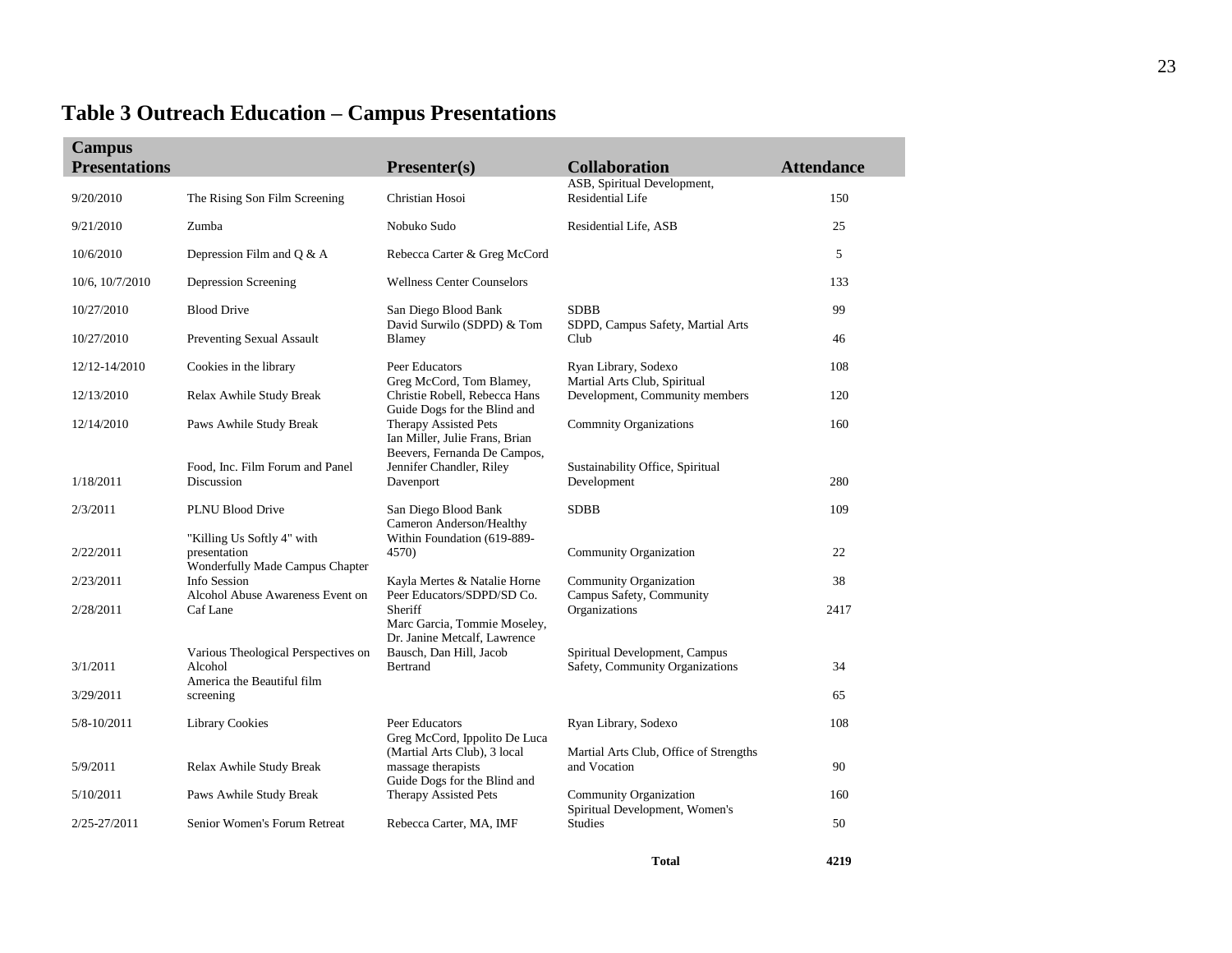# Table 3 Outreach Education – Campus Presentations

| Campus Presentations | | Presenter(s) | Collaboration | Attendance |
|---|---|---|---|---|
| 9/20/2010 | The Rising Son Film Screening | Christian Hosoi | ASB, Spiritual Development, Residential Life | 150 |
| 9/21/2010 | Zumba | Nobuko Sudo | Residential Life, ASB | 25 |
| 10/6/2010 | Depression Film and Q & A | Rebecca Carter & Greg McCord | | 5 |
| 10/6, 10/7/2010 | Depression Screening | Wellness Center Counselors | | 133 |
| 10/27/2010 | Blood Drive | San Diego Blood Bank | SDBB | 99 |
| 10/27/2010 | Preventing Sexual Assault | David Surwilo (SDPD) & Tom Blamey | SDPD, Campus Safety, Martial Arts Club | 46 |
| 12/12-14/2010 | Cookies in the library | Peer Educators | Ryan Library, Sodexo | 108 |
| 12/13/2010 | Relax Awhile Study Break | Greg McCord, Tom Blamey, Christie Robell, Rebecca Hans | Martial Arts Club, Spiritual Development, Community members | 120 |
| 12/14/2010 | Paws Awhile Study Break | Guide Dogs for the Blind and Therapy Assisted Pets | Commnity Organizations | 160 |
| 1/18/2011 | Food, Inc. Film Forum and Panel Discussion | Ian Miller, Julie Frans, Brian Beevers, Fernanda De Campos, Jennifer Chandler, Riley Davenport | Sustainability Office, Spiritual Development | 280 |
| 2/3/2011 | PLNU Blood Drive | San Diego Blood Bank | SDBB | 109 |
| 2/22/2011 | "Killing Us Softly 4" with presentation | Cameron Anderson/Healthy Within Foundation (619-889-4570) | Community Organization | 22 |
| 2/23/2011 | Wonderfully Made Campus Chapter Info Session | Kayla Mertes & Natalie Horne | Community Organization | 38 |
| 2/28/2011 | Alcohol Abuse Awareness Event on Caf Lane | Peer Educators/SDPD/SD Co. Sheriff | Campus Safety, Community Organizations | 2417 |
| 3/1/2011 | Various Theological Perspectives on Alcohol | Marc Garcia, Tommie Moseley, Dr. Janine Metcalf, Lawrence Bausch, Dan Hill, Jacob Bertrand | Spiritual Development, Campus Safety, Community Organizations | 34 |
| 3/29/2011 | America the Beautiful film screening | | | 65 |
| 5/8-10/2011 | Library Cookies | Peer Educators | Ryan Library, Sodexo | 108 |
| 5/9/2011 | Relax Awhile Study Break | Greg McCord, Ippolito De Luca (Martial Arts Club), 3 local massage therapists | Martial Arts Club, Office of Strengths and Vocation | 90 |
| 5/10/2011 | Paws Awhile Study Break | Guide Dogs for the Blind and Therapy Assisted Pets | Community Organization | 160 |
| 2/25-27/2011 | Senior Women's Forum Retreat | Rebecca Carter, MA, IMF | Spiritual Development, Women's Studies | 50 |
| | | | **Total** | **4219** |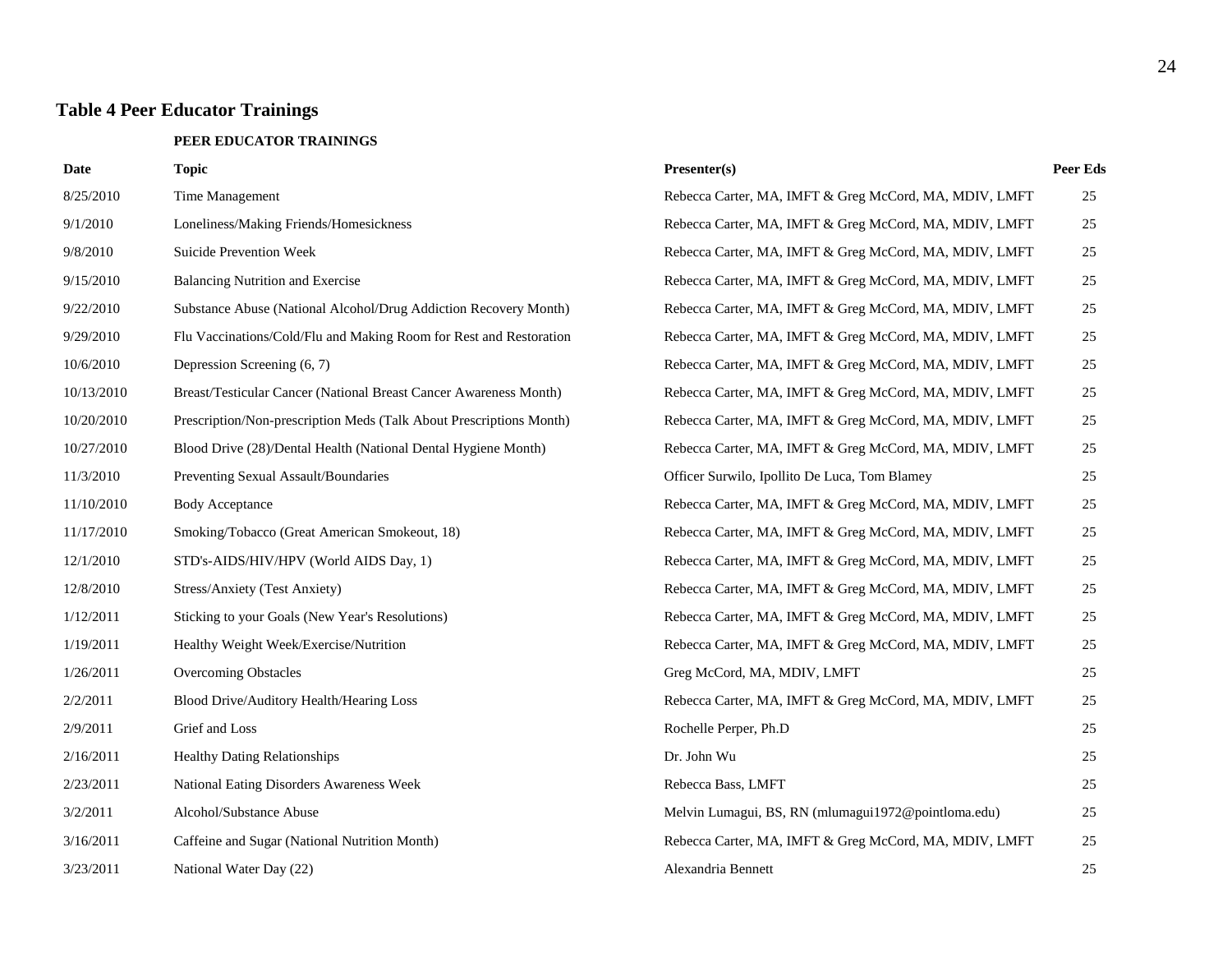## Table 4 Peer Educator Trainings

**PEER EDUCATOR TRAININGS**

| Date | Topic | Presenter(s) | Peer Eds |
|---|---|---|---|
| 8/25/2010 | Time Management | Rebecca Carter, MA, IMFT & Greg McCord, MA, MDIV, LMFT | 25 |
| 9/1/2010 | Loneliness/Making Friends/Homesickness | Rebecca Carter, MA, IMFT & Greg McCord, MA, MDIV, LMFT | 25 |
| 9/8/2010 | Suicide Prevention Week | Rebecca Carter, MA, IMFT & Greg McCord, MA, MDIV, LMFT | 25 |
| 9/15/2010 | Balancing Nutrition and Exercise | Rebecca Carter, MA, IMFT & Greg McCord, MA, MDIV, LMFT | 25 |
| 9/22/2010 | Substance Abuse (National Alcohol/Drug Addiction Recovery Month) | Rebecca Carter, MA, IMFT & Greg McCord, MA, MDIV, LMFT | 25 |
| 9/29/2010 | Flu Vaccinations/Cold/Flu and Making Room for Rest and Restoration | Rebecca Carter, MA, IMFT & Greg McCord, MA, MDIV, LMFT | 25 |
| 10/6/2010 | Depression Screening (6, 7) | Rebecca Carter, MA, IMFT & Greg McCord, MA, MDIV, LMFT | 25 |
| 10/13/2010 | Breast/Testicular Cancer (National Breast Cancer Awareness Month) | Rebecca Carter, MA, IMFT & Greg McCord, MA, MDIV, LMFT | 25 |
| 10/20/2010 | Prescription/Non-prescription Meds (Talk About Prescriptions Month) | Rebecca Carter, MA, IMFT & Greg McCord, MA, MDIV, LMFT | 25 |
| 10/27/2010 | Blood Drive (28)/Dental Health (National Dental Hygiene Month) | Rebecca Carter, MA, IMFT & Greg McCord, MA, MDIV, LMFT | 25 |
| 11/3/2010 | Preventing Sexual Assault/Boundaries | Officer Surwilo, Ipollito De Luca, Tom Blamey | 25 |
| 11/10/2010 | Body Acceptance | Rebecca Carter, MA, IMFT & Greg McCord, MA, MDIV, LMFT | 25 |
| 11/17/2010 | Smoking/Tobacco (Great American Smokeout, 18) | Rebecca Carter, MA, IMFT & Greg McCord, MA, MDIV, LMFT | 25 |
| 12/1/2010 | STD's-AIDS/HIV/HPV (World AIDS Day, 1) | Rebecca Carter, MA, IMFT & Greg McCord, MA, MDIV, LMFT | 25 |
| 12/8/2010 | Stress/Anxiety (Test Anxiety) | Rebecca Carter, MA, IMFT & Greg McCord, MA, MDIV, LMFT | 25 |
| 1/12/2011 | Sticking to your Goals (New Year's Resolutions) | Rebecca Carter, MA, IMFT & Greg McCord, MA, MDIV, LMFT | 25 |
| 1/19/2011 | Healthy Weight Week/Exercise/Nutrition | Rebecca Carter, MA, IMFT & Greg McCord, MA, MDIV, LMFT | 25 |
| 1/26/2011 | Overcoming Obstacles | Greg McCord, MA, MDIV, LMFT | 25 |
| 2/2/2011 | Blood Drive/Auditory Health/Hearing Loss | Rebecca Carter, MA, IMFT & Greg McCord, MA, MDIV, LMFT | 25 |
| 2/9/2011 | Grief and Loss | Rochelle Perper, Ph.D | 25 |
| 2/16/2011 | Healthy Dating Relationships | Dr. John Wu | 25 |
| 2/23/2011 | National Eating Disorders Awareness Week | Rebecca Bass, LMFT | 25 |
| 3/2/2011 | Alcohol/Substance Abuse | Melvin Lumagui, BS, RN (mlumagui1972@pointloma.edu) | 25 |
| 3/16/2011 | Caffeine and Sugar (National Nutrition Month) | Rebecca Carter, MA, IMFT & Greg McCord, MA, MDIV, LMFT | 25 |
| 3/23/2011 | National Water Day (22) | Alexandria Bennett | 25 |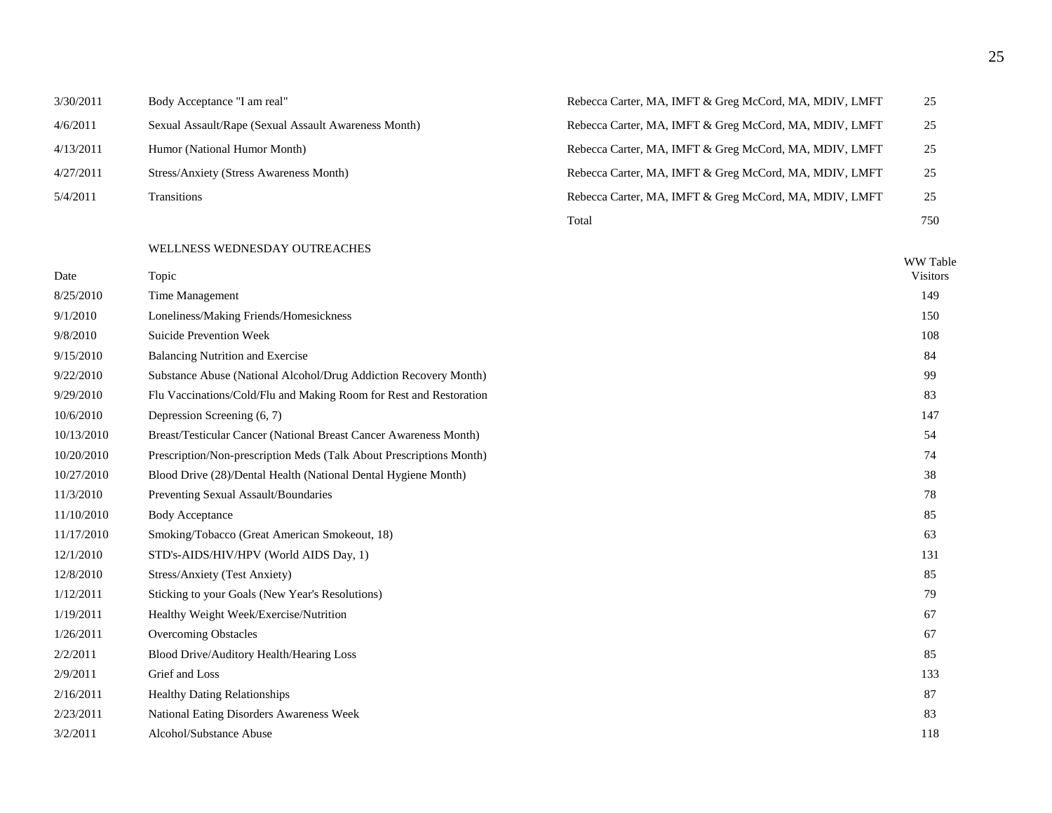| | | | |
|---|---|---|---|
| 3/30/2011 | Body Acceptance "I am real" | Rebecca Carter, MA, IMFT & Greg McCord, MA, MDIV, LMFT | 25 |
| 4/6/2011 | Sexual Assault/Rape (Sexual Assault Awareness Month) | Rebecca Carter, MA, IMFT & Greg McCord, MA, MDIV, LMFT | 25 |
| 4/13/2011 | Humor (National Humor Month) | Rebecca Carter, MA, IMFT & Greg McCord, MA, MDIV, LMFT | 25 |
| 4/27/2011 | Stress/Anxiety (Stress Awareness Month) | Rebecca Carter, MA, IMFT & Greg McCord, MA, MDIV, LMFT | 25 |
| 5/4/2011 | Transitions | Rebecca Carter, MA, IMFT & Greg McCord, MA, MDIV, LMFT | 25 |
| | | Total | 750 |

WELLNESS WEDNESDAY OUTREACHES

| Date | Topic | WW Table Visitors |
|---|---|---|
| 8/25/2010 | Time Management | 149 |
| 9/1/2010 | Loneliness/Making Friends/Homesickness | 150 |
| 9/8/2010 | Suicide Prevention Week | 108 |
| 9/15/2010 | Balancing Nutrition and Exercise | 84 |
| 9/22/2010 | Substance Abuse (National Alcohol/Drug Addiction Recovery Month) | 99 |
| 9/29/2010 | Flu Vaccinations/Cold/Flu and Making Room for Rest and Restoration | 83 |
| 10/6/2010 | Depression Screening (6, 7) | 147 |
| 10/13/2010 | Breast/Testicular Cancer (National Breast Cancer Awareness Month) | 54 |
| 10/20/2010 | Prescription/Non-prescription Meds (Talk About Prescriptions Month) | 74 |
| 10/27/2010 | Blood Drive (28)/Dental Health (National Dental Hygiene Month) | 38 |
| 11/3/2010 | Preventing Sexual Assault/Boundaries | 78 |
| 11/10/2010 | Body Acceptance | 85 |
| 11/17/2010 | Smoking/Tobacco (Great American Smokeout, 18) | 63 |
| 12/1/2010 | STD's-AIDS/HIV/HPV (World AIDS Day, 1) | 131 |
| 12/8/2010 | Stress/Anxiety (Test Anxiety) | 85 |
| 1/12/2011 | Sticking to your Goals (New Year's Resolutions) | 79 |
| 1/19/2011 | Healthy Weight Week/Exercise/Nutrition | 67 |
| 1/26/2011 | Overcoming Obstacles | 67 |
| 2/2/2011 | Blood Drive/Auditory Health/Hearing Loss | 85 |
| 2/9/2011 | Grief and Loss | 133 |
| 2/16/2011 | Healthy Dating Relationships | 87 |
| 2/23/2011 | National Eating Disorders Awareness Week | 83 |
| 3/2/2011 | Alcohol/Substance Abuse | 118 |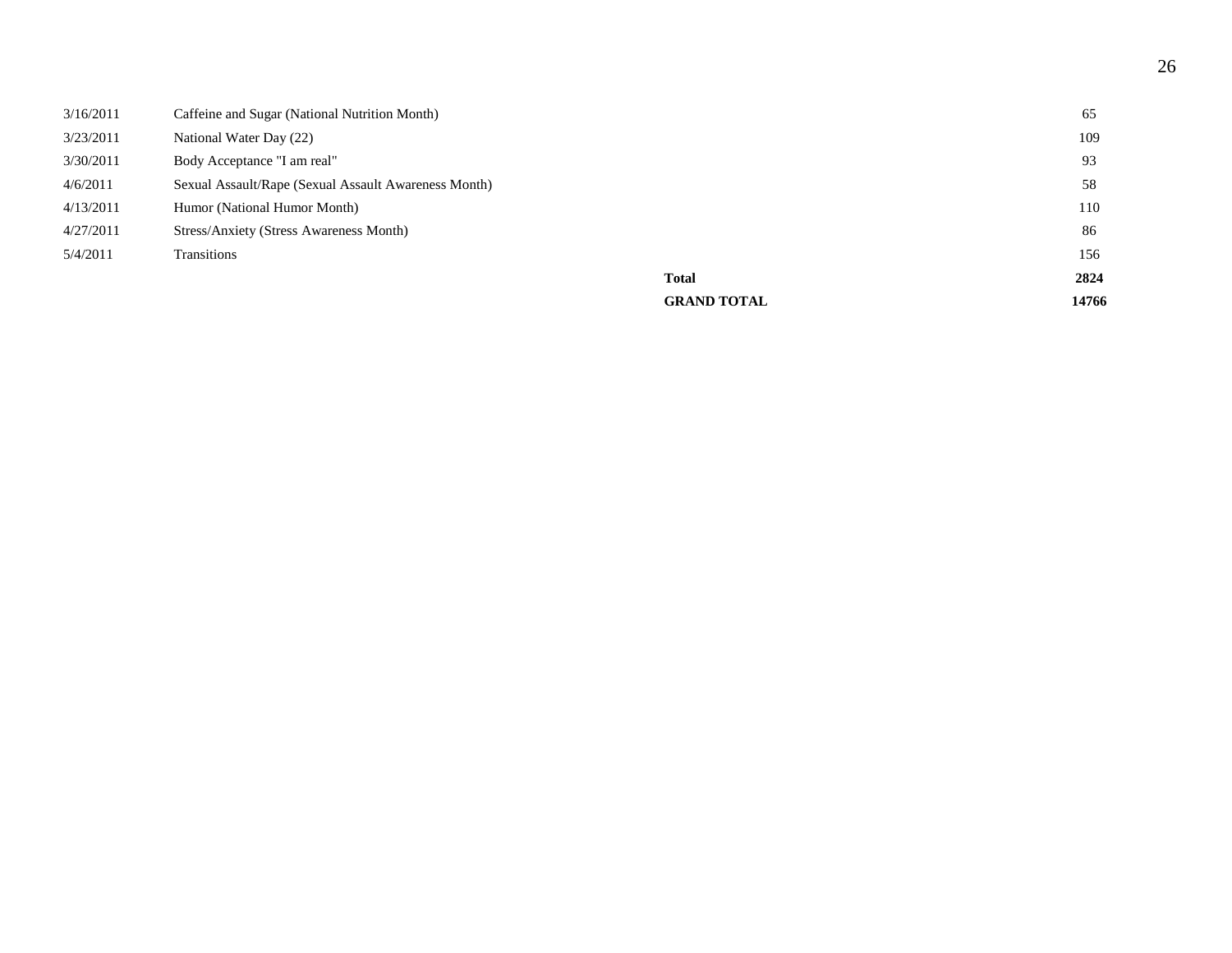| | | | |
|---|---|---|---|
| 3/16/2011 | Caffeine and Sugar (National Nutrition Month) | | 65 |
| 3/23/2011 | National Water Day (22) | | 109 |
| 3/30/2011 | Body Acceptance "I am real" | | 93 |
| 4/6/2011 | Sexual Assault/Rape (Sexual Assault Awareness Month) | | 58 |
| 4/13/2011 | Humor (National Humor Month) | | 110 |
| 4/27/2011 | Stress/Anxiety (Stress Awareness Month) | | 86 |
| 5/4/2011 | Transitions | | 156 |
| | | **Total** | **2824** |
| | | **GRAND TOTAL** | **14766** |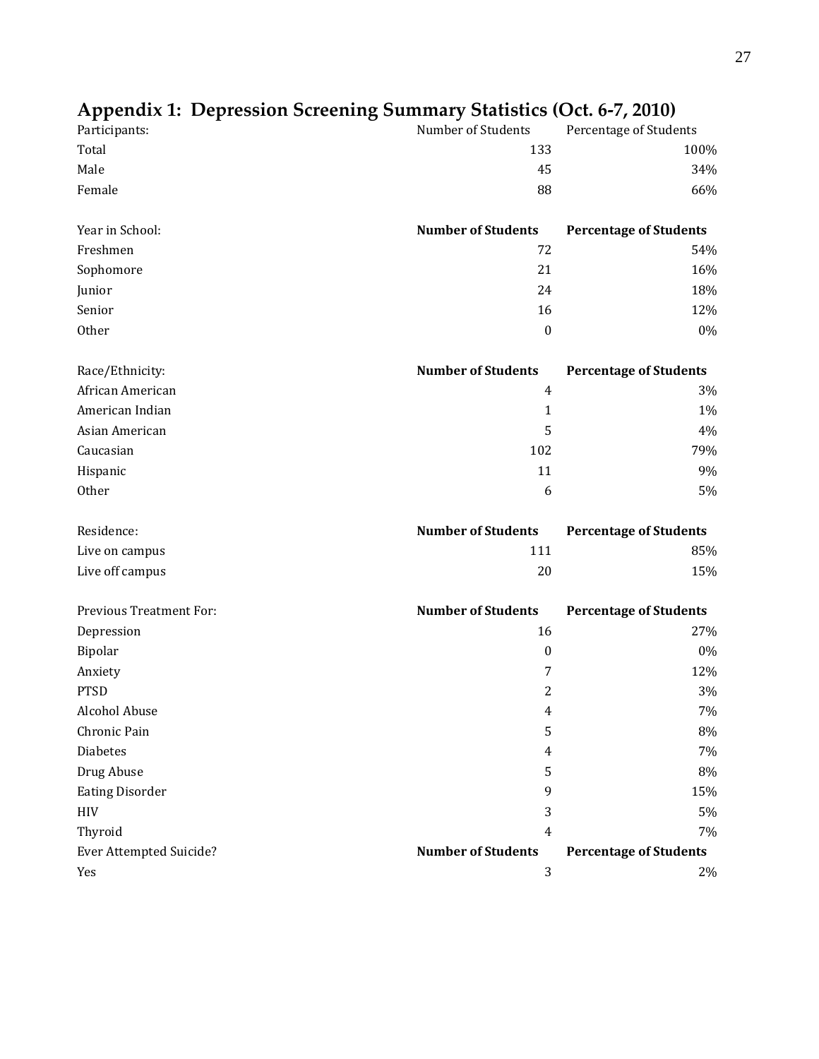## Appendix 1: Depression Screening Summary Statistics (Oct. 6-7, 2010)

| Participants: | Number of Students | Percentage of Students |
|---|---|---|
| Total | 133 | 100% |
| Male | 45 | 34% |
| Female | 88 | 66% |

| Year in School: | **Number of Students** | **Percentage of Students** |
|---|---|---|
| Freshmen | 72 | 54% |
| Sophomore | 21 | 16% |
| Junior | 24 | 18% |
| Senior | 16 | 12% |
| Other | 0 | 0% |

| Race/Ethnicity: | **Number of Students** | **Percentage of Students** |
|---|---|---|
| African American | 4 | 3% |
| American Indian | 1 | 1% |
| Asian American | 5 | 4% |
| Caucasian | 102 | 79% |
| Hispanic | 11 | 9% |
| Other | 6 | 5% |

| Residence: | **Number of Students** | **Percentage of Students** |
|---|---|---|
| Live on campus | 111 | 85% |
| Live off campus | 20 | 15% |

| Previous Treatment For: | **Number of Students** | **Percentage of Students** |
|---|---|---|
| Depression | 16 | 27% |
| Bipolar | 0 | 0% |
| Anxiety | 7 | 12% |
| PTSD | 2 | 3% |
| Alcohol Abuse | 4 | 7% |
| Chronic Pain | 5 | 8% |
| Diabetes | 4 | 7% |
| Drug Abuse | 5 | 8% |
| Eating Disorder | 9 | 15% |
| HIV | 3 | 5% |
| Thyroid | 4 | 7% |

| Ever Attempted Suicide? | **Number of Students** | **Percentage of Students** |
|---|---|---|
| Yes | 3 | 2% |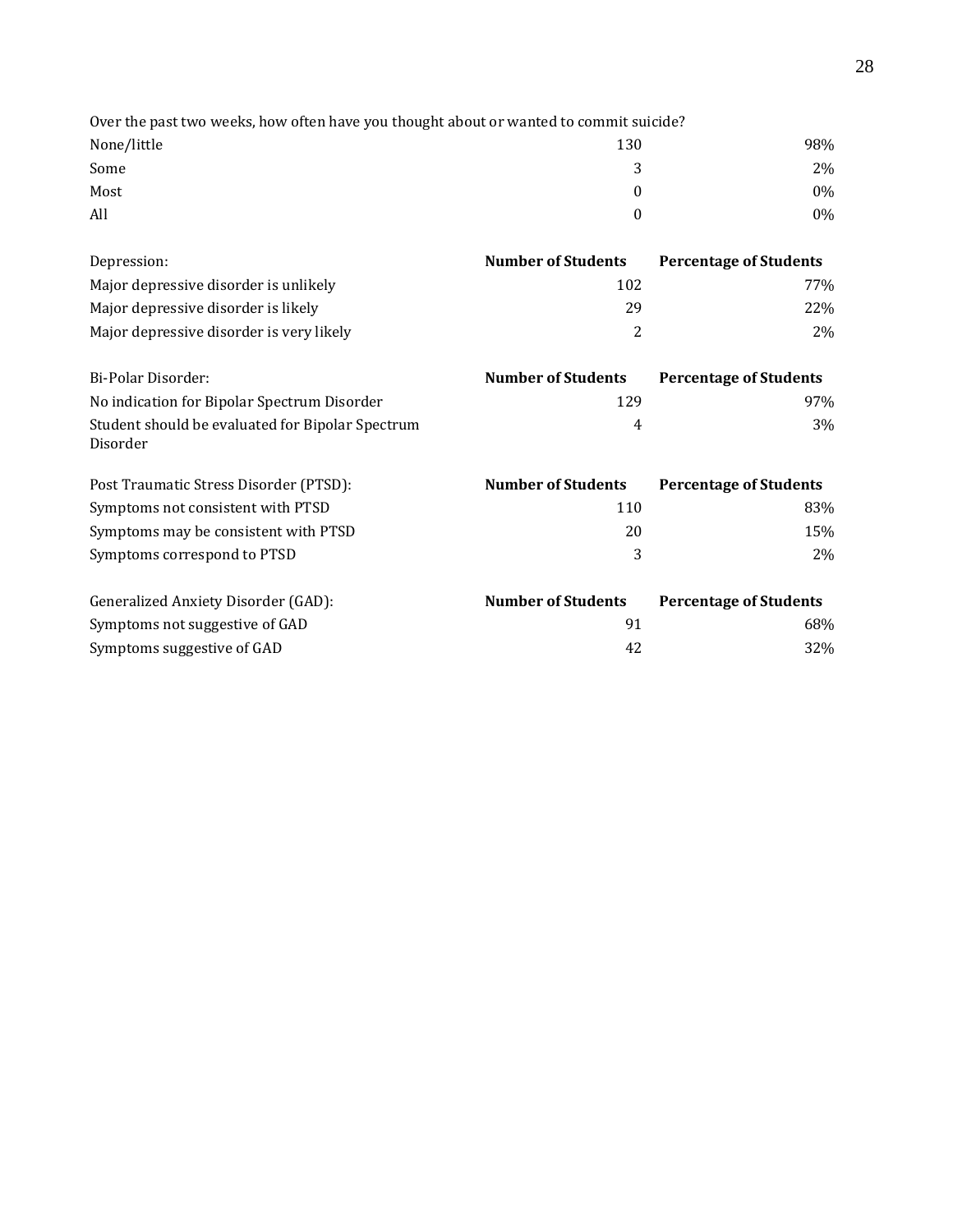| Over the past two weeks, how often have you thought about or wanted to commit suicide? | | |
|---|---|---|
| None/little | 130 | 98% |
| Some | 3 | 2% |
| Most | 0 | 0% |
| All | 0 | 0% |

| Depression: | **Number of Students** | **Percentage of Students** |
|---|---|---|
| Major depressive disorder is unlikely | 102 | 77% |
| Major depressive disorder is likely | 29 | 22% |
| Major depressive disorder is very likely | 2 | 2% |

| Bi-Polar Disorder: | **Number of Students** | **Percentage of Students** |
|---|---|---|
| No indication for Bipolar Spectrum Disorder | 129 | 97% |
| Student should be evaluated for Bipolar Spectrum Disorder | 4 | 3% |

| Post Traumatic Stress Disorder (PTSD): | **Number of Students** | **Percentage of Students** |
|---|---|---|
| Symptoms not consistent with PTSD | 110 | 83% |
| Symptoms may be consistent with PTSD | 20 | 15% |
| Symptoms correspond to PTSD | 3 | 2% |

| Generalized Anxiety Disorder (GAD): | **Number of Students** | **Percentage of Students** |
|---|---|---|
| Symptoms not suggestive of GAD | 91 | 68% |
| Symptoms suggestive of GAD | 42 | 32% |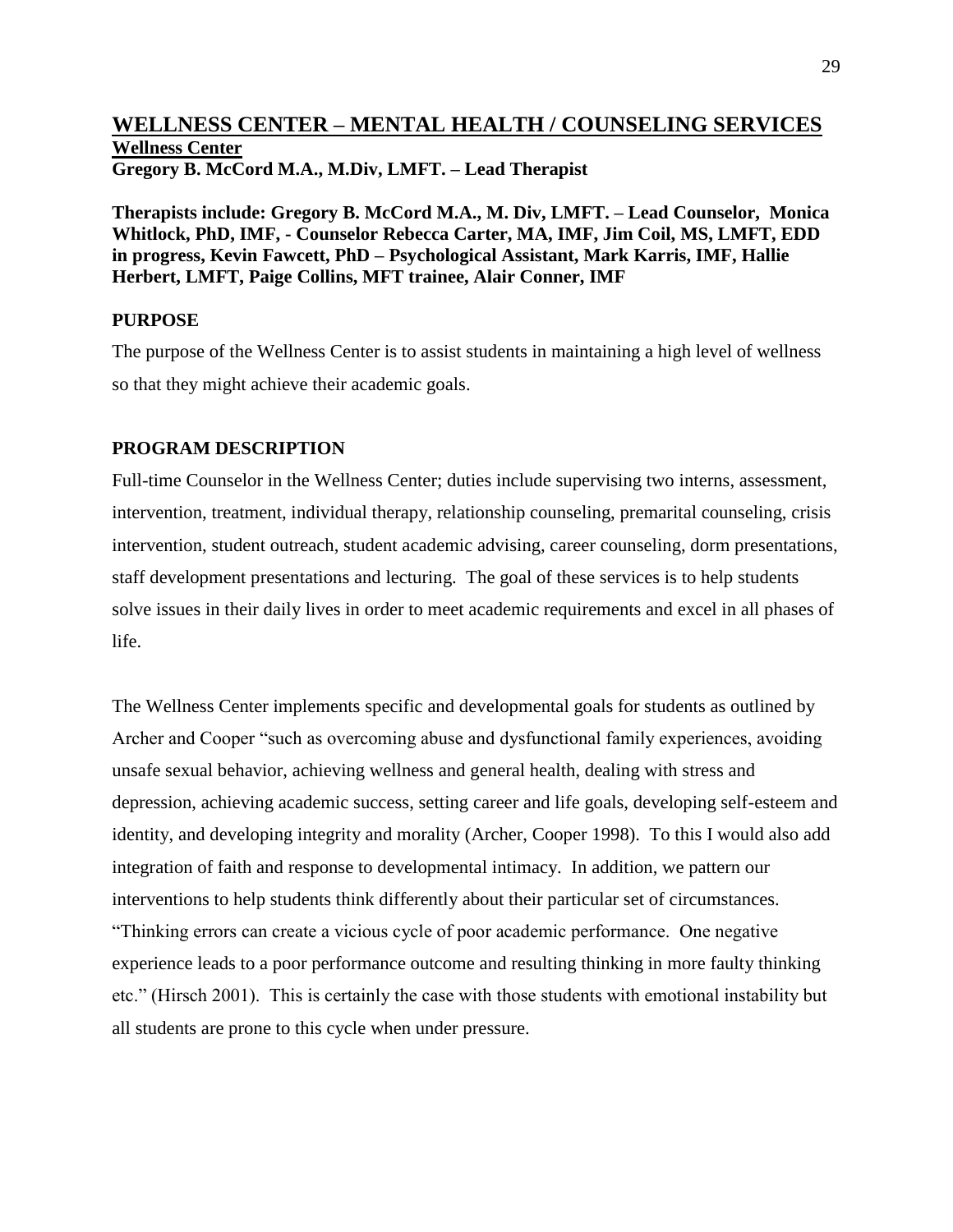## WELLNESS CENTER – MENTAL HEALTH / COUNSELING SERVICES

**Wellness Center**

**Gregory B. McCord M.A., M.Div, LMFT. – Lead Therapist**

**Therapists include: Gregory B. McCord M.A., M. Div, LMFT. – Lead Counselor, Monica Whitlock, PhD, IMF, - Counselor Rebecca Carter, MA, IMF, Jim Coil, MS, LMFT, EDD in progress, Kevin Fawcett, PhD – Psychological Assistant, Mark Karris, IMF, Hallie Herbert, LMFT, Paige Collins, MFT trainee, Alair Conner, IMF**

### PURPOSE

The purpose of the Wellness Center is to assist students in maintaining a high level of wellness so that they might achieve their academic goals.

### PROGRAM DESCRIPTION

Full-time Counselor in the Wellness Center; duties include supervising two interns, assessment, intervention, treatment, individual therapy, relationship counseling, premarital counseling, crisis intervention, student outreach, student academic advising, career counseling, dorm presentations, staff development presentations and lecturing. The goal of these services is to help students solve issues in their daily lives in order to meet academic requirements and excel in all phases of life.

The Wellness Center implements specific and developmental goals for students as outlined by Archer and Cooper "such as overcoming abuse and dysfunctional family experiences, avoiding unsafe sexual behavior, achieving wellness and general health, dealing with stress and depression, achieving academic success, setting career and life goals, developing self-esteem and identity, and developing integrity and morality (Archer, Cooper 1998). To this I would also add integration of faith and response to developmental intimacy. In addition, we pattern our interventions to help students think differently about their particular set of circumstances. "Thinking errors can create a vicious cycle of poor academic performance. One negative experience leads to a poor performance outcome and resulting thinking in more faulty thinking etc." (Hirsch 2001). This is certainly the case with those students with emotional instability but all students are prone to this cycle when under pressure.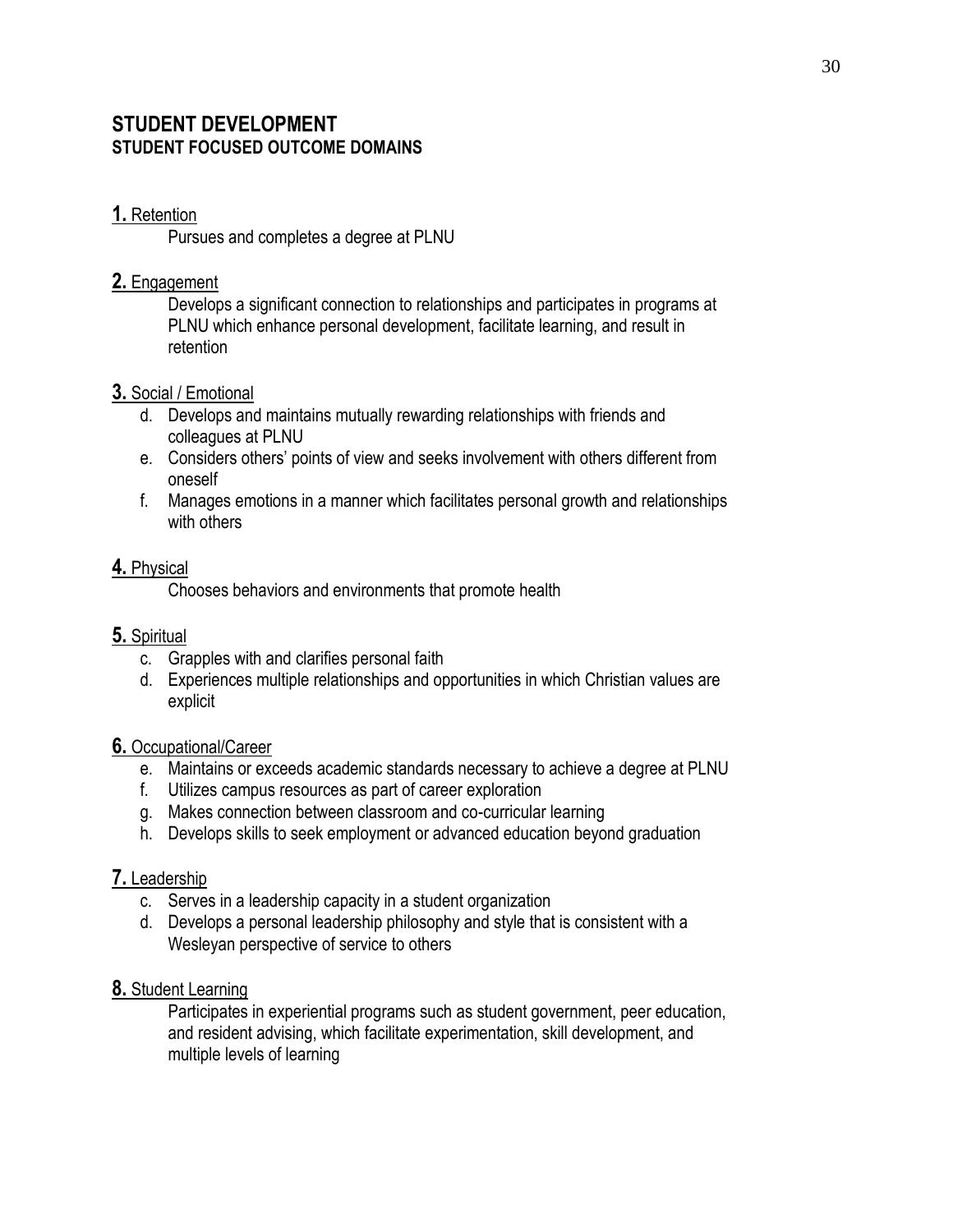## STUDENT DEVELOPMENT

### STUDENT FOCUSED OUTCOME DOMAINS

**1.** Retention

Pursues and completes a degree at PLNU

**2.** Engagement

Develops a significant connection to relationships and participates in programs at PLNU which enhance personal development, facilitate learning, and result in retention

**3.** Social / Emotional

d. Develops and maintains mutually rewarding relationships with friends and colleagues at PLNU
e. Considers others' points of view and seeks involvement with others different from oneself
f. Manages emotions in a manner which facilitates personal growth and relationships with others

**4.** Physical

Chooses behaviors and environments that promote health

**5.** Spiritual

c. Grapples with and clarifies personal faith
d. Experiences multiple relationships and opportunities in which Christian values are explicit

**6.** Occupational/Career

e. Maintains or exceeds academic standards necessary to achieve a degree at PLNU
f. Utilizes campus resources as part of career exploration
g. Makes connection between classroom and co-curricular learning
h. Develops skills to seek employment or advanced education beyond graduation

**7.** Leadership

c. Serves in a leadership capacity in a student organization
d. Develops a personal leadership philosophy and style that is consistent with a Wesleyan perspective of service to others

**8.** Student Learning

Participates in experiential programs such as student government, peer education, and resident advising, which facilitate experimentation, skill development, and multiple levels of learning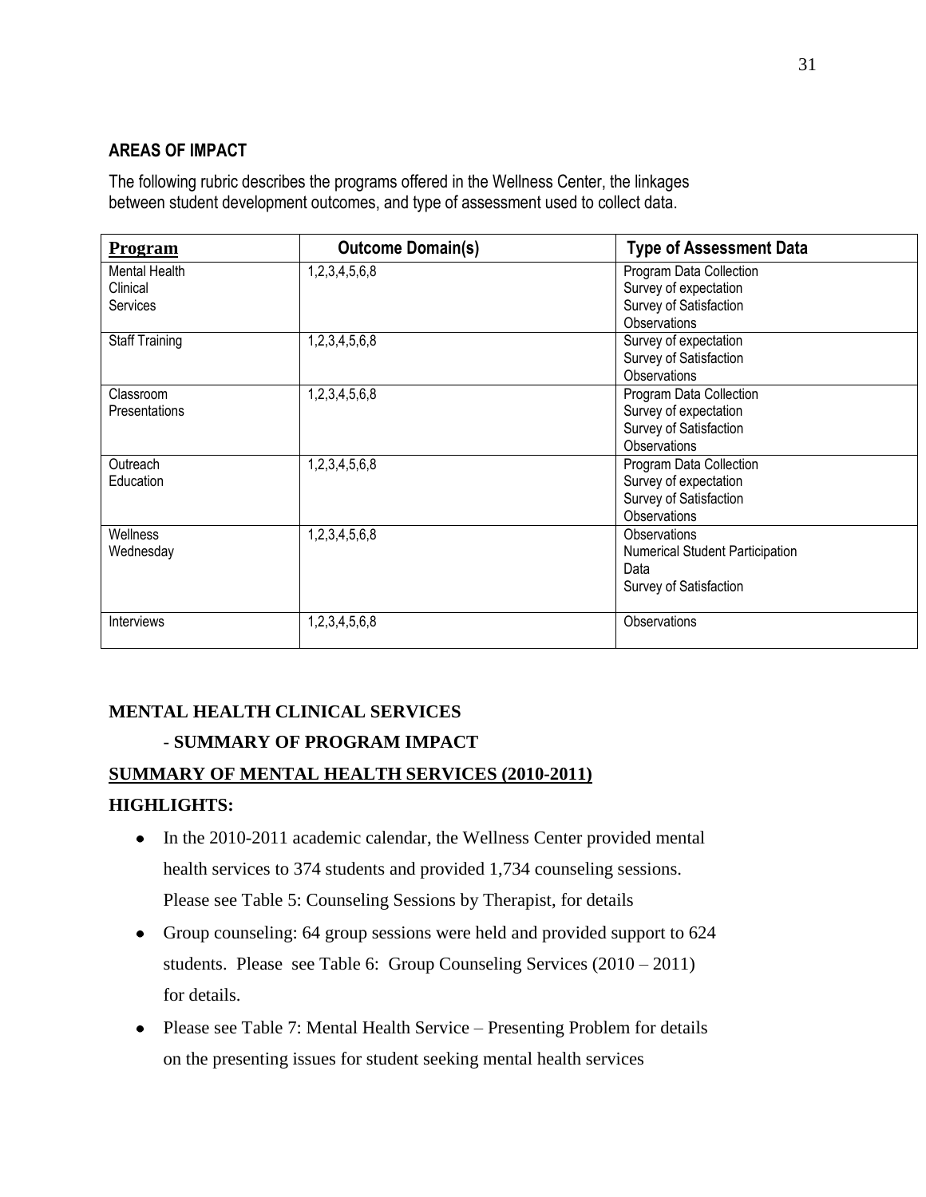**AREAS OF IMPACT**

The following rubric describes the programs offered in the Wellness Center, the linkages between student development outcomes, and type of assessment used to collect data.

| Program | Outcome Domain(s) | Type of Assessment Data |
|---|---|---|
| Mental Health Clinical Services | 1,2,3,4,5,6,8 | Program Data Collection<br>Survey of expectation<br>Survey of Satisfaction<br>Observations |
| Staff Training | 1,2,3,4,5,6,8 | Survey of expectation<br>Survey of Satisfaction<br>Observations |
| Classroom Presentations | 1,2,3,4,5,6,8 | Program Data Collection<br>Survey of expectation<br>Survey of Satisfaction<br>Observations |
| Outreach Education | 1,2,3,4,5,6,8 | Program Data Collection<br>Survey of expectation<br>Survey of Satisfaction<br>Observations |
| Wellness Wednesday | 1,2,3,4,5,6,8 | Observations<br>Numerical Student Participation Data<br>Survey of Satisfaction |
| Interviews | 1,2,3,4,5,6,8 | Observations |

**MENTAL HEALTH CLINICAL SERVICES**

- **SUMMARY OF PROGRAM IMPACT**

**SUMMARY OF MENTAL HEALTH SERVICES (2010-2011)**

**HIGHLIGHTS:**

- In the 2010-2011 academic calendar, the Wellness Center provided mental health services to 374 students and provided 1,734 counseling sessions. Please see Table 5: Counseling Sessions by Therapist, for details
- Group counseling: 64 group sessions were held and provided support to 624 students. Please see Table 6: Group Counseling Services (2010 – 2011) for details.
- Please see Table 7: Mental Health Service – Presenting Problem for details on the presenting issues for student seeking mental health services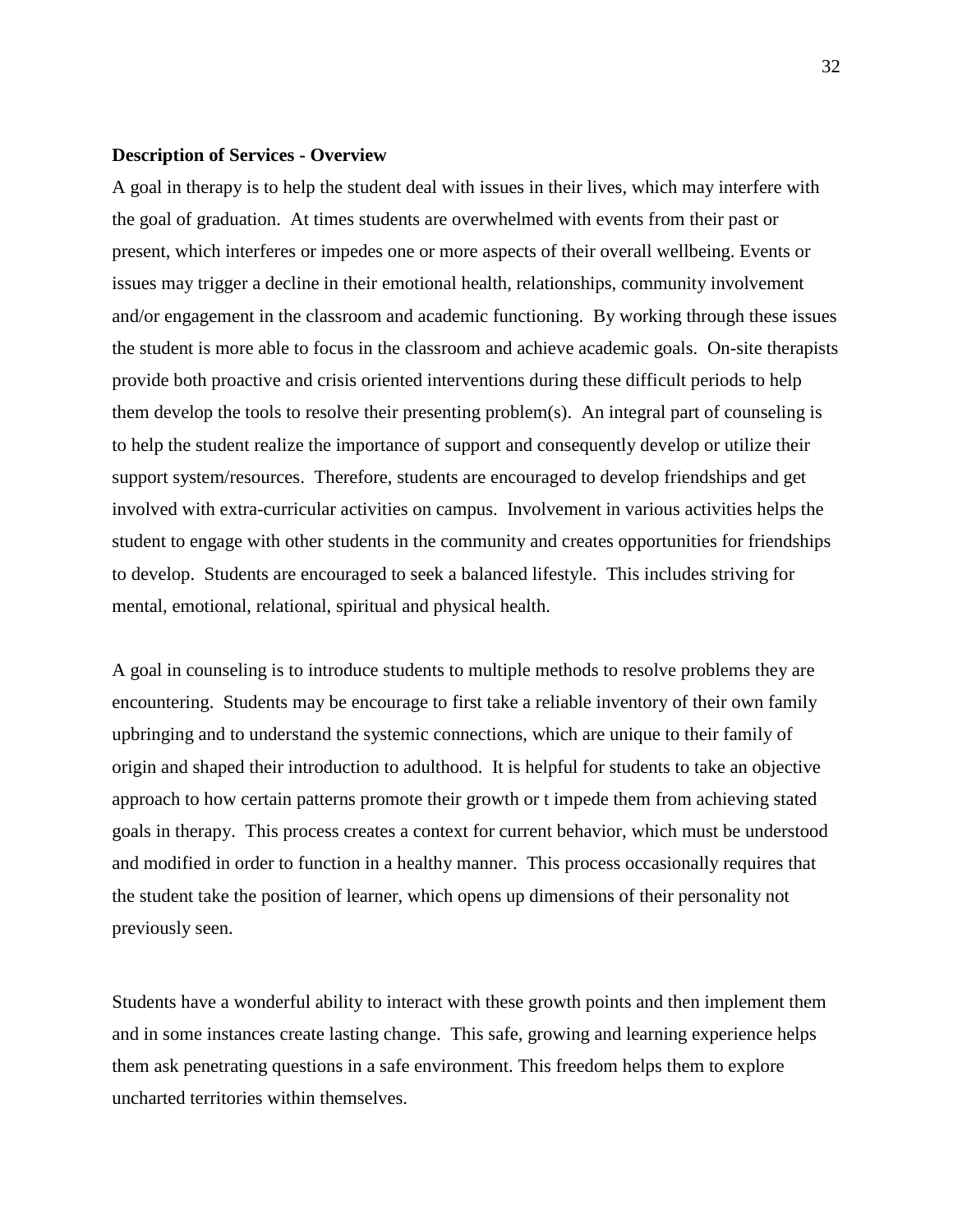**Description of Services - Overview**

A goal in therapy is to help the student deal with issues in their lives, which may interfere with the goal of graduation. At times students are overwhelmed with events from their past or present, which interferes or impedes one or more aspects of their overall wellbeing. Events or issues may trigger a decline in their emotional health, relationships, community involvement and/or engagement in the classroom and academic functioning. By working through these issues the student is more able to focus in the classroom and achieve academic goals. On-site therapists provide both proactive and crisis oriented interventions during these difficult periods to help them develop the tools to resolve their presenting problem(s). An integral part of counseling is to help the student realize the importance of support and consequently develop or utilize their support system/resources. Therefore, students are encouraged to develop friendships and get involved with extra-curricular activities on campus. Involvement in various activities helps the student to engage with other students in the community and creates opportunities for friendships to develop. Students are encouraged to seek a balanced lifestyle. This includes striving for mental, emotional, relational, spiritual and physical health.

A goal in counseling is to introduce students to multiple methods to resolve problems they are encountering. Students may be encourage to first take a reliable inventory of their own family upbringing and to understand the systemic connections, which are unique to their family of origin and shaped their introduction to adulthood. It is helpful for students to take an objective approach to how certain patterns promote their growth or t impede them from achieving stated goals in therapy. This process creates a context for current behavior, which must be understood and modified in order to function in a healthy manner. This process occasionally requires that the student take the position of learner, which opens up dimensions of their personality not previously seen.

Students have a wonderful ability to interact with these growth points and then implement them and in some instances create lasting change. This safe, growing and learning experience helps them ask penetrating questions in a safe environment. This freedom helps them to explore uncharted territories within themselves.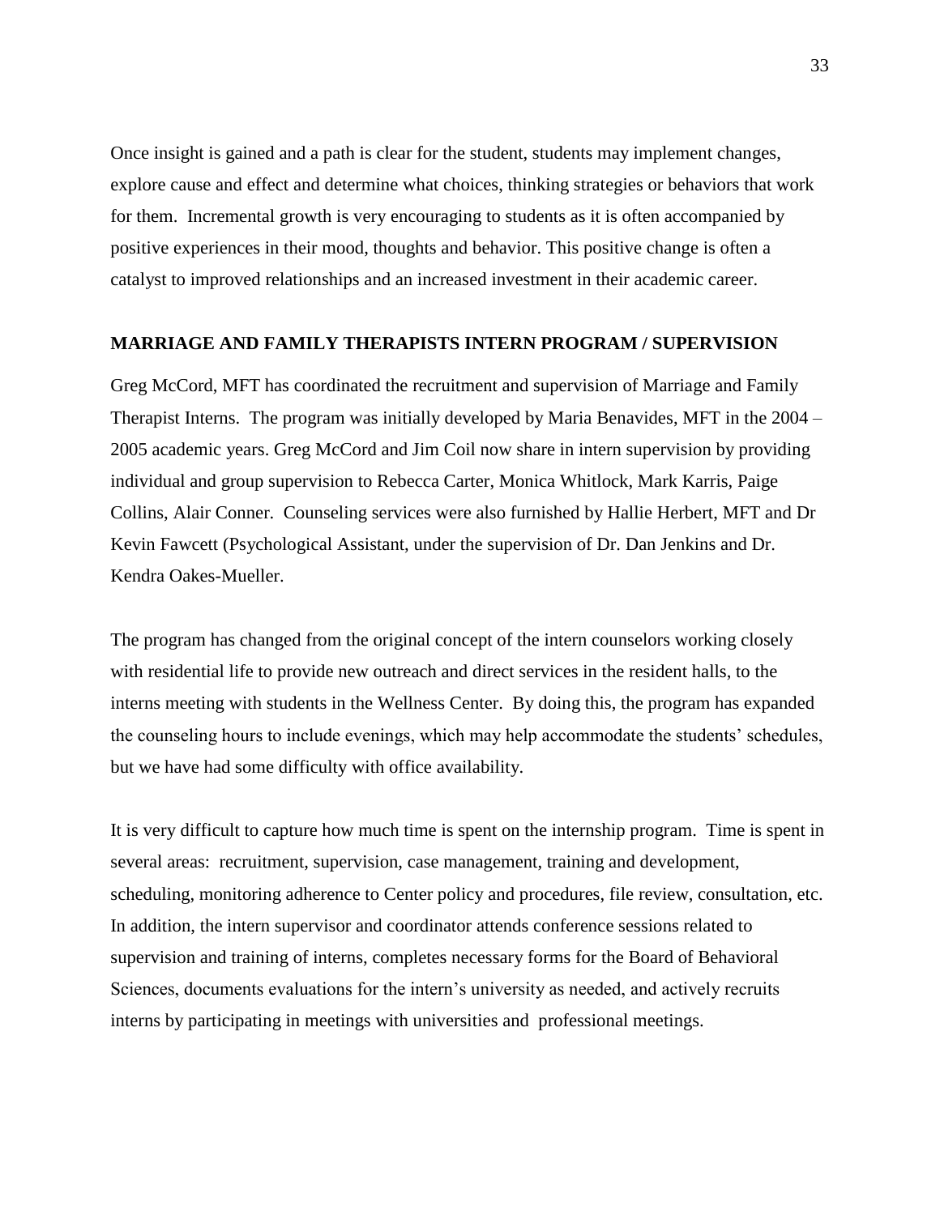Once insight is gained and a path is clear for the student, students may implement changes, explore cause and effect and determine what choices, thinking strategies or behaviors that work for them. Incremental growth is very encouraging to students as it is often accompanied by positive experiences in their mood, thoughts and behavior. This positive change is often a catalyst to improved relationships and an increased investment in their academic career.

**MARRIAGE AND FAMILY THERAPISTS INTERN PROGRAM / SUPERVISION**

Greg McCord, MFT has coordinated the recruitment and supervision of Marriage and Family Therapist Interns. The program was initially developed by Maria Benavides, MFT in the 2004 – 2005 academic years. Greg McCord and Jim Coil now share in intern supervision by providing individual and group supervision to Rebecca Carter, Monica Whitlock, Mark Karris, Paige Collins, Alair Conner. Counseling services were also furnished by Hallie Herbert, MFT and Dr Kevin Fawcett (Psychological Assistant, under the supervision of Dr. Dan Jenkins and Dr. Kendra Oakes-Mueller.

The program has changed from the original concept of the intern counselors working closely with residential life to provide new outreach and direct services in the resident halls, to the interns meeting with students in the Wellness Center. By doing this, the program has expanded the counseling hours to include evenings, which may help accommodate the students' schedules, but we have had some difficulty with office availability.

It is very difficult to capture how much time is spent on the internship program. Time is spent in several areas: recruitment, supervision, case management, training and development, scheduling, monitoring adherence to Center policy and procedures, file review, consultation, etc. In addition, the intern supervisor and coordinator attends conference sessions related to supervision and training of interns, completes necessary forms for the Board of Behavioral Sciences, documents evaluations for the intern's university as needed, and actively recruits interns by participating in meetings with universities and professional meetings.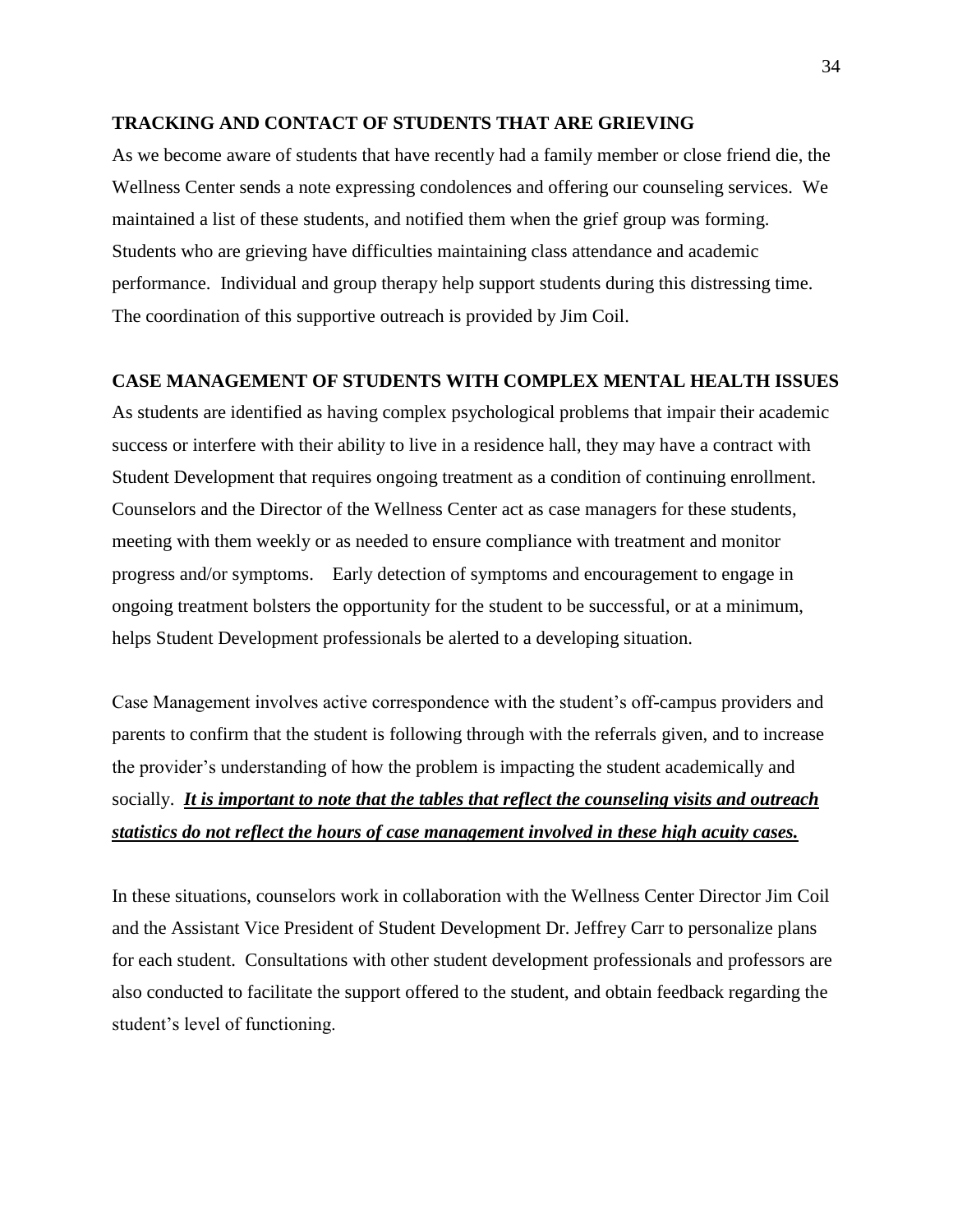## TRACKING AND CONTACT OF STUDENTS THAT ARE GRIEVING

As we become aware of students that have recently had a family member or close friend die, the Wellness Center sends a note expressing condolences and offering our counseling services. We maintained a list of these students, and notified them when the grief group was forming. Students who are grieving have difficulties maintaining class attendance and academic performance. Individual and group therapy help support students during this distressing time. The coordination of this supportive outreach is provided by Jim Coil.

## CASE MANAGEMENT OF STUDENTS WITH COMPLEX MENTAL HEALTH ISSUES

As students are identified as having complex psychological problems that impair their academic success or interfere with their ability to live in a residence hall, they may have a contract with Student Development that requires ongoing treatment as a condition of continuing enrollment. Counselors and the Director of the Wellness Center act as case managers for these students, meeting with them weekly or as needed to ensure compliance with treatment and monitor progress and/or symptoms. Early detection of symptoms and encouragement to engage in ongoing treatment bolsters the opportunity for the student to be successful, or at a minimum, helps Student Development professionals be alerted to a developing situation.

Case Management involves active correspondence with the student's off-campus providers and parents to confirm that the student is following through with the referrals given, and to increase the provider's understanding of how the problem is impacting the student academically and socially. ***It is important to note that the tables that reflect the counseling visits and outreach statistics do not reflect the hours of case management involved in these high acuity cases.***

In these situations, counselors work in collaboration with the Wellness Center Director Jim Coil and the Assistant Vice President of Student Development Dr. Jeffrey Carr to personalize plans for each student. Consultations with other student development professionals and professors are also conducted to facilitate the support offered to the student, and obtain feedback regarding the student's level of functioning.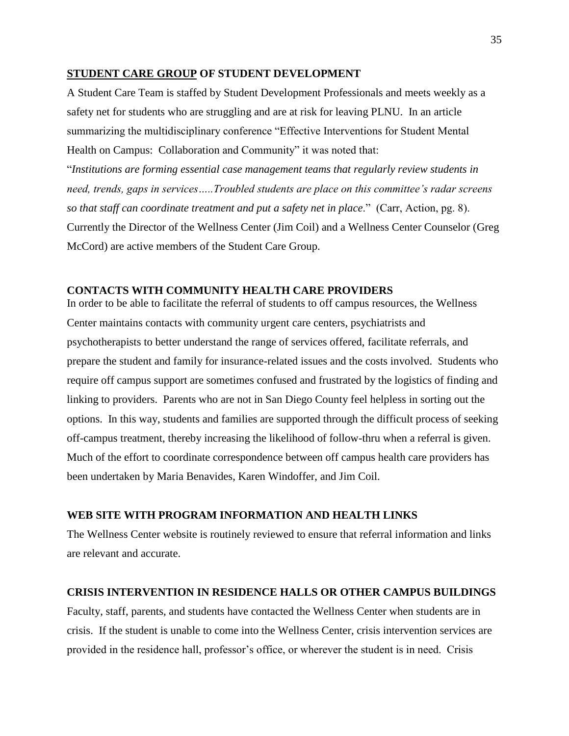## <u>STUDENT CARE GROUP</u> OF STUDENT DEVELOPMENT

A Student Care Team is staffed by Student Development Professionals and meets weekly as a safety net for students who are struggling and are at risk for leaving PLNU. In an article summarizing the multidisciplinary conference "Effective Interventions for Student Mental Health on Campus: Collaboration and Community" it was noted that:

"*Institutions are forming essential case management teams that regularly review students in need, trends, gaps in services…..Troubled students are place on this committee's radar screens so that staff can coordinate treatment and put a safety net in place*." (Carr, Action, pg. 8). Currently the Director of the Wellness Center (Jim Coil) and a Wellness Center Counselor (Greg McCord) are active members of the Student Care Group.

## CONTACTS WITH COMMUNITY HEALTH CARE PROVIDERS

In order to be able to facilitate the referral of students to off campus resources, the Wellness Center maintains contacts with community urgent care centers, psychiatrists and psychotherapists to better understand the range of services offered, facilitate referrals, and prepare the student and family for insurance-related issues and the costs involved. Students who require off campus support are sometimes confused and frustrated by the logistics of finding and linking to providers. Parents who are not in San Diego County feel helpless in sorting out the options. In this way, students and families are supported through the difficult process of seeking off-campus treatment, thereby increasing the likelihood of follow-thru when a referral is given. Much of the effort to coordinate correspondence between off campus health care providers has been undertaken by Maria Benavides, Karen Windoffer, and Jim Coil.

## WEB SITE WITH PROGRAM INFORMATION AND HEALTH LINKS

The Wellness Center website is routinely reviewed to ensure that referral information and links are relevant and accurate.

## CRISIS INTERVENTION IN RESIDENCE HALLS OR OTHER CAMPUS BUILDINGS

Faculty, staff, parents, and students have contacted the Wellness Center when students are in crisis. If the student is unable to come into the Wellness Center, crisis intervention services are provided in the residence hall, professor's office, or wherever the student is in need. Crisis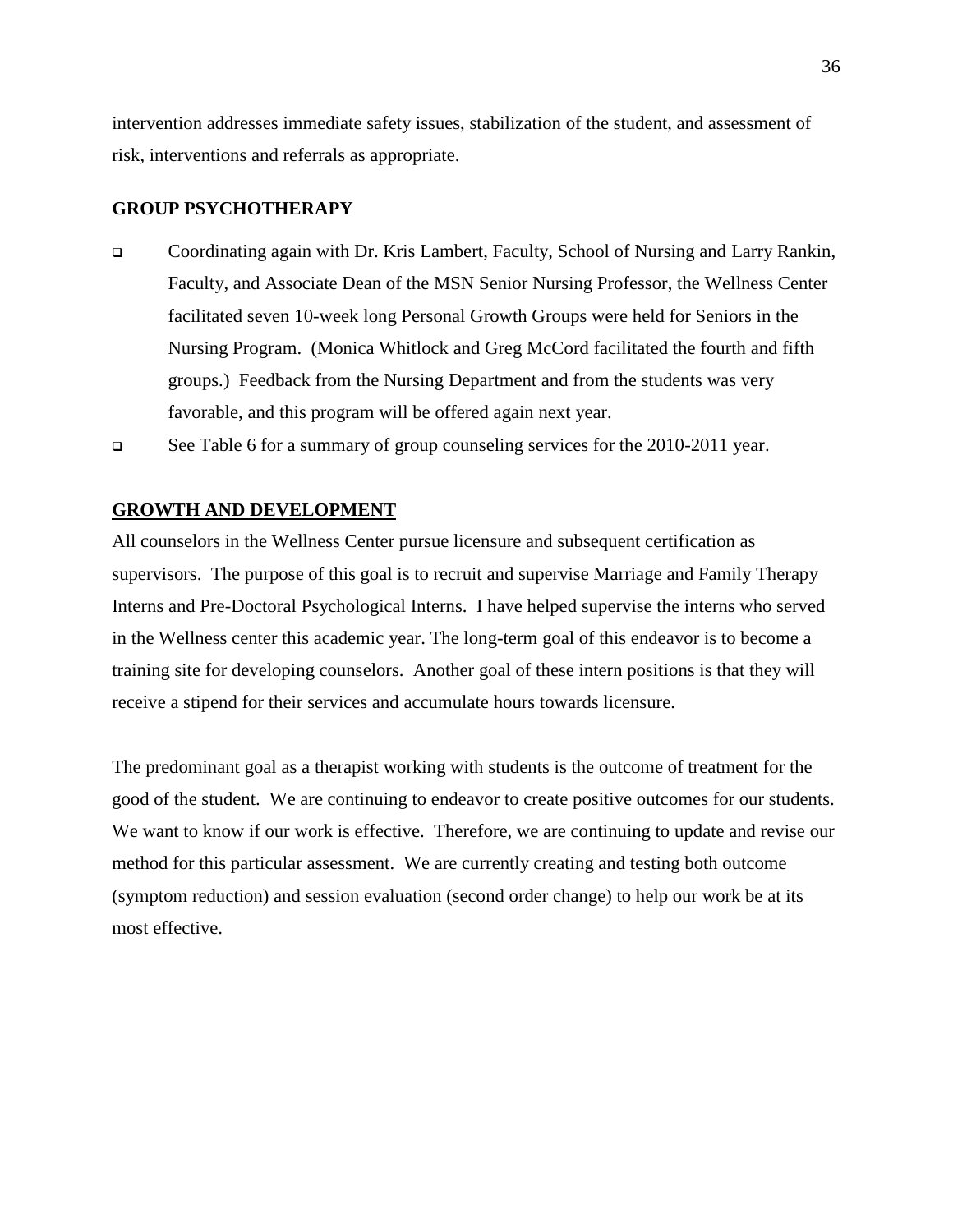intervention addresses immediate safety issues, stabilization of the student, and assessment of risk, interventions and referrals as appropriate.

**GROUP PSYCHOTHERAPY**

- Coordinating again with Dr. Kris Lambert, Faculty, School of Nursing and Larry Rankin, Faculty, and Associate Dean of the MSN Senior Nursing Professor, the Wellness Center facilitated seven 10-week long Personal Growth Groups were held for Seniors in the Nursing Program. (Monica Whitlock and Greg McCord facilitated the fourth and fifth groups.) Feedback from the Nursing Department and from the students was very favorable, and this program will be offered again next year.
- See Table 6 for a summary of group counseling services for the 2010-2011 year.

**GROWTH AND DEVELOPMENT**

All counselors in the Wellness Center pursue licensure and subsequent certification as supervisors. The purpose of this goal is to recruit and supervise Marriage and Family Therapy Interns and Pre-Doctoral Psychological Interns. I have helped supervise the interns who served in the Wellness center this academic year. The long-term goal of this endeavor is to become a training site for developing counselors. Another goal of these intern positions is that they will receive a stipend for their services and accumulate hours towards licensure.

The predominant goal as a therapist working with students is the outcome of treatment for the good of the student. We are continuing to endeavor to create positive outcomes for our students. We want to know if our work is effective. Therefore, we are continuing to update and revise our method for this particular assessment. We are currently creating and testing both outcome (symptom reduction) and session evaluation (second order change) to help our work be at its most effective.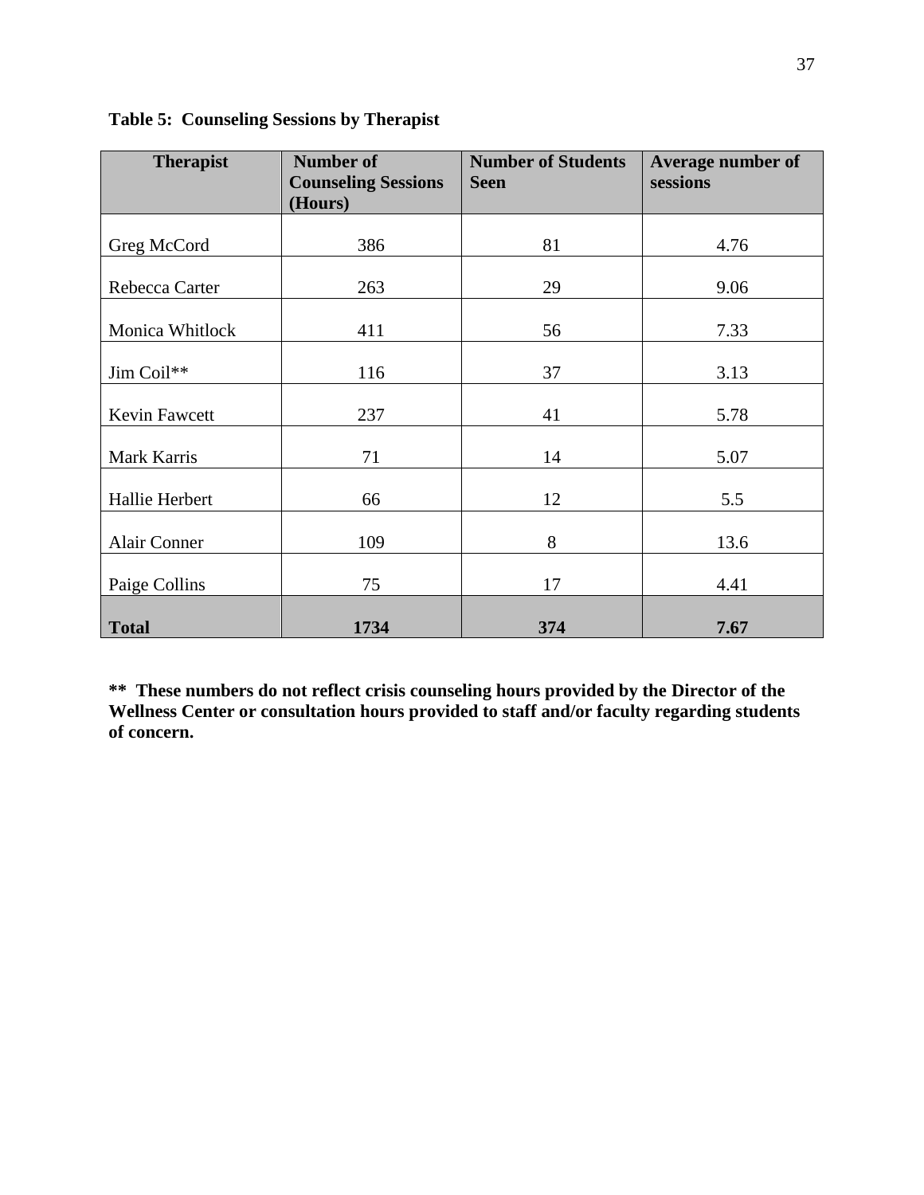**Table 5: Counseling Sessions by Therapist**

| Therapist | Number of Counseling Sessions (Hours) | Number of Students Seen | Average number of sessions |
|---|---|---|---|
| Greg McCord | 386 | 81 | 4.76 |
| Rebecca Carter | 263 | 29 | 9.06 |
| Monica Whitlock | 411 | 56 | 7.33 |
| Jim Coil** | 116 | 37 | 3.13 |
| Kevin Fawcett | 237 | 41 | 5.78 |
| Mark Karris | 71 | 14 | 5.07 |
| Hallie Herbert | 66 | 12 | 5.5 |
| Alair Conner | 109 | 8 | 13.6 |
| Paige Collins | 75 | 17 | 4.41 |
| **Total** | **1734** | **374** | **7.67** |

**** These numbers do not reflect crisis counseling hours provided by the Director of the Wellness Center or consultation hours provided to staff and/or faculty regarding students of concern.**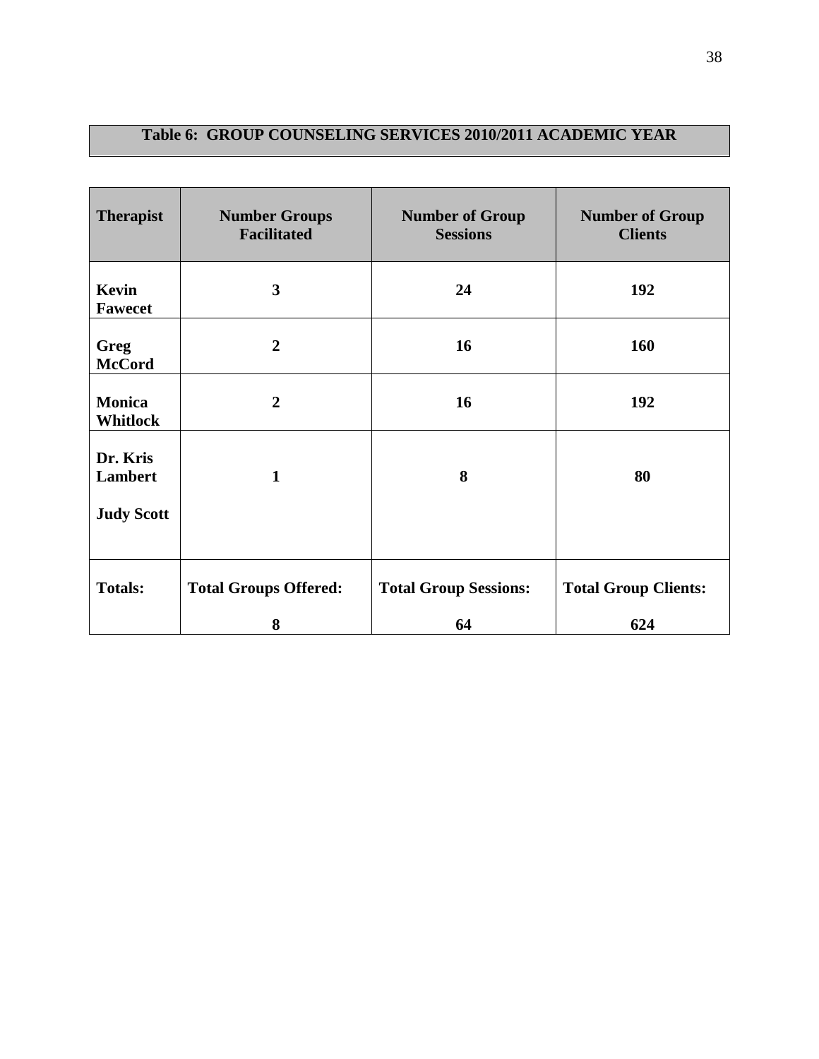**Table 6: GROUP COUNSELING SERVICES 2010/2011 ACADEMIC YEAR**

| Therapist | Number Groups Facilitated | Number of Group Sessions | Number of Group Clients |
|---|---|---|---|
| **Kevin Fawecet** | **3** | **24** | **192** |
| **Greg McCord** | **2** | **16** | **160** |
| **Monica Whitlock** | **2** | **16** | **192** |
| **Dr. Kris Lambert**<br><br>**Judy Scott** | **1** | **8** | **80** |
| **Totals:** | **Total Groups Offered:**<br><br>**8** | **Total Group Sessions:**<br><br>**64** | **Total Group Clients:**<br><br>**624** |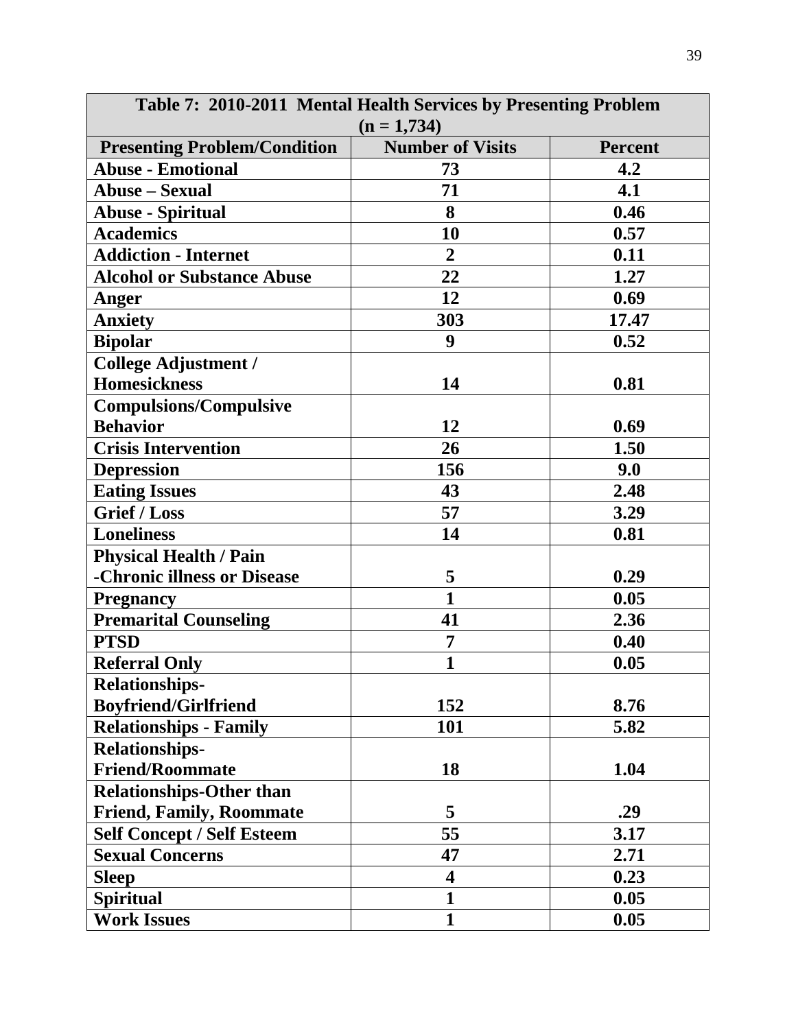| Table 7: 2010-2011 Mental Health Services by Presenting Problem (n = 1,734) | | |
|---|---|---|
| **Presenting Problem/Condition** | **Number of Visits** | **Percent** |
| **Abuse - Emotional** | **73** | **4.2** |
| **Abuse – Sexual** | **71** | **4.1** |
| **Abuse - Spiritual** | **8** | **0.46** |
| **Academics** | **10** | **0.57** |
| **Addiction - Internet** | **2** | **0.11** |
| **Alcohol or Substance Abuse** | **22** | **1.27** |
| **Anger** | **12** | **0.69** |
| **Anxiety** | **303** | **17.47** |
| **Bipolar** | **9** | **0.52** |
| **College Adjustment / Homesickness** | **14** | **0.81** |
| **Compulsions/Compulsive Behavior** | **12** | **0.69** |
| **Crisis Intervention** | **26** | **1.50** |
| **Depression** | **156** | **9.0** |
| **Eating Issues** | **43** | **2.48** |
| **Grief / Loss** | **57** | **3.29** |
| **Loneliness** | **14** | **0.81** |
| **Physical Health / Pain -Chronic illness or Disease** | **5** | **0.29** |
| **Pregnancy** | **1** | **0.05** |
| **Premarital Counseling** | **41** | **2.36** |
| **PTSD** | **7** | **0.40** |
| **Referral Only** | **1** | **0.05** |
| **Relationships-Boyfriend/Girlfriend** | **152** | **8.76** |
| **Relationships - Family** | **101** | **5.82** |
| **Relationships-Friend/Roommate** | **18** | **1.04** |
| **Relationships-Other than Friend, Family, Roommate** | **5** | **.29** |
| **Self Concept / Self Esteem** | **55** | **3.17** |
| **Sexual Concerns** | **47** | **2.71** |
| **Sleep** | **4** | **0.23** |
| **Spiritual** | **1** | **0.05** |
| **Work Issues** | **1** | **0.05** |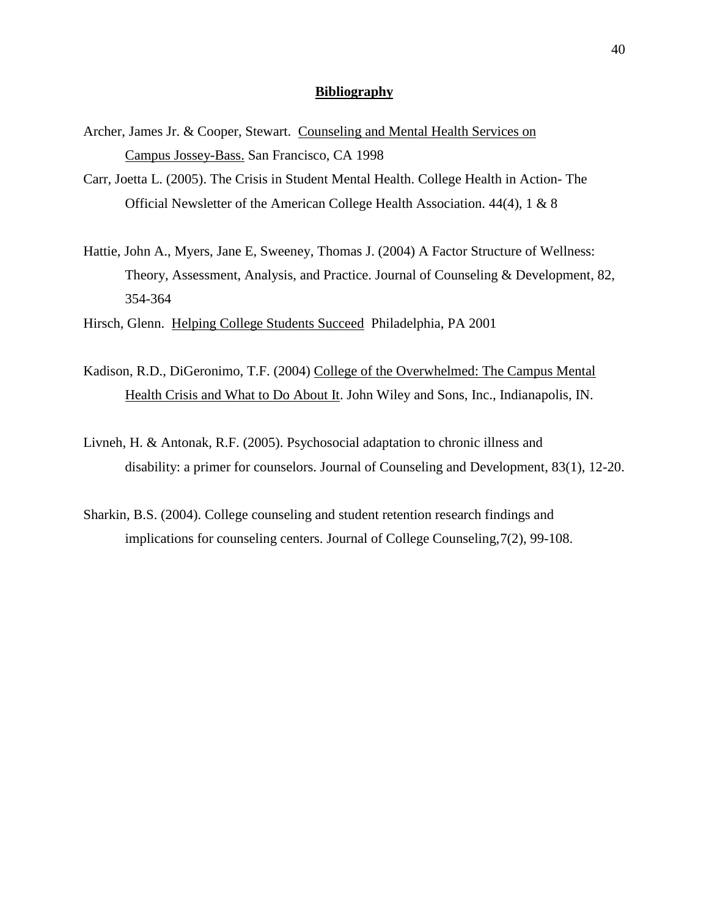## **Bibliography**

Archer, James Jr. & Cooper, Stewart. Counseling and Mental Health Services on Campus Jossey-Bass. San Francisco, CA 1998

Carr, Joetta L. (2005). The Crisis in Student Mental Health. College Health in Action- The Official Newsletter of the American College Health Association. 44(4), 1 & 8

Hattie, John A., Myers, Jane E, Sweeney, Thomas J. (2004) A Factor Structure of Wellness: Theory, Assessment, Analysis, and Practice. Journal of Counseling & Development, 82, 354-364

Hirsch, Glenn. Helping College Students Succeed Philadelphia, PA 2001

Kadison, R.D., DiGeronimo, T.F. (2004) College of the Overwhelmed: The Campus Mental Health Crisis and What to Do About It. John Wiley and Sons, Inc., Indianapolis, IN.

Livneh, H. & Antonak, R.F. (2005). Psychosocial adaptation to chronic illness and disability: a primer for counselors. Journal of Counseling and Development, 83(1), 12-20.

Sharkin, B.S. (2004). College counseling and student retention research findings and implications for counseling centers. Journal of College Counseling,7(2), 99-108.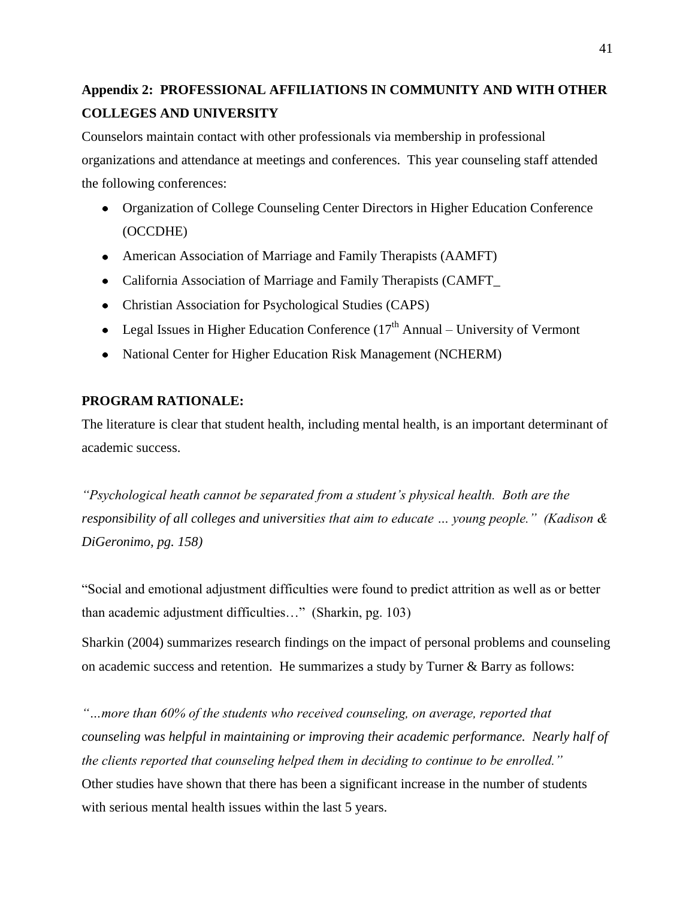**Appendix 2: PROFESSIONAL AFFILIATIONS IN COMMUNITY AND WITH OTHER COLLEGES AND UNIVERSITY**

Counselors maintain contact with other professionals via membership in professional organizations and attendance at meetings and conferences. This year counseling staff attended the following conferences:

- Organization of College Counseling Center Directors in Higher Education Conference (OCCDHE)
- American Association of Marriage and Family Therapists (AAMFT)
- California Association of Marriage and Family Therapists (CAMFT_
- Christian Association for Psychological Studies (CAPS)
- Legal Issues in Higher Education Conference (17th Annual – University of Vermont
- National Center for Higher Education Risk Management (NCHERM)

**PROGRAM RATIONALE:**

The literature is clear that student health, including mental health, is an important determinant of academic success.

*"Psychological heath cannot be separated from a student's physical health. Both are the responsibility of all colleges and universities that aim to educate … young people." (Kadison & DiGeronimo, pg. 158)*

"Social and emotional adjustment difficulties were found to predict attrition as well as or better than academic adjustment difficulties…" (Sharkin, pg. 103)

Sharkin (2004) summarizes research findings on the impact of personal problems and counseling on academic success and retention. He summarizes a study by Turner & Barry as follows:

*"…more than 60% of the students who received counseling, on average, reported that counseling was helpful in maintaining or improving their academic performance. Nearly half of the clients reported that counseling helped them in deciding to continue to be enrolled."*

Other studies have shown that there has been a significant increase in the number of students with serious mental health issues within the last 5 years.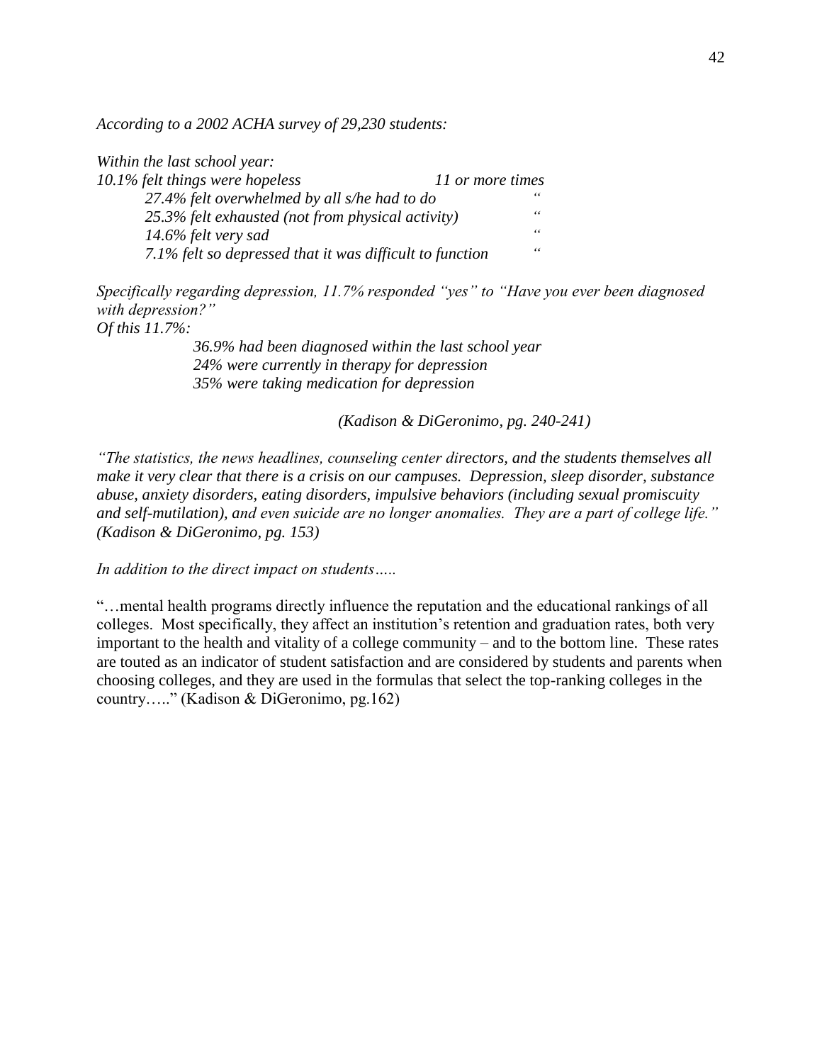*According to a 2002 ACHA survey of 29,230 students:*

*Within the last school year:*

| | |
|---|---|
| *10.1% felt things were hopeless* | *11 or more times* |
| *27.4% felt overwhelmed by all s/he had to do* | *"* |
| *25.3% felt exhausted (not from physical activity)* | *"* |
| *14.6% felt very sad* | *"* |
| *7.1% felt so depressed that it was difficult to function* | *"* |

*Specifically regarding depression, 11.7% responded "yes" to "Have you ever been diagnosed with depression?"*
*Of this 11.7%:*

*36.9% had been diagnosed within the last school year*
*24% were currently in therapy for depression*
*35% were taking medication for depression*

*(Kadison & DiGeronimo, pg. 240-241)*

*"The statistics, the news headlines, counseling center directors, and the students themselves all make it very clear that there is a crisis on our campuses. Depression, sleep disorder, substance abuse, anxiety disorders, eating disorders, impulsive behaviors (including sexual promiscuity and self-mutilation), and even suicide are no longer anomalies. They are a part of college life." (Kadison & DiGeronimo, pg. 153)*

*In addition to the direct impact on students…..*

"…mental health programs directly influence the reputation and the educational rankings of all colleges. Most specifically, they affect an institution's retention and graduation rates, both very important to the health and vitality of a college community – and to the bottom line. These rates are touted as an indicator of student satisfaction and are considered by students and parents when choosing colleges, and they are used in the formulas that select the top-ranking colleges in the country….." (Kadison & DiGeronimo, pg.162)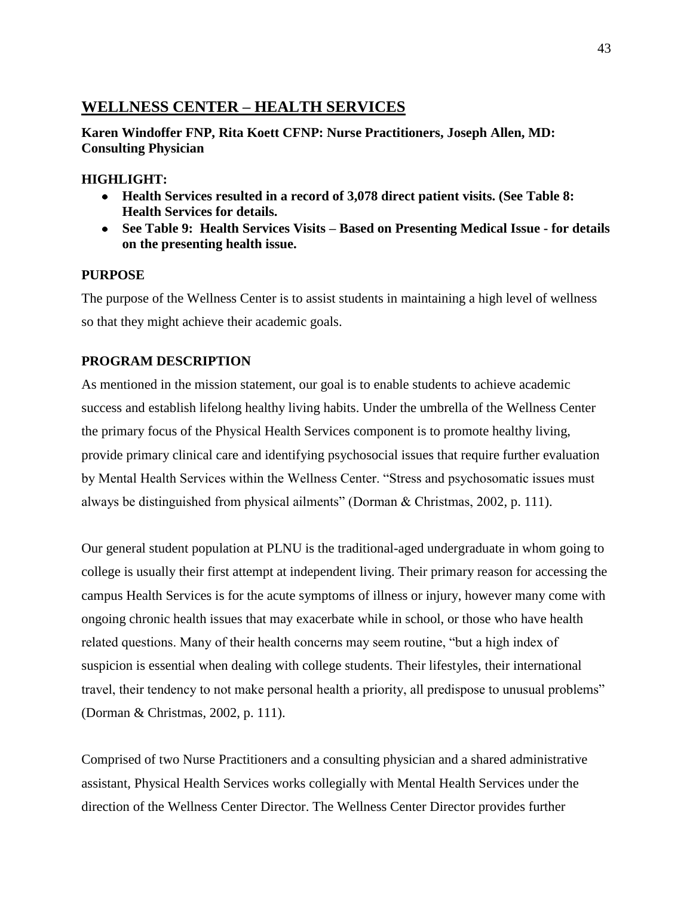## WELLNESS CENTER – HEALTH SERVICES

**Karen Windoffer FNP, Rita Koett CFNP: Nurse Practitioners, Joseph Allen, MD: Consulting Physician**

**HIGHLIGHT:**

- **Health Services resulted in a record of 3,078 direct patient visits. (See Table 8: Health Services for details.**
- **See Table 9: Health Services Visits – Based on Presenting Medical Issue - for details on the presenting health issue.**

**PURPOSE**

The purpose of the Wellness Center is to assist students in maintaining a high level of wellness so that they might achieve their academic goals.

**PROGRAM DESCRIPTION**

As mentioned in the mission statement, our goal is to enable students to achieve academic success and establish lifelong healthy living habits. Under the umbrella of the Wellness Center the primary focus of the Physical Health Services component is to promote healthy living, provide primary clinical care and identifying psychosocial issues that require further evaluation by Mental Health Services within the Wellness Center. "Stress and psychosomatic issues must always be distinguished from physical ailments" (Dorman & Christmas, 2002, p. 111).

Our general student population at PLNU is the traditional-aged undergraduate in whom going to college is usually their first attempt at independent living. Their primary reason for accessing the campus Health Services is for the acute symptoms of illness or injury, however many come with ongoing chronic health issues that may exacerbate while in school, or those who have health related questions. Many of their health concerns may seem routine, "but a high index of suspicion is essential when dealing with college students. Their lifestyles, their international travel, their tendency to not make personal health a priority, all predispose to unusual problems" (Dorman & Christmas, 2002, p. 111).

Comprised of two Nurse Practitioners and a consulting physician and a shared administrative assistant, Physical Health Services works collegially with Mental Health Services under the direction of the Wellness Center Director. The Wellness Center Director provides further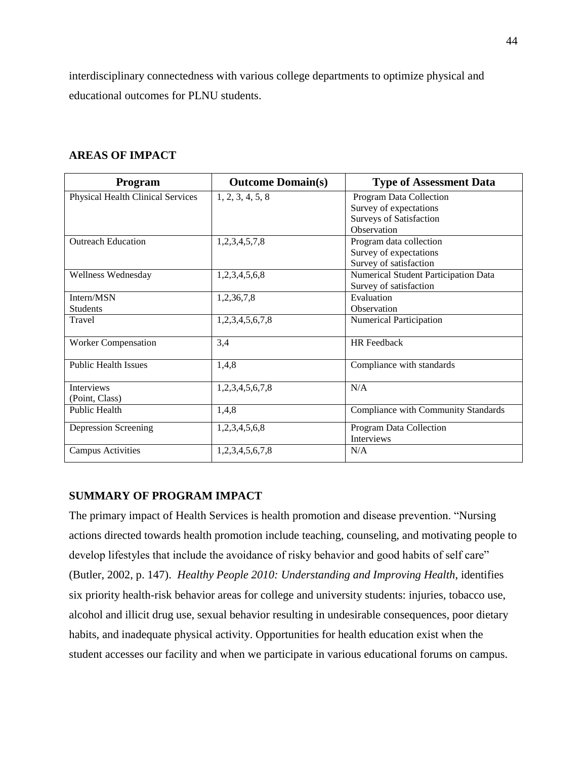interdisciplinary connectedness with various college departments to optimize physical and educational outcomes for PLNU students.

## AREAS OF IMPACT

| Program | Outcome Domain(s) | Type of Assessment Data |
|---|---|---|
| Physical Health Clinical Services | 1, 2, 3, 4, 5, 8 | Program Data Collection<br>Survey of expectations<br>Surveys of Satisfaction<br>Observation |
| Outreach Education | 1,2,3,4,5,7,8 | Program data collection<br>Survey of expectations<br>Survey of satisfaction |
| Wellness Wednesday | 1,2,3,4,5,6,8 | Numerical Student Participation Data<br>Survey of satisfaction |
| Intern/MSN Students | 1,2,36,7,8 | Evaluation<br>Observation |
| Travel | 1,2,3,4,5,6,7,8 | Numerical Participation |
| Worker Compensation | 3,4 | HR Feedback |
| Public Health Issues | 1,4,8 | Compliance with standards |
| Interviews (Point, Class) | 1,2,3,4,5,6,7,8 | N/A |
| Public Health | 1,4,8 | Compliance with Community Standards |
| Depression Screening | 1,2,3,4,5,6,8 | Program Data Collection<br>Interviews |
| Campus Activities | 1,2,3,4,5,6,7,8 | N/A |

## SUMMARY OF PROGRAM IMPACT

The primary impact of Health Services is health promotion and disease prevention. "Nursing actions directed towards health promotion include teaching, counseling, and motivating people to develop lifestyles that include the avoidance of risky behavior and good habits of self care" (Butler, 2002, p. 147). *Healthy People 2010: Understanding and Improving Health*, identifies six priority health-risk behavior areas for college and university students: injuries, tobacco use, alcohol and illicit drug use, sexual behavior resulting in undesirable consequences, poor dietary habits, and inadequate physical activity. Opportunities for health education exist when the student accesses our facility and when we participate in various educational forums on campus.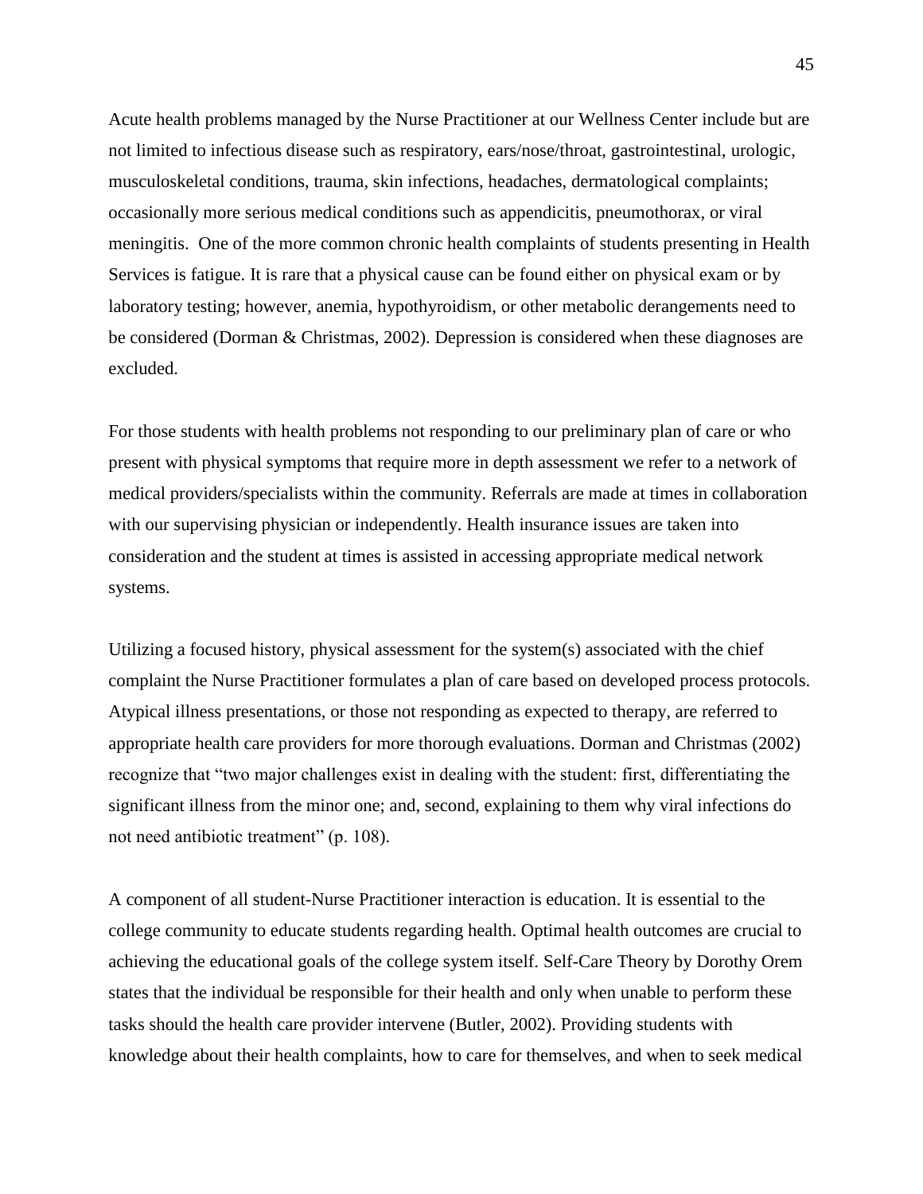Acute health problems managed by the Nurse Practitioner at our Wellness Center include but are not limited to infectious disease such as respiratory, ears/nose/throat, gastrointestinal, urologic, musculoskeletal conditions, trauma, skin infections, headaches, dermatological complaints; occasionally more serious medical conditions such as appendicitis, pneumothorax, or viral meningitis. One of the more common chronic health complaints of students presenting in Health Services is fatigue. It is rare that a physical cause can be found either on physical exam or by laboratory testing; however, anemia, hypothyroidism, or other metabolic derangements need to be considered (Dorman & Christmas, 2002). Depression is considered when these diagnoses are excluded.

For those students with health problems not responding to our preliminary plan of care or who present with physical symptoms that require more in depth assessment we refer to a network of medical providers/specialists within the community. Referrals are made at times in collaboration with our supervising physician or independently. Health insurance issues are taken into consideration and the student at times is assisted in accessing appropriate medical network systems.

Utilizing a focused history, physical assessment for the system(s) associated with the chief complaint the Nurse Practitioner formulates a plan of care based on developed process protocols. Atypical illness presentations, or those not responding as expected to therapy, are referred to appropriate health care providers for more thorough evaluations. Dorman and Christmas (2002) recognize that "two major challenges exist in dealing with the student: first, differentiating the significant illness from the minor one; and, second, explaining to them why viral infections do not need antibiotic treatment" (p. 108).

A component of all student-Nurse Practitioner interaction is education. It is essential to the college community to educate students regarding health. Optimal health outcomes are crucial to achieving the educational goals of the college system itself. Self-Care Theory by Dorothy Orem states that the individual be responsible for their health and only when unable to perform these tasks should the health care provider intervene (Butler, 2002). Providing students with knowledge about their health complaints, how to care for themselves, and when to seek medical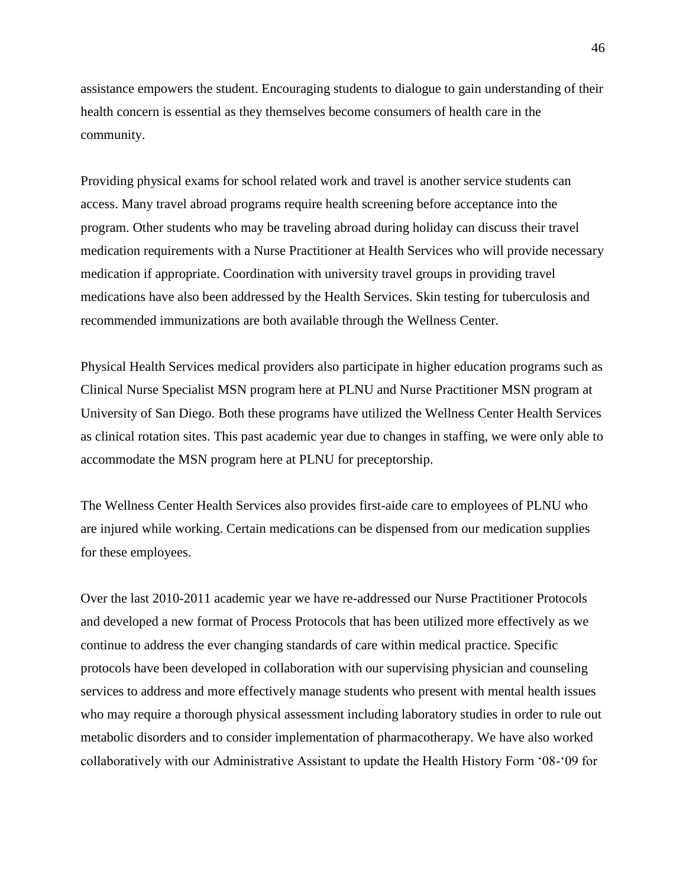assistance empowers the student. Encouraging students to dialogue to gain understanding of their health concern is essential as they themselves become consumers of health care in the community.

Providing physical exams for school related work and travel is another service students can access. Many travel abroad programs require health screening before acceptance into the program. Other students who may be traveling abroad during holiday can discuss their travel medication requirements with a Nurse Practitioner at Health Services who will provide necessary medication if appropriate. Coordination with university travel groups in providing travel medications have also been addressed by the Health Services. Skin testing for tuberculosis and recommended immunizations are both available through the Wellness Center.

Physical Health Services medical providers also participate in higher education programs such as Clinical Nurse Specialist MSN program here at PLNU and Nurse Practitioner MSN program at University of San Diego. Both these programs have utilized the Wellness Center Health Services as clinical rotation sites. This past academic year due to changes in staffing, we were only able to accommodate the MSN program here at PLNU for preceptorship.

The Wellness Center Health Services also provides first-aide care to employees of PLNU who are injured while working. Certain medications can be dispensed from our medication supplies for these employees.

Over the last 2010-2011 academic year we have re-addressed our Nurse Practitioner Protocols and developed a new format of Process Protocols that has been utilized more effectively as we continue to address the ever changing standards of care within medical practice. Specific protocols have been developed in collaboration with our supervising physician and counseling services to address and more effectively manage students who present with mental health issues who may require a thorough physical assessment including laboratory studies in order to rule out metabolic disorders and to consider implementation of pharmacotherapy. We have also worked collaboratively with our Administrative Assistant to update the Health History Form '08-'09 for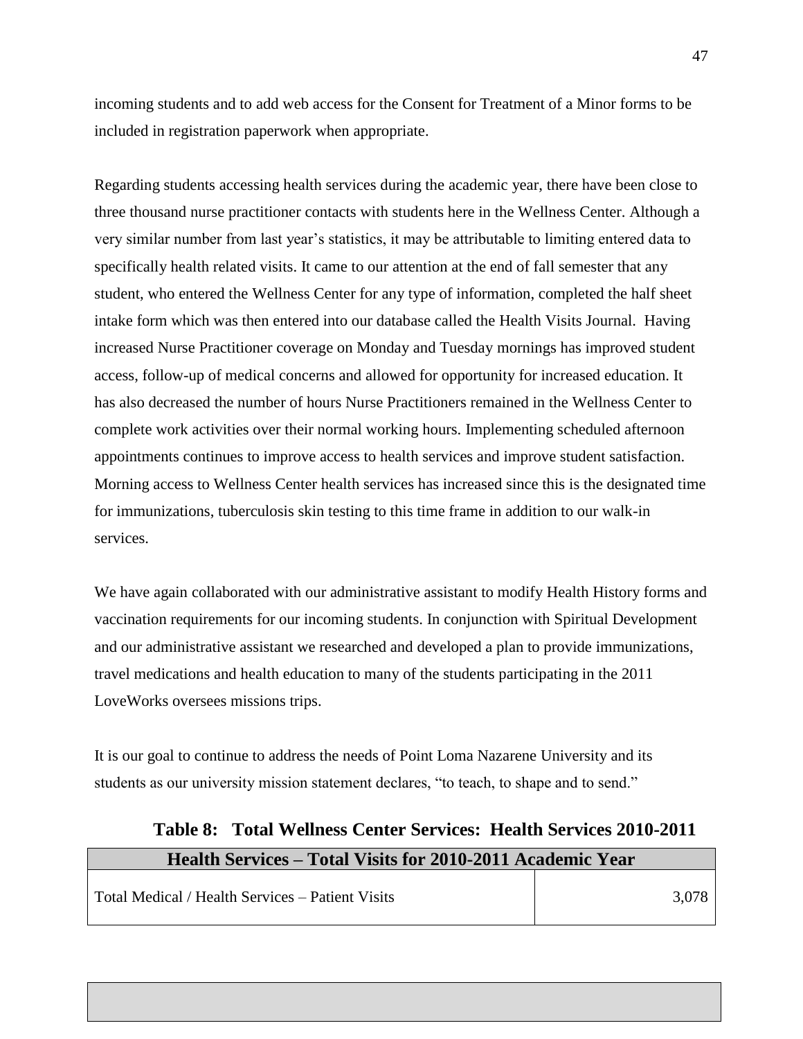incoming students and to add web access for the Consent for Treatment of a Minor forms to be included in registration paperwork when appropriate.

Regarding students accessing health services during the academic year, there have been close to three thousand nurse practitioner contacts with students here in the Wellness Center. Although a very similar number from last year's statistics, it may be attributable to limiting entered data to specifically health related visits. It came to our attention at the end of fall semester that any student, who entered the Wellness Center for any type of information, completed the half sheet intake form which was then entered into our database called the Health Visits Journal. Having increased Nurse Practitioner coverage on Monday and Tuesday mornings has improved student access, follow-up of medical concerns and allowed for opportunity for increased education. It has also decreased the number of hours Nurse Practitioners remained in the Wellness Center to complete work activities over their normal working hours. Implementing scheduled afternoon appointments continues to improve access to health services and improve student satisfaction. Morning access to Wellness Center health services has increased since this is the designated time for immunizations, tuberculosis skin testing to this time frame in addition to our walk-in services.

We have again collaborated with our administrative assistant to modify Health History forms and vaccination requirements for our incoming students. In conjunction with Spiritual Development and our administrative assistant we researched and developed a plan to provide immunizations, travel medications and health education to many of the students participating in the 2011 LoveWorks oversees missions trips.

It is our goal to continue to address the needs of Point Loma Nazarene University and its students as our university mission statement declares, "to teach, to shape and to send."

**Table 8: Total Wellness Center Services: Health Services 2010-2011**

| Health Services – Total Visits for 2010-2011 Academic Year | |
|---|---|
| Total Medical / Health Services – Patient Visits | 3,078 |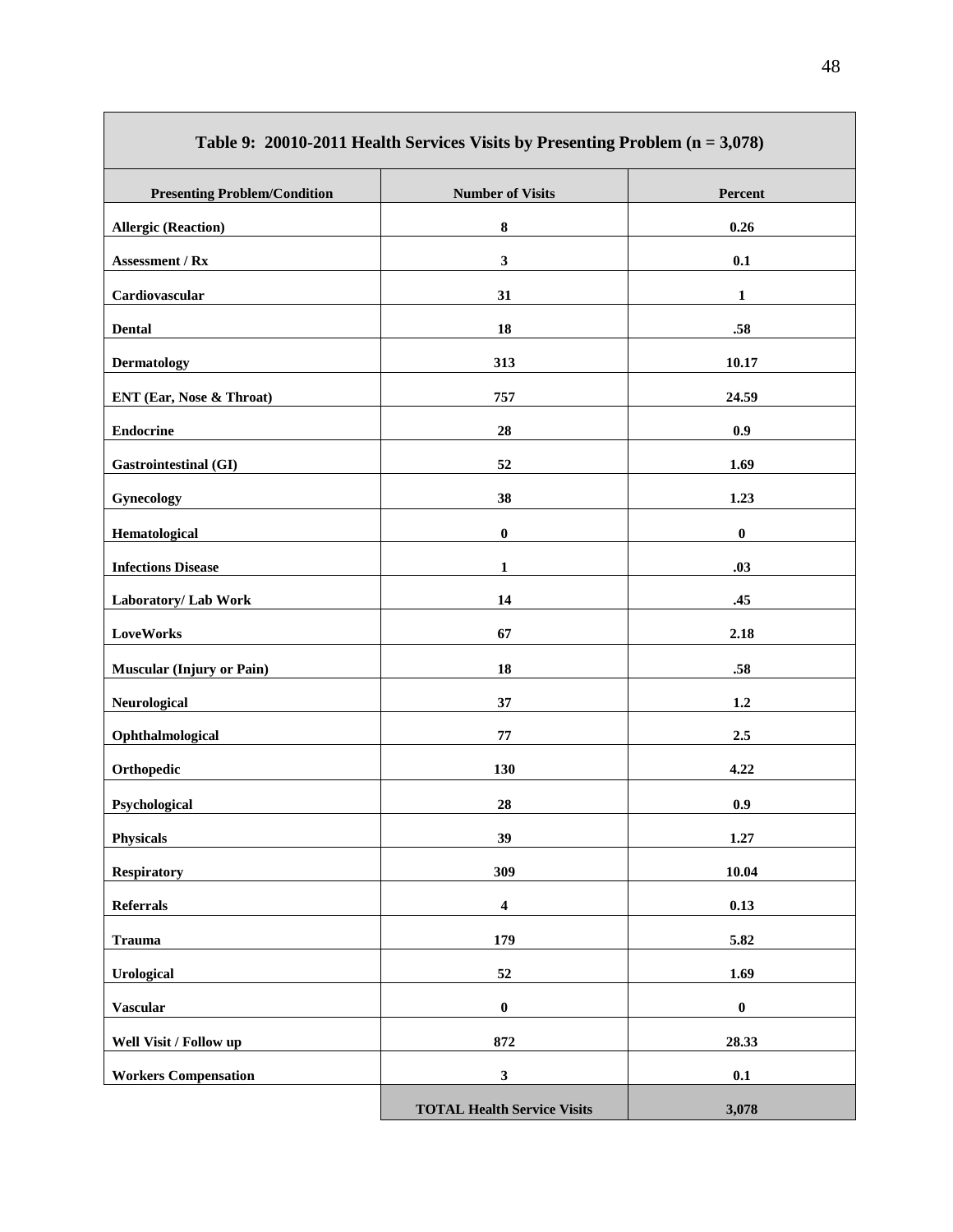| Table 9: 20010-2011 Health Services Visits by Presenting Problem (n = 3,078) | | |
|---|---|---|
| **Presenting Problem/Condition** | **Number of Visits** | **Percent** |
| **Allergic (Reaction)** | **8** | **0.26** |
| **Assessment / Rx** | **3** | **0.1** |
| **Cardiovascular** | **31** | **1** |
| **Dental** | **18** | **.58** |
| **Dermatology** | **313** | **10.17** |
| **ENT (Ear, Nose & Throat)** | **757** | **24.59** |
| **Endocrine** | **28** | **0.9** |
| **Gastrointestinal (GI)** | **52** | **1.69** |
| **Gynecology** | **38** | **1.23** |
| **Hematological** | **0** | **0** |
| **Infections Disease** | **1** | **.03** |
| **Laboratory/ Lab Work** | **14** | **.45** |
| **LoveWorks** | **67** | **2.18** |
| **Muscular (Injury or Pain)** | **18** | **.58** |
| **Neurological** | **37** | **1.2** |
| **Ophthalmological** | **77** | **2.5** |
| **Orthopedic** | **130** | **4.22** |
| **Psychological** | **28** | **0.9** |
| **Physicals** | **39** | **1.27** |
| **Respiratory** | **309** | **10.04** |
| **Referrals** | **4** | **0.13** |
| **Trauma** | **179** | **5.82** |
| **Urological** | **52** | **1.69** |
| **Vascular** | **0** | **0** |
| **Well Visit / Follow up** | **872** | **28.33** |
| **Workers Compensation** | **3** | **0.1** |
| | **TOTAL Health Service Visits** | **3,078** |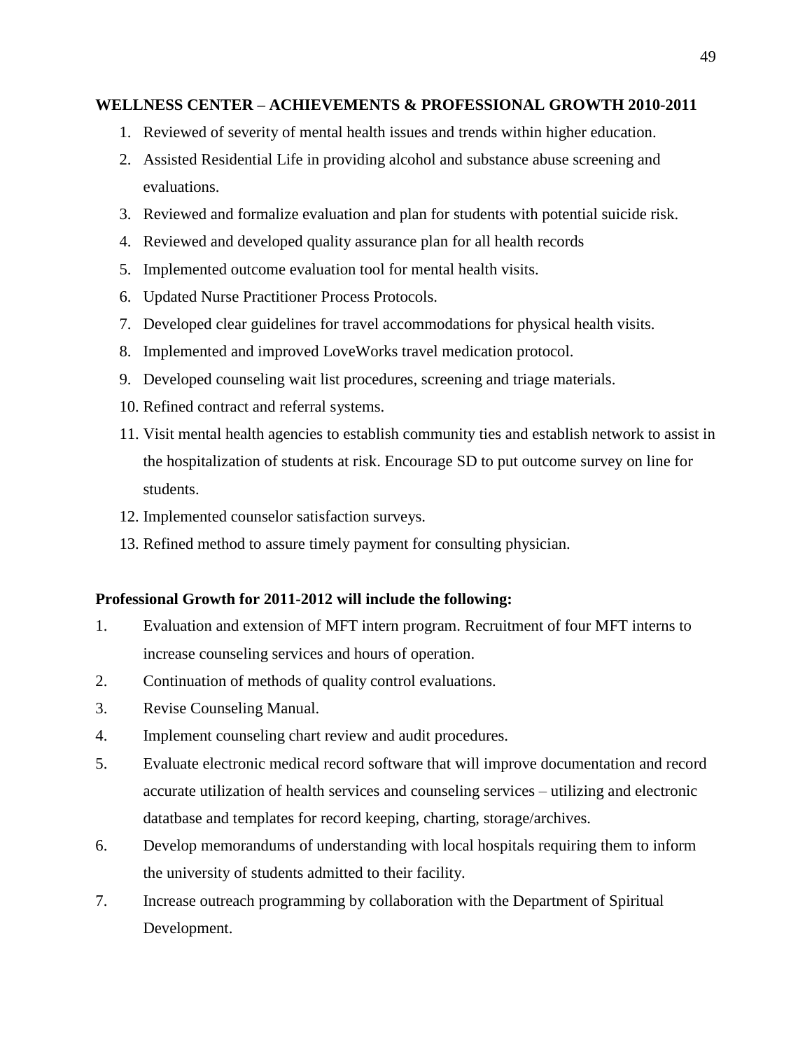**WELLNESS CENTER – ACHIEVEMENTS & PROFESSIONAL GROWTH 2010-2011**

1. Reviewed of severity of mental health issues and trends within higher education.
2. Assisted Residential Life in providing alcohol and substance abuse screening and evaluations.
3. Reviewed and formalize evaluation and plan for students with potential suicide risk.
4. Reviewed and developed quality assurance plan for all health records
5. Implemented outcome evaluation tool for mental health visits.
6. Updated Nurse Practitioner Process Protocols.
7. Developed clear guidelines for travel accommodations for physical health visits.
8. Implemented and improved LoveWorks travel medication protocol.
9. Developed counseling wait list procedures, screening and triage materials.
10. Refined contract and referral systems.
11. Visit mental health agencies to establish community ties and establish network to assist in the hospitalization of students at risk. Encourage SD to put outcome survey on line for students.
12. Implemented counselor satisfaction surveys.
13. Refined method to assure timely payment for consulting physician.

**Professional Growth for 2011-2012 will include the following:**

1. Evaluation and extension of MFT intern program. Recruitment of four MFT interns to increase counseling services and hours of operation.
2. Continuation of methods of quality control evaluations.
3. Revise Counseling Manual.
4. Implement counseling chart review and audit procedures.
5. Evaluate electronic medical record software that will improve documentation and record accurate utilization of health services and counseling services – utilizing and electronic datatbase and templates for record keeping, charting, storage/archives.
6. Develop memorandums of understanding with local hospitals requiring them to inform the university of students admitted to their facility.
7. Increase outreach programming by collaboration with the Department of Spiritual Development.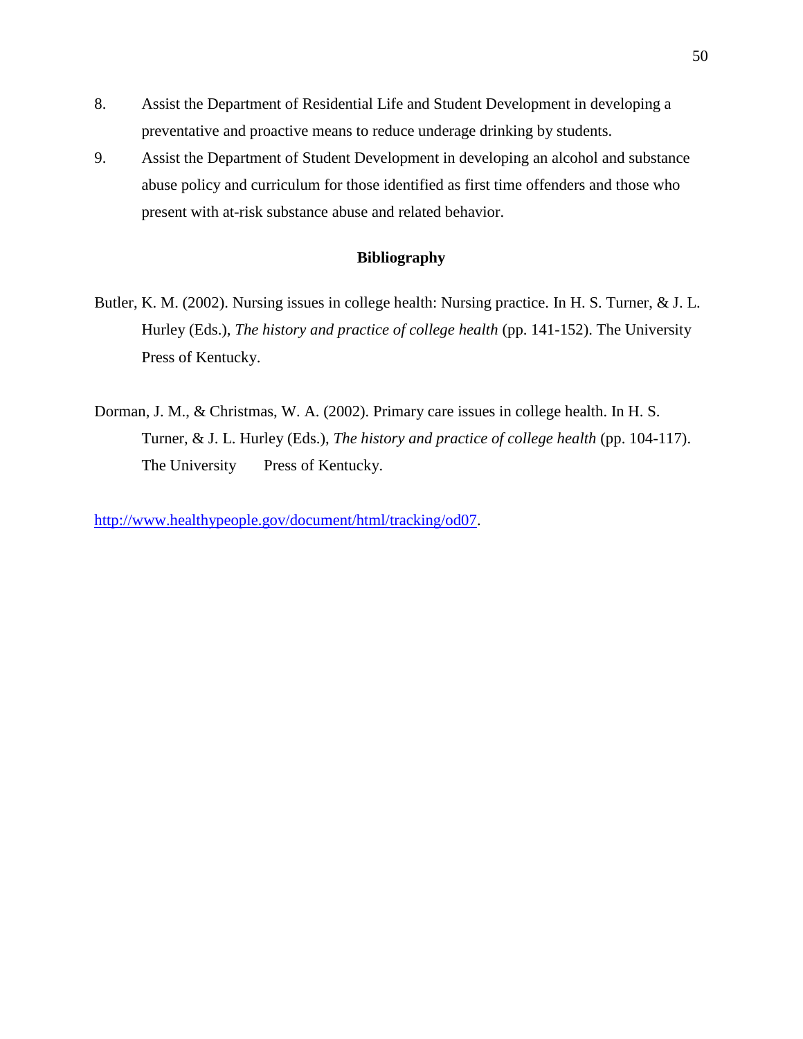8. Assist the Department of Residential Life and Student Development in developing a preventative and proactive means to reduce underage drinking by students.
9. Assist the Department of Student Development in developing an alcohol and substance abuse policy and curriculum for those identified as first time offenders and those who present with at-risk substance abuse and related behavior.

## Bibliography

Butler, K. M. (2002). Nursing issues in college health: Nursing practice. In H. S. Turner, & J. L. Hurley (Eds.), *The history and practice of college health* (pp. 141-152). The University Press of Kentucky.

Dorman, J. M., & Christmas, W. A. (2002). Primary care issues in college health. In H. S. Turner, & J. L. Hurley (Eds.), *The history and practice of college health* (pp. 104-117). The University Press of Kentucky.

http://www.healthypeople.gov/document/html/tracking/od07.